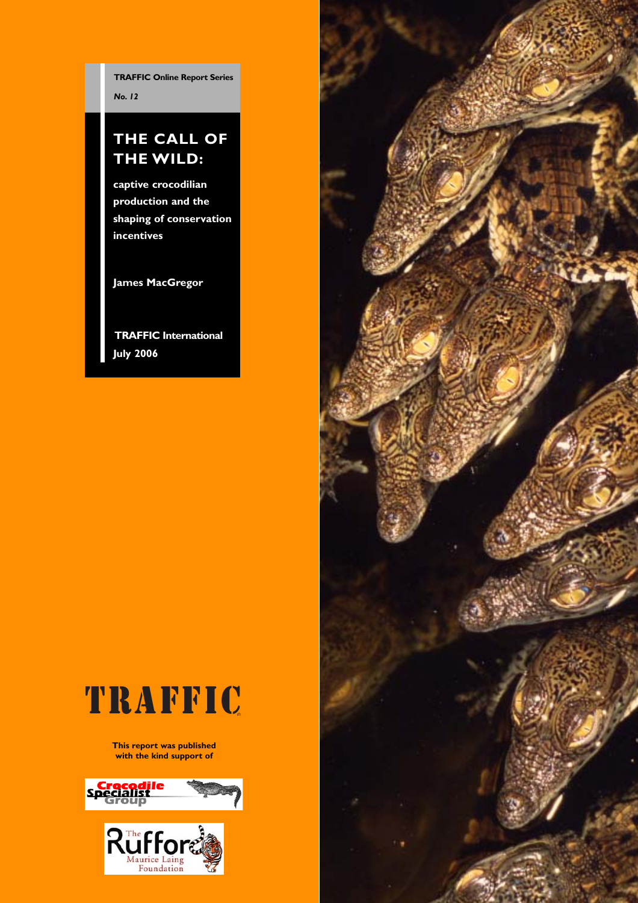**TRAFFIC Online Report Series**

*No. 12*

# THE CALL OF THE WILD:

**captive crocodilian production and the shaping of conservation incentives**

**James MacGregor**

**TRAFFIC International**

**July 2006**

TRAFFIC

This report was published with the kind support of

Crocodile Specialist Group

The Rufford Maurice Laing Foundation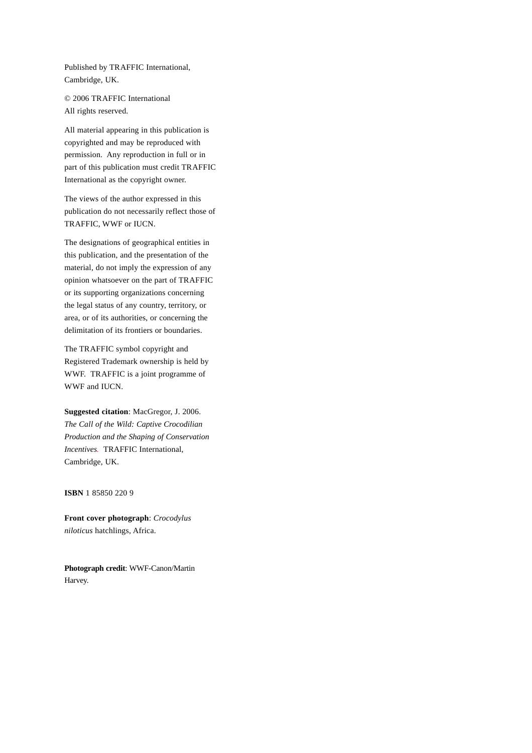Published by TRAFFIC International, Cambridge, UK.

© 2006 TRAFFIC International
All rights reserved.

All material appearing in this publication is copyrighted and may be reproduced with permission. Any reproduction in full or in part of this publication must credit TRAFFIC International as the copyright owner.

The views of the author expressed in this publication do not necessarily reflect those of TRAFFIC, WWF or IUCN.

The designations of geographical entities in this publication, and the presentation of the material, do not imply the expression of any opinion whatsoever on the part of TRAFFIC or its supporting organizations concerning the legal status of any country, territory, or area, or of its authorities, or concerning the delimitation of its frontiers or boundaries.

The TRAFFIC symbol copyright and Registered Trademark ownership is held by WWF. TRAFFIC is a joint programme of WWF and IUCN.

**Suggested citation**: MacGregor, J. 2006. *The Call of the Wild: Captive Crocodilian Production and the Shaping of Conservation Incentives.* TRAFFIC International, Cambridge, UK.

**ISBN** 1 85850 220 9

**Front cover photograph**: *Crocodylus niloticus* hatchlings, Africa.

**Photograph credit**: WWF-Canon/Martin Harvey.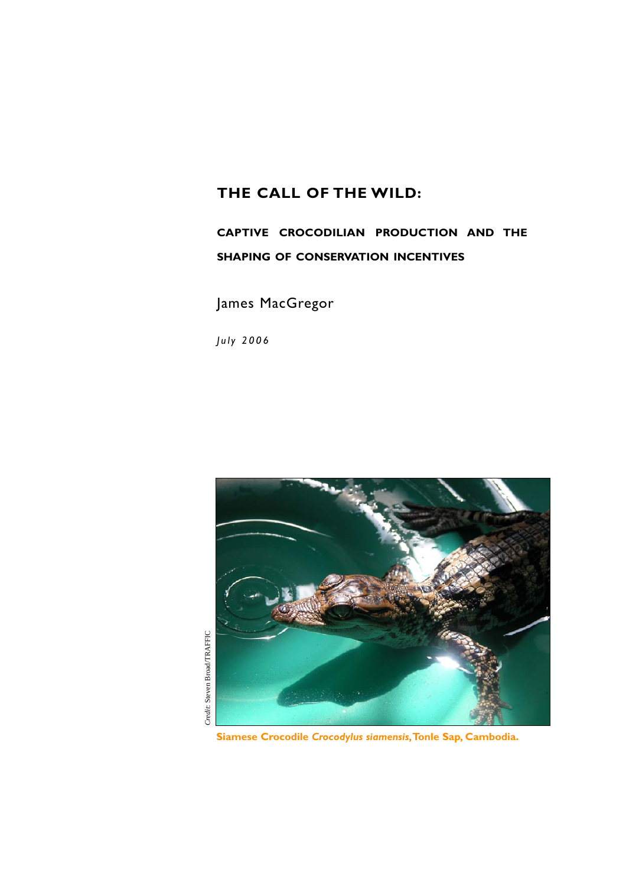# THE CALL OF THE WILD:

## CAPTIVE CROCODILIAN PRODUCTION AND THE SHAPING OF CONSERVATION INCENTIVES

James MacGregor

*July 2006*

*Credit:* Steven Broad/TRAFFIC

**Siamese Crocodile *Crocodylus siamensis*, Tonle Sap, Cambodia.**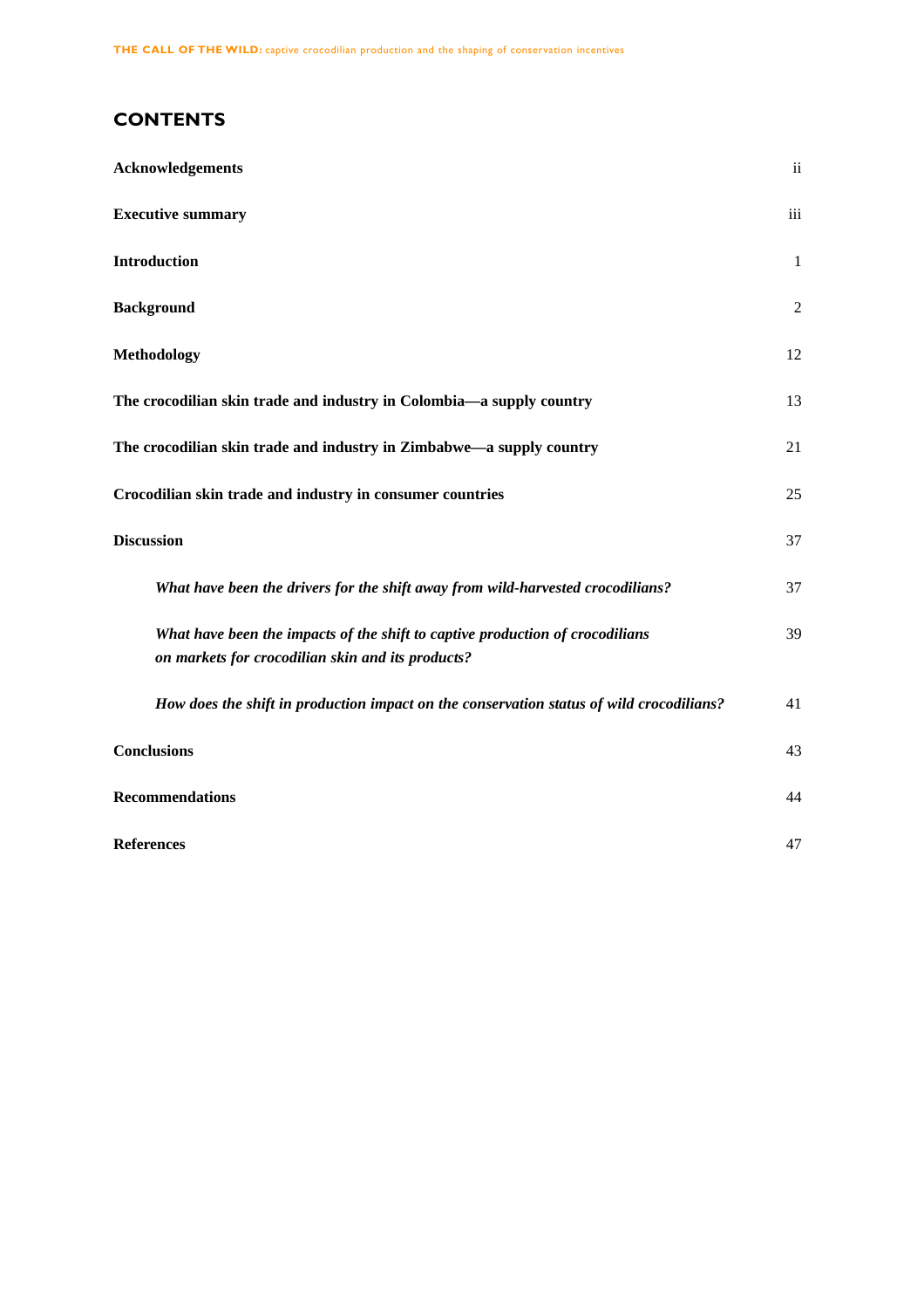## CONTENTS

| | |
|---|---|
| **Acknowledgements** | ii |
| **Executive summary** | iii |
| **Introduction** | 1 |
| **Background** | 2 |
| **Methodology** | 12 |
| **The crocodilian skin trade and industry in Colombia—a supply country** | 13 |
| **The crocodilian skin trade and industry in Zimbabwe—a supply country** | 21 |
| **Crocodilian skin trade and industry in consumer countries** | 25 |
| **Discussion** | 37 |
| ***What have been the drivers for the shift away from wild-harvested crocodilians?*** | 37 |
| ***What have been the impacts of the shift to captive production of crocodilians on markets for crocodilian skin and its products?*** | 39 |
| ***How does the shift in production impact on the conservation status of wild crocodilians?*** | 41 |
| **Conclusions** | 43 |
| **Recommendations** | 44 |
| **References** | 47 |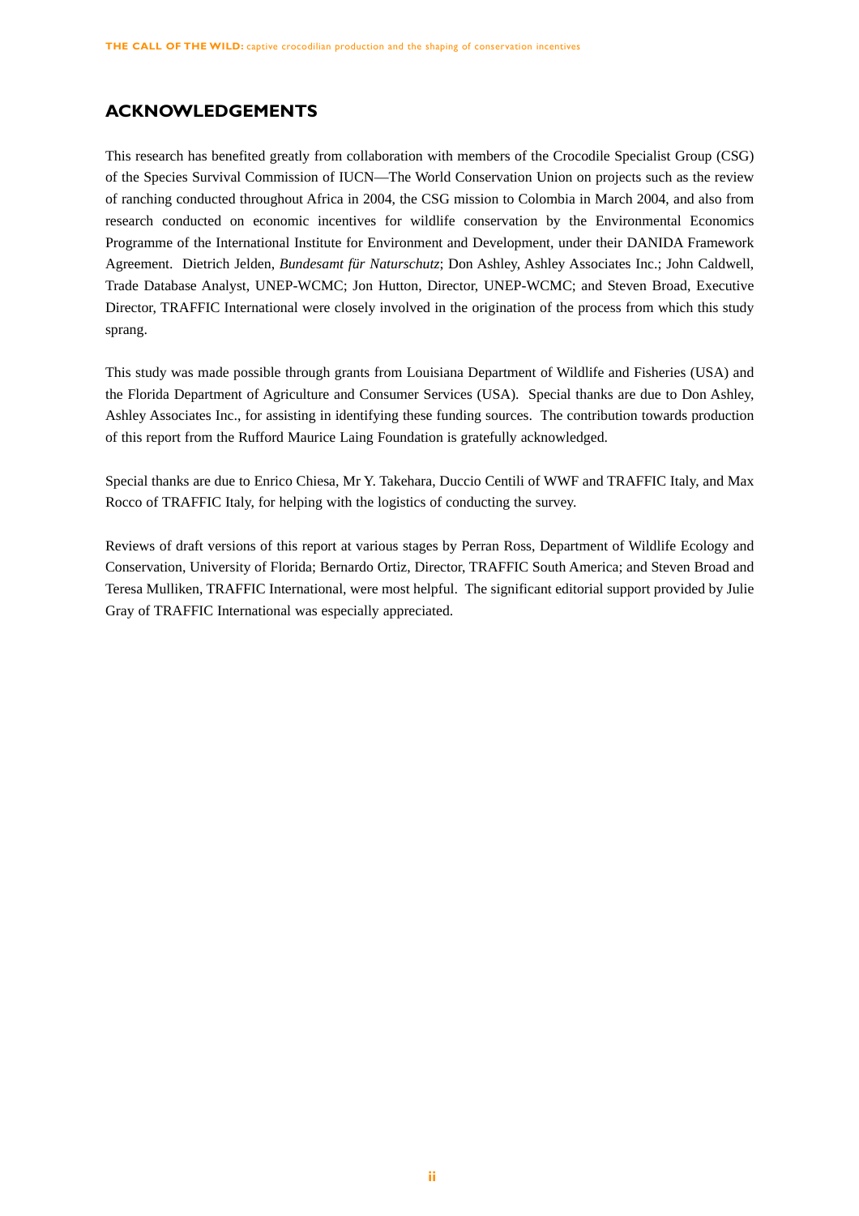## ACKNOWLEDGEMENTS

This research has benefited greatly from collaboration with members of the Crocodile Specialist Group (CSG) of the Species Survival Commission of IUCN—The World Conservation Union on projects such as the review of ranching conducted throughout Africa in 2004, the CSG mission to Colombia in March 2004, and also from research conducted on economic incentives for wildlife conservation by the Environmental Economics Programme of the International Institute for Environment and Development, under their DANIDA Framework Agreement. Dietrich Jelden, *Bundesamt für Naturschutz*; Don Ashley, Ashley Associates Inc.; John Caldwell, Trade Database Analyst, UNEP-WCMC; Jon Hutton, Director, UNEP-WCMC; and Steven Broad, Executive Director, TRAFFIC International were closely involved in the origination of the process from which this study sprang.

This study was made possible through grants from Louisiana Department of Wildlife and Fisheries (USA) and the Florida Department of Agriculture and Consumer Services (USA). Special thanks are due to Don Ashley, Ashley Associates Inc., for assisting in identifying these funding sources. The contribution towards production of this report from the Rufford Maurice Laing Foundation is gratefully acknowledged.

Special thanks are due to Enrico Chiesa, Mr Y. Takehara, Duccio Centili of WWF and TRAFFIC Italy, and Max Rocco of TRAFFIC Italy, for helping with the logistics of conducting the survey.

Reviews of draft versions of this report at various stages by Perran Ross, Department of Wildlife Ecology and Conservation, University of Florida; Bernardo Ortiz, Director, TRAFFIC South America; and Steven Broad and Teresa Mulliken, TRAFFIC International, were most helpful. The significant editorial support provided by Julie Gray of TRAFFIC International was especially appreciated.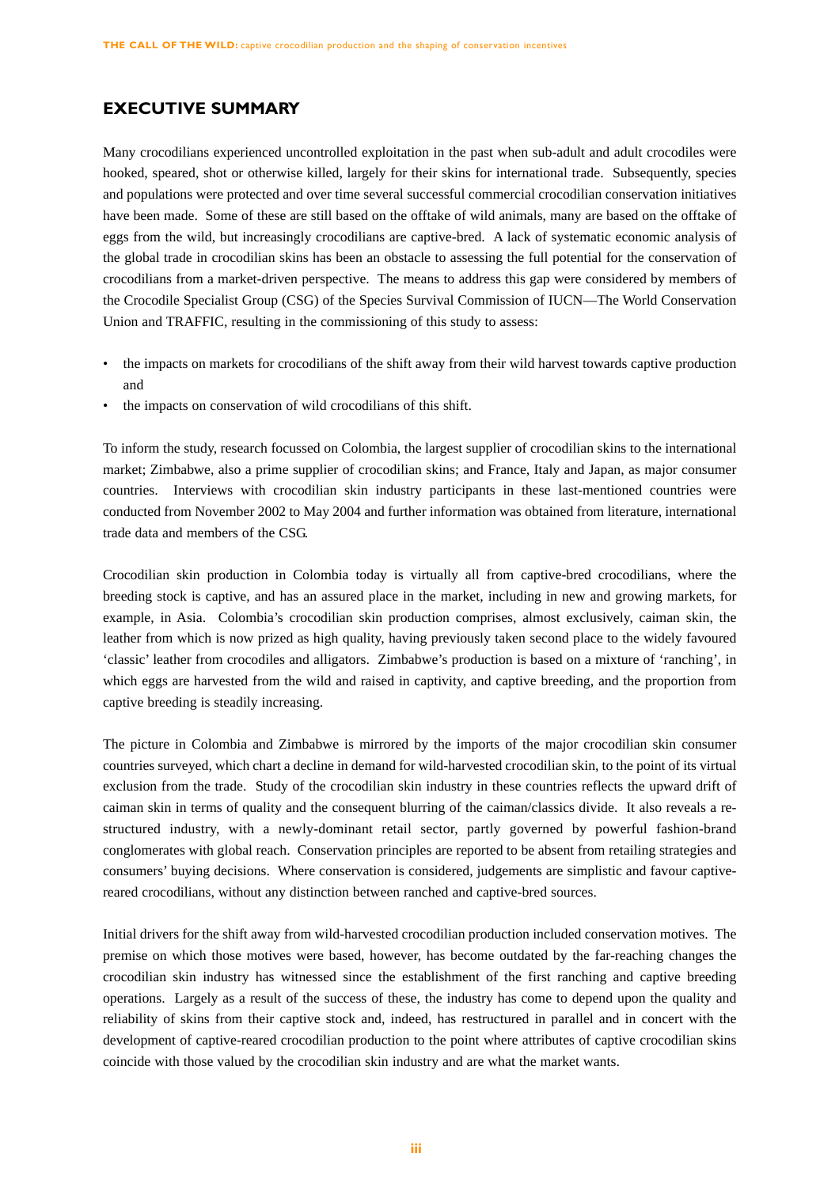## EXECUTIVE SUMMARY

Many crocodilians experienced uncontrolled exploitation in the past when sub-adult and adult crocodiles were hooked, speared, shot or otherwise killed, largely for their skins for international trade. Subsequently, species and populations were protected and over time several successful commercial crocodilian conservation initiatives have been made. Some of these are still based on the offtake of wild animals, many are based on the offtake of eggs from the wild, but increasingly crocodilians are captive-bred. A lack of systematic economic analysis of the global trade in crocodilian skins has been an obstacle to assessing the full potential for the conservation of crocodilians from a market-driven perspective. The means to address this gap were considered by members of the Crocodile Specialist Group (CSG) of the Species Survival Commission of IUCN—The World Conservation Union and TRAFFIC, resulting in the commissioning of this study to assess:

- the impacts on markets for crocodilians of the shift away from their wild harvest towards captive production and
- the impacts on conservation of wild crocodilians of this shift.

To inform the study, research focussed on Colombia, the largest supplier of crocodilian skins to the international market; Zimbabwe, also a prime supplier of crocodilian skins; and France, Italy and Japan, as major consumer countries. Interviews with crocodilian skin industry participants in these last-mentioned countries were conducted from November 2002 to May 2004 and further information was obtained from literature, international trade data and members of the CSG.

Crocodilian skin production in Colombia today is virtually all from captive-bred crocodilians, where the breeding stock is captive, and has an assured place in the market, including in new and growing markets, for example, in Asia. Colombia's crocodilian skin production comprises, almost exclusively, caiman skin, the leather from which is now prized as high quality, having previously taken second place to the widely favoured 'classic' leather from crocodiles and alligators. Zimbabwe's production is based on a mixture of 'ranching', in which eggs are harvested from the wild and raised in captivity, and captive breeding, and the proportion from captive breeding is steadily increasing.

The picture in Colombia and Zimbabwe is mirrored by the imports of the major crocodilian skin consumer countries surveyed, which chart a decline in demand for wild-harvested crocodilian skin, to the point of its virtual exclusion from the trade. Study of the crocodilian skin industry in these countries reflects the upward drift of caiman skin in terms of quality and the consequent blurring of the caiman/classics divide. It also reveals a re-structured industry, with a newly-dominant retail sector, partly governed by powerful fashion-brand conglomerates with global reach. Conservation principles are reported to be absent from retailing strategies and consumers' buying decisions. Where conservation is considered, judgements are simplistic and favour captive-reared crocodilians, without any distinction between ranched and captive-bred sources.

Initial drivers for the shift away from wild-harvested crocodilian production included conservation motives. The premise on which those motives were based, however, has become outdated by the far-reaching changes the crocodilian skin industry has witnessed since the establishment of the first ranching and captive breeding operations. Largely as a result of the success of these, the industry has come to depend upon the quality and reliability of skins from their captive stock and, indeed, has restructured in parallel and in concert with the development of captive-reared crocodilian production to the point where attributes of captive crocodilian skins coincide with those valued by the crocodilian skin industry and are what the market wants.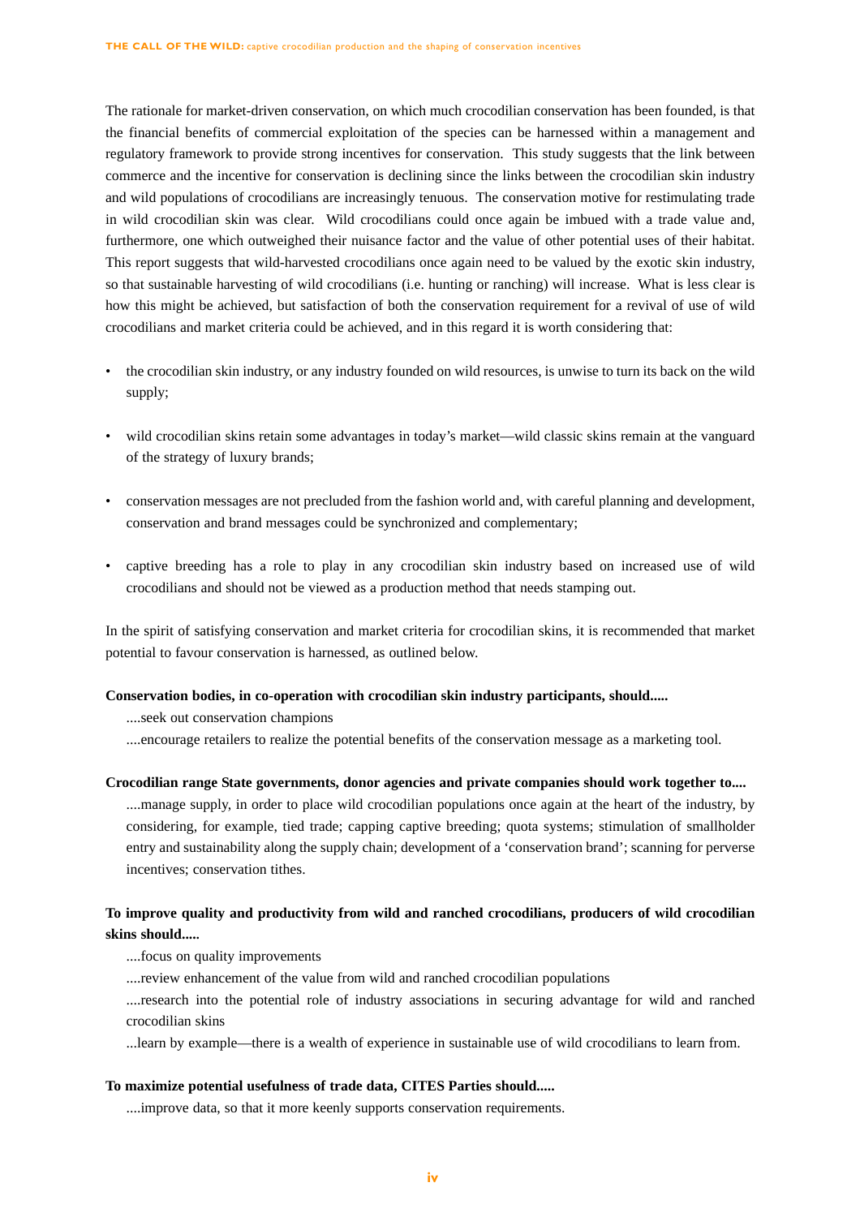The rationale for market-driven conservation, on which much crocodilian conservation has been founded, is that the financial benefits of commercial exploitation of the species can be harnessed within a management and regulatory framework to provide strong incentives for conservation. This study suggests that the link between commerce and the incentive for conservation is declining since the links between the crocodilian skin industry and wild populations of crocodilians are increasingly tenuous. The conservation motive for restimulating trade in wild crocodilian skin was clear. Wild crocodilians could once again be imbued with a trade value and, furthermore, one which outweighed their nuisance factor and the value of other potential uses of their habitat. This report suggests that wild-harvested crocodilians once again need to be valued by the exotic skin industry, so that sustainable harvesting of wild crocodilians (i.e. hunting or ranching) will increase. What is less clear is how this might be achieved, but satisfaction of both the conservation requirement for a revival of use of wild crocodilians and market criteria could be achieved, and in this regard it is worth considering that:

- the crocodilian skin industry, or any industry founded on wild resources, is unwise to turn its back on the wild supply;
- wild crocodilian skins retain some advantages in today's market—wild classic skins remain at the vanguard of the strategy of luxury brands;
- conservation messages are not precluded from the fashion world and, with careful planning and development, conservation and brand messages could be synchronized and complementary;
- captive breeding has a role to play in any crocodilian skin industry based on increased use of wild crocodilians and should not be viewed as a production method that needs stamping out.

In the spirit of satisfying conservation and market criteria for crocodilian skins, it is recommended that market potential to favour conservation is harnessed, as outlined below.

**Conservation bodies, in co-operation with crocodilian skin industry participants, should.....**

....seek out conservation champions

....encourage retailers to realize the potential benefits of the conservation message as a marketing tool.

**Crocodilian range State governments, donor agencies and private companies should work together to....**

....manage supply, in order to place wild crocodilian populations once again at the heart of the industry, by considering, for example, tied trade; capping captive breeding; quota systems; stimulation of smallholder entry and sustainability along the supply chain; development of a 'conservation brand'; scanning for perverse incentives; conservation tithes.

**To improve quality and productivity from wild and ranched crocodilians, producers of wild crocodilian skins should.....**

....focus on quality improvements

....review enhancement of the value from wild and ranched crocodilian populations

....research into the potential role of industry associations in securing advantage for wild and ranched crocodilian skins

...learn by example—there is a wealth of experience in sustainable use of wild crocodilians to learn from.

**To maximize potential usefulness of trade data, CITES Parties should.....**

....improve data, so that it more keenly supports conservation requirements.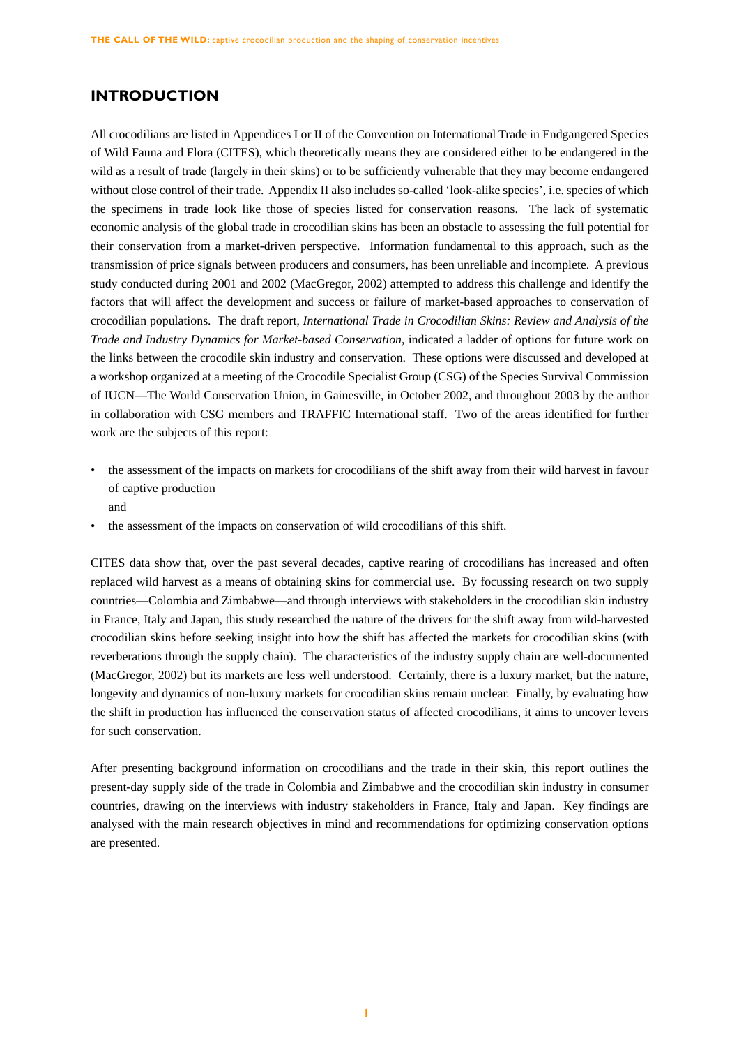## INTRODUCTION

All crocodilians are listed in Appendices I or II of the Convention on International Trade in Endgangered Species of Wild Fauna and Flora (CITES), which theoretically means they are considered either to be endangered in the wild as a result of trade (largely in their skins) or to be sufficiently vulnerable that they may become endangered without close control of their trade. Appendix II also includes so-called 'look-alike species', i.e. species of which the specimens in trade look like those of species listed for conservation reasons. The lack of systematic economic analysis of the global trade in crocodilian skins has been an obstacle to assessing the full potential for their conservation from a market-driven perspective. Information fundamental to this approach, such as the transmission of price signals between producers and consumers, has been unreliable and incomplete. A previous study conducted during 2001 and 2002 (MacGregor, 2002) attempted to address this challenge and identify the factors that will affect the development and success or failure of market-based approaches to conservation of crocodilian populations. The draft report, *International Trade in Crocodilian Skins: Review and Analysis of the Trade and Industry Dynamics for Market-based Conservation*, indicated a ladder of options for future work on the links between the crocodile skin industry and conservation. These options were discussed and developed at a workshop organized at a meeting of the Crocodile Specialist Group (CSG) of the Species Survival Commission of IUCN—The World Conservation Union, in Gainesville, in October 2002, and throughout 2003 by the author in collaboration with CSG members and TRAFFIC International staff. Two of the areas identified for further work are the subjects of this report:

- the assessment of the impacts on markets for crocodilians of the shift away from their wild harvest in favour of captive production
  and
- the assessment of the impacts on conservation of wild crocodilians of this shift.

CITES data show that, over the past several decades, captive rearing of crocodilians has increased and often replaced wild harvest as a means of obtaining skins for commercial use. By focussing research on two supply countries—Colombia and Zimbabwe—and through interviews with stakeholders in the crocodilian skin industry in France, Italy and Japan, this study researched the nature of the drivers for the shift away from wild-harvested crocodilian skins before seeking insight into how the shift has affected the markets for crocodilian skins (with reverberations through the supply chain). The characteristics of the industry supply chain are well-documented (MacGregor, 2002) but its markets are less well understood. Certainly, there is a luxury market, but the nature, longevity and dynamics of non-luxury markets for crocodilian skins remain unclear. Finally, by evaluating how the shift in production has influenced the conservation status of affected crocodilians, it aims to uncover levers for such conservation.

After presenting background information on crocodilians and the trade in their skin, this report outlines the present-day supply side of the trade in Colombia and Zimbabwe and the crocodilian skin industry in consumer countries, drawing on the interviews with industry stakeholders in France, Italy and Japan. Key findings are analysed with the main research objectives in mind and recommendations for optimizing conservation options are presented.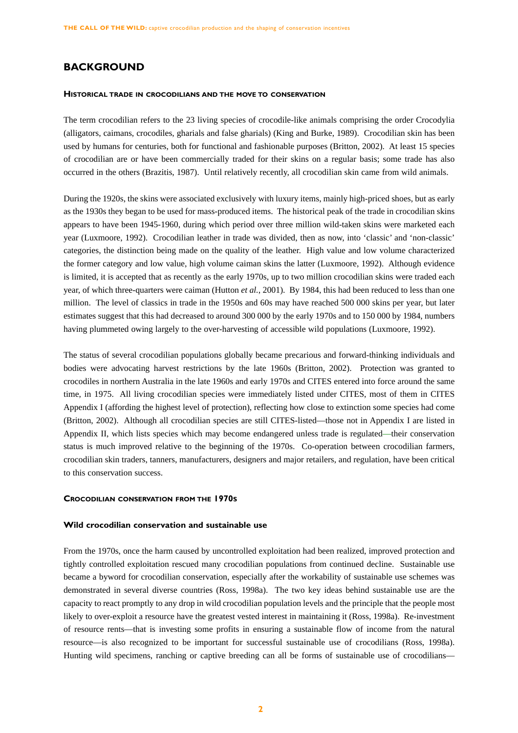## BACKGROUND

### Historical trade in crocodilians and the move to conservation

The term crocodilian refers to the 23 living species of crocodile-like animals comprising the order Crocodylia (alligators, caimans, crocodiles, gharials and false gharials) (King and Burke, 1989). Crocodilian skin has been used by humans for centuries, both for functional and fashionable purposes (Britton, 2002). At least 15 species of crocodilian are or have been commercially traded for their skins on a regular basis; some trade has also occurred in the others (Brazitis, 1987). Until relatively recently, all crocodilian skin came from wild animals.

During the 1920s, the skins were associated exclusively with luxury items, mainly high-priced shoes, but as early as the 1930s they began to be used for mass-produced items. The historical peak of the trade in crocodilian skins appears to have been 1945-1960, during which period over three million wild-taken skins were marketed each year (Luxmoore, 1992). Crocodilian leather in trade was divided, then as now, into 'classic' and 'non-classic' categories, the distinction being made on the quality of the leather. High value and low volume characterized the former category and low value, high volume caiman skins the latter (Luxmoore, 1992). Although evidence is limited, it is accepted that as recently as the early 1970s, up to two million crocodilian skins were traded each year, of which three-quarters were caiman (Hutton *et al.*, 2001). By 1984, this had been reduced to less than one million. The level of classics in trade in the 1950s and 60s may have reached 500 000 skins per year, but later estimates suggest that this had decreased to around 300 000 by the early 1970s and to 150 000 by 1984, numbers having plummeted owing largely to the over-harvesting of accessible wild populations (Luxmoore, 1992).

The status of several crocodilian populations globally became precarious and forward-thinking individuals and bodies were advocating harvest restrictions by the late 1960s (Britton, 2002). Protection was granted to crocodiles in northern Australia in the late 1960s and early 1970s and CITES entered into force around the same time, in 1975. All living crocodilian species were immediately listed under CITES, most of them in CITES Appendix I (affording the highest level of protection), reflecting how close to extinction some species had come (Britton, 2002). Although all crocodilian species are still CITES-listed—those not in Appendix I are listed in Appendix II, which lists species which may become endangered unless trade is regulated—their conservation status is much improved relative to the beginning of the 1970s. Co-operation between crocodilian farmers, crocodilian skin traders, tanners, manufacturers, designers and major retailers, and regulation, have been critical to this conservation success.

### Crocodilian conservation from the 1970s

#### Wild crocodilian conservation and sustainable use

From the 1970s, once the harm caused by uncontrolled exploitation had been realized, improved protection and tightly controlled exploitation rescued many crocodilian populations from continued decline. Sustainable use became a byword for crocodilian conservation, especially after the workability of sustainable use schemes was demonstrated in several diverse countries (Ross, 1998a). The two key ideas behind sustainable use are the capacity to react promptly to any drop in wild crocodilian population levels and the principle that the people most likely to over-exploit a resource have the greatest vested interest in maintaining it (Ross, 1998a). Re-investment of resource rents—that is investing some profits in ensuring a sustainable flow of income from the natural resource—is also recognized to be important for successful sustainable use of crocodilians (Ross, 1998a). Hunting wild specimens, ranching or captive breeding can all be forms of sustainable use of crocodilians—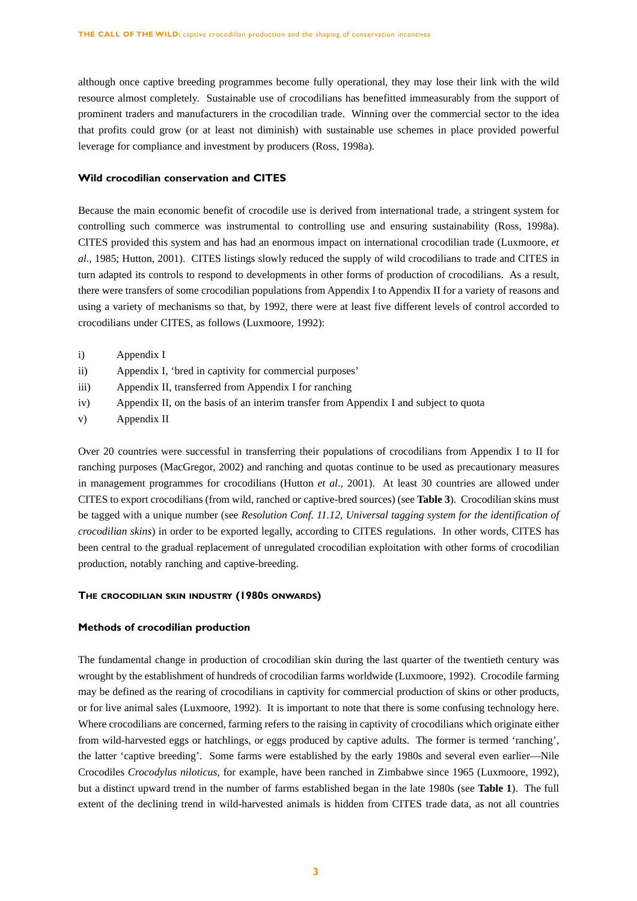although once captive breeding programmes become fully operational, they may lose their link with the wild resource almost completely. Sustainable use of crocodilians has benefitted immeasurably from the support of prominent traders and manufacturers in the crocodilian trade. Winning over the commercial sector to the idea that profits could grow (or at least not diminish) with sustainable use schemes in place provided powerful leverage for compliance and investment by producers (Ross, 1998a).

### Wild crocodilian conservation and CITES

Because the main economic benefit of crocodile use is derived from international trade, a stringent system for controlling such commerce was instrumental to controlling use and ensuring sustainability (Ross, 1998a). CITES provided this system and has had an enormous impact on international crocodilian trade (Luxmoore, *et al*., 1985; Hutton, 2001). CITES listings slowly reduced the supply of wild crocodilians to trade and CITES in turn adapted its controls to respond to developments in other forms of production of crocodilians. As a result, there were transfers of some crocodilian populations from Appendix I to Appendix II for a variety of reasons and using a variety of mechanisms so that, by 1992, there were at least five different levels of control accorded to crocodilians under CITES, as follows (Luxmoore, 1992):

i) Appendix I
ii) Appendix I, 'bred in captivity for commercial purposes'
iii) Appendix II, transferred from Appendix I for ranching
iv) Appendix II, on the basis of an interim transfer from Appendix I and subject to quota
v) Appendix II

Over 20 countries were successful in transferring their populations of crocodilians from Appendix I to II for ranching purposes (MacGregor, 2002) and ranching and quotas continue to be used as precautionary measures in management programmes for crocodilians (Hutton *et al*., 2001). At least 30 countries are allowed under CITES to export crocodilians (from wild, ranched or captive-bred sources) (see **Table 3**). Crocodilian skins must be tagged with a unique number (see *Resolution Conf. 11.12, Universal tagging system for the identification of crocodilian skins*) in order to be exported legally, according to CITES regulations. In other words, CITES has been central to the gradual replacement of unregulated crocodilian exploitation with other forms of crocodilian production, notably ranching and captive-breeding.

## THE CROCODILIAN SKIN INDUSTRY (1980S ONWARDS)

### Methods of crocodilian production

The fundamental change in production of crocodilian skin during the last quarter of the twentieth century was wrought by the establishment of hundreds of crocodilian farms worldwide (Luxmoore, 1992). Crocodile farming may be defined as the rearing of crocodilians in captivity for commercial production of skins or other products, or for live animal sales (Luxmoore, 1992). It is important to note that there is some confusing technology here. Where crocodilians are concerned, farming refers to the raising in captivity of crocodilians which originate either from wild-harvested eggs or hatchlings, or eggs produced by captive adults. The former is termed 'ranching', the latter 'captive breeding'. Some farms were established by the early 1980s and several even earlier—Nile Crocodiles *Crocodylus niloticus*, for example, have been ranched in Zimbabwe since 1965 (Luxmoore, 1992), but a distinct upward trend in the number of farms established began in the late 1980s (see **Table 1**). The full extent of the declining trend in wild-harvested animals is hidden from CITES trade data, as not all countries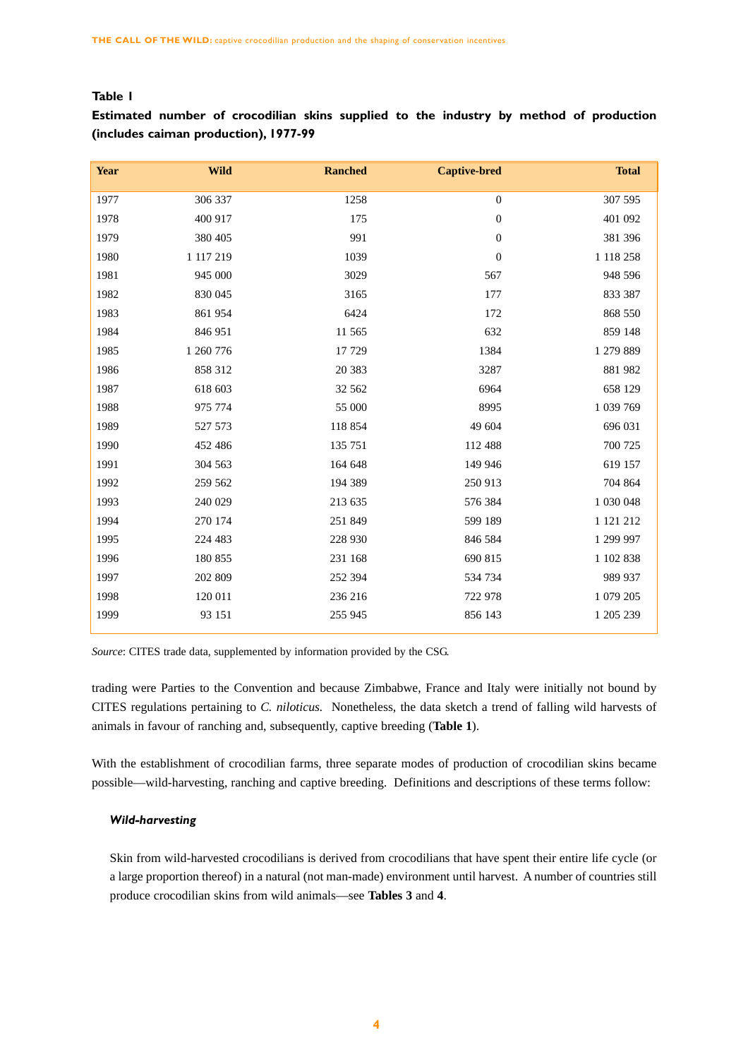**Table 1**

**Estimated number of crocodilian skins supplied to the industry by method of production (includes caiman production), 1977-99**

| Year | Wild | Ranched | Captive-bred | Total |
|---|---|---|---|---|
| 1977 | 306 337 | 1258 | 0 | 307 595 |
| 1978 | 400 917 | 175 | 0 | 401 092 |
| 1979 | 380 405 | 991 | 0 | 381 396 |
| 1980 | 1 117 219 | 1039 | 0 | 1 118 258 |
| 1981 | 945 000 | 3029 | 567 | 948 596 |
| 1982 | 830 045 | 3165 | 177 | 833 387 |
| 1983 | 861 954 | 6424 | 172 | 868 550 |
| 1984 | 846 951 | 11 565 | 632 | 859 148 |
| 1985 | 1 260 776 | 17 729 | 1384 | 1 279 889 |
| 1986 | 858 312 | 20 383 | 3287 | 881 982 |
| 1987 | 618 603 | 32 562 | 6964 | 658 129 |
| 1988 | 975 774 | 55 000 | 8995 | 1 039 769 |
| 1989 | 527 573 | 118 854 | 49 604 | 696 031 |
| 1990 | 452 486 | 135 751 | 112 488 | 700 725 |
| 1991 | 304 563 | 164 648 | 149 946 | 619 157 |
| 1992 | 259 562 | 194 389 | 250 913 | 704 864 |
| 1993 | 240 029 | 213 635 | 576 384 | 1 030 048 |
| 1994 | 270 174 | 251 849 | 599 189 | 1 121 212 |
| 1995 | 224 483 | 228 930 | 846 584 | 1 299 997 |
| 1996 | 180 855 | 231 168 | 690 815 | 1 102 838 |
| 1997 | 202 809 | 252 394 | 534 734 | 989 937 |
| 1998 | 120 011 | 236 216 | 722 978 | 1 079 205 |
| 1999 | 93 151 | 255 945 | 856 143 | 1 205 239 |

*Source*: CITES trade data, supplemented by information provided by the CSG.

trading were Parties to the Convention and because Zimbabwe, France and Italy were initially not bound by CITES regulations pertaining to *C. niloticus.* Nonetheless, the data sketch a trend of falling wild harvests of animals in favour of ranching and, subsequently, captive breeding (**Table 1**).

With the establishment of crocodilian farms, three separate modes of production of crocodilian skins became possible—wild-harvesting, ranching and captive breeding. Definitions and descriptions of these terms follow:

### *Wild-harvesting*

Skin from wild-harvested crocodilians is derived from crocodilians that have spent their entire life cycle (or a large proportion thereof) in a natural (not man-made) environment until harvest. A number of countries still produce crocodilian skins from wild animals—see **Tables 3** and **4**.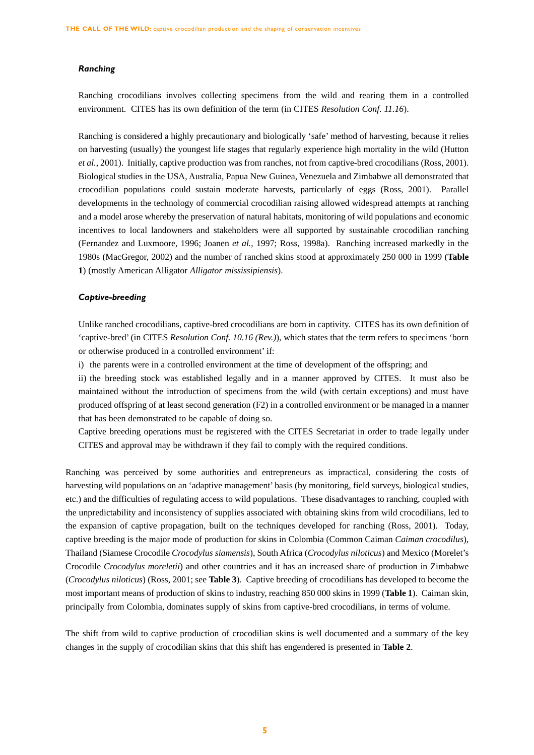### *Ranching*

Ranching crocodilians involves collecting specimens from the wild and rearing them in a controlled environment. CITES has its own definition of the term (in CITES *Resolution Conf. 11.16*).

Ranching is considered a highly precautionary and biologically 'safe' method of harvesting, because it relies on harvesting (usually) the youngest life stages that regularly experience high mortality in the wild (Hutton *et al.*, 2001). Initially, captive production was from ranches, not from captive-bred crocodilians (Ross, 2001). Biological studies in the USA, Australia, Papua New Guinea, Venezuela and Zimbabwe all demonstrated that crocodilian populations could sustain moderate harvests, particularly of eggs (Ross, 2001). Parallel developments in the technology of commercial crocodilian raising allowed widespread attempts at ranching and a model arose whereby the preservation of natural habitats, monitoring of wild populations and economic incentives to local landowners and stakeholders were all supported by sustainable crocodilian ranching (Fernandez and Luxmoore, 1996; Joanen *et al.*, 1997; Ross, 1998a). Ranching increased markedly in the 1980s (MacGregor, 2002) and the number of ranched skins stood at approximately 250 000 in 1999 (**Table 1**) (mostly American Alligator *Alligator mississipiensis*).

### *Captive-breeding*

Unlike ranched crocodilians, captive-bred crocodilians are born in captivity. CITES has its own definition of 'captive-bred' (in CITES *Resolution Conf. 10.16 (Rev.)*), which states that the term refers to specimens 'born or otherwise produced in a controlled environment' if:

i) the parents were in a controlled environment at the time of development of the offspring; and

ii) the breeding stock was established legally and in a manner approved by CITES. It must also be maintained without the introduction of specimens from the wild (with certain exceptions) and must have produced offspring of at least second generation (F2) in a controlled environment or be managed in a manner that has been demonstrated to be capable of doing so.

Captive breeding operations must be registered with the CITES Secretariat in order to trade legally under CITES and approval may be withdrawn if they fail to comply with the required conditions.

Ranching was perceived by some authorities and entrepreneurs as impractical, considering the costs of harvesting wild populations on an 'adaptive management' basis (by monitoring, field surveys, biological studies, etc.) and the difficulties of regulating access to wild populations. These disadvantages to ranching, coupled with the unpredictability and inconsistency of supplies associated with obtaining skins from wild crocodilians, led to the expansion of captive propagation, built on the techniques developed for ranching (Ross, 2001). Today, captive breeding is the major mode of production for skins in Colombia (Common Caiman *Caiman crocodilus*), Thailand (Siamese Crocodile *Crocodylus siamensis*), South Africa (*Crocodylus niloticus*) and Mexico (Morelet's Crocodile *Crocodylus moreletii*) and other countries and it has an increased share of production in Zimbabwe (*Crocodylus niloticus*) (Ross, 2001; see **Table 3**). Captive breeding of crocodilians has developed to become the most important means of production of skins to industry, reaching 850 000 skins in 1999 (**Table 1**). Caiman skin, principally from Colombia, dominates supply of skins from captive-bred crocodilians, in terms of volume.

The shift from wild to captive production of crocodilian skins is well documented and a summary of the key changes in the supply of crocodilian skins that this shift has engendered is presented in **Table 2**.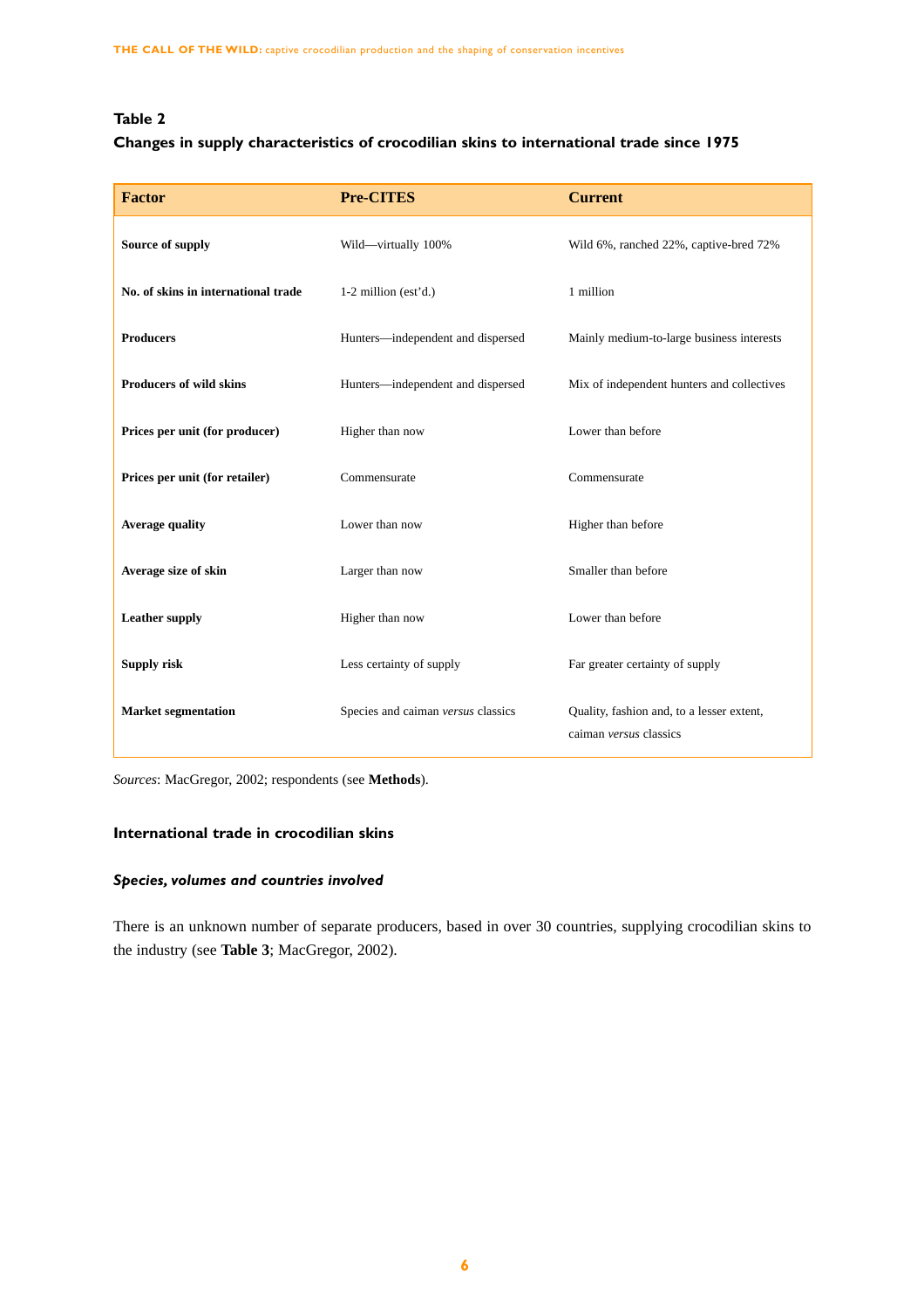**Table 2**

**Changes in supply characteristics of crocodilian skins to international trade since 1975**

| Factor | Pre-CITES | Current |
|---|---|---|
| **Source of supply** | Wild—virtually 100% | Wild 6%, ranched 22%, captive-bred 72% |
| **No. of skins in international trade** | 1-2 million (est'd.) | 1 million |
| **Producers** | Hunters—independent and dispersed | Mainly medium-to-large business interests |
| **Producers of wild skins** | Hunters—independent and dispersed | Mix of independent hunters and collectives |
| **Prices per unit (for producer)** | Higher than now | Lower than before |
| **Prices per unit (for retailer)** | Commensurate | Commensurate |
| **Average quality** | Lower than now | Higher than before |
| **Average size of skin** | Larger than now | Smaller than before |
| **Leather supply** | Higher than now | Lower than before |
| **Supply risk** | Less certainty of supply | Far greater certainty of supply |
| **Market segmentation** | Species and caiman *versus* classics | Quality, fashion and, to a lesser extent, caiman *versus* classics |

*Sources*: MacGregor, 2002; respondents (see **Methods**).

## International trade in crocodilian skins

### *Species, volumes and countries involved*

There is an unknown number of separate producers, based in over 30 countries, supplying crocodilian skins to the industry (see **Table 3**; MacGregor, 2002).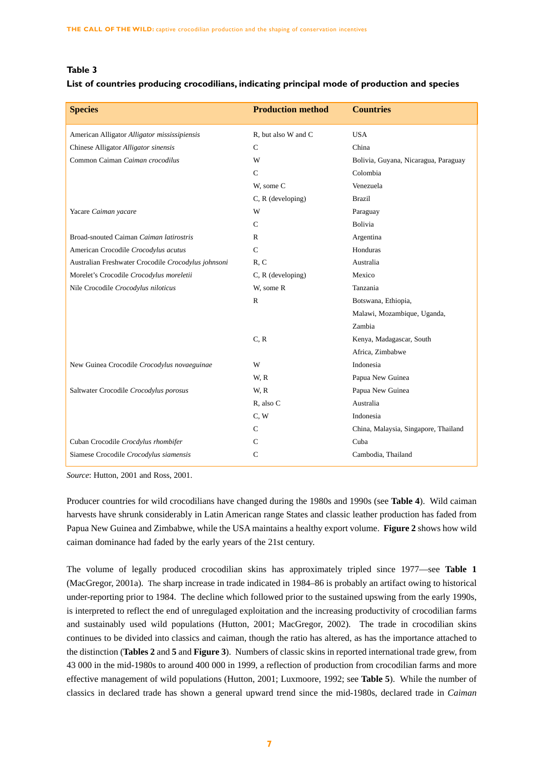**Table 3**

**List of countries producing crocodilians, indicating principal mode of production and species**

| Species | Production method | Countries |
|---|---|---|
| American Alligator *Alligator mississipiensis* | R, but also W and C | USA |
| Chinese Alligator *Alligator sinensis* | C | China |
| Common Caiman *Caiman crocodilus* | W | Bolivia, Guyana, Nicaragua, Paraguay |
| | C | Colombia |
| | W, some C | Venezuela |
| | C, R (developing) | Brazil |
| Yacare *Caiman yacare* | W | Paraguay |
| | C | Bolivia |
| Broad-snouted Caiman *Caiman latirostris* | R | Argentina |
| American Crocodile *Crocodylus acutus* | C | Honduras |
| Australian Freshwater Crocodile *Crocodylus johnsoni* | R, C | Australia |
| Morelet's Crocodile *Crocodylus moreletii* | C, R (developing) | Mexico |
| Nile Crocodile *Crocodylus niloticus* | W, some R | Tanzania |
| | R | Botswana, Ethiopia, Malawi, Mozambique, Uganda, Zambia |
| | C, R | Kenya, Madagascar, South Africa, Zimbabwe |
| New Guinea Crocodile *Crocodylus novaeguinae* | W | Indonesia |
| | W, R | Papua New Guinea |
| Saltwater Crocodile *Crocodylus porosus* | W, R | Papua New Guinea |
| | R, also C | Australia |
| | C, W | Indonesia |
| | C | China, Malaysia, Singapore, Thailand |
| Cuban Crocodile *Crocdylus rhombifer* | C | Cuba |
| Siamese Crocodile *Crocodylus siamensis* | C | Cambodia, Thailand |

*Source*: Hutton, 2001 and Ross, 2001.

Producer countries for wild crocodilians have changed during the 1980s and 1990s (see **Table 4**). Wild caiman harvests have shrunk considerably in Latin American range States and classic leather production has faded from Papua New Guinea and Zimbabwe, while the USA maintains a healthy export volume. **Figure 2** shows how wild caiman dominance had faded by the early years of the 21st century.

The volume of legally produced crocodilian skins has approximately tripled since 1977—see **Table 1** (MacGregor, 2001a). The sharp increase in trade indicated in 1984–86 is probably an artifact owing to historical under-reporting prior to 1984. The decline which followed prior to the sustained upswing from the early 1990s, is interpreted to reflect the end of unregulaged exploitation and the increasing productivity of crocodilian farms and sustainably used wild populations (Hutton, 2001; MacGregor, 2002). The trade in crocodilian skins continues to be divided into classics and caiman, though the ratio has altered, as has the importance attached to the distinction (**Tables 2** and **5** and **Figure 3**). Numbers of classic skins in reported international trade grew, from 43 000 in the mid-1980s to around 400 000 in 1999, a reflection of production from crocodilian farms and more effective management of wild populations (Hutton, 2001; Luxmoore, 1992; see **Table 5**). While the number of classics in declared trade has shown a general upward trend since the mid-1980s, declared trade in *Caiman*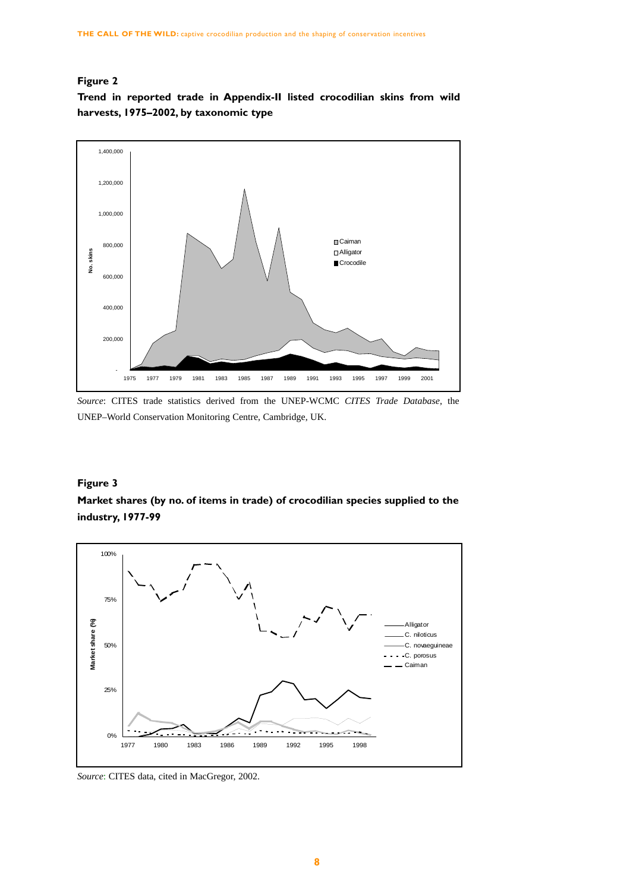**Figure 2**

**Trend in reported trade in Appendix-II listed crocodilian skins from wild harvests, 1975–2002, by taxonomic type**

*Source*: CITES trade statistics derived from the UNEP-WCMC *CITES Trade Database*, the UNEP–World Conservation Monitoring Centre, Cambridge, UK.

**Figure 3**

**Market shares (by no. of items in trade) of crocodilian species supplied to the industry, 1977-99**

*Source*: CITES data, cited in MacGregor, 2002.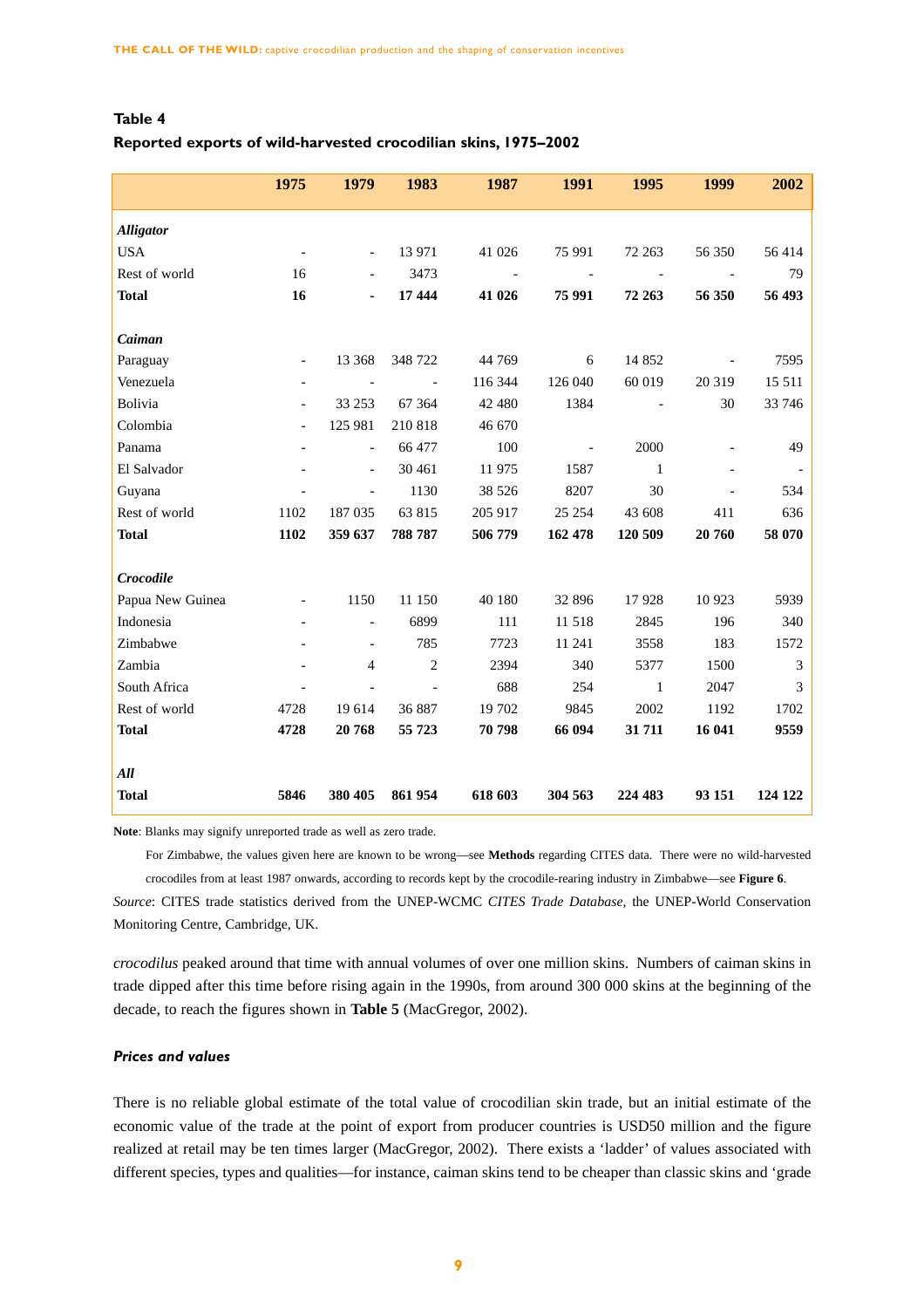**Table 4**

**Reported exports of wild-harvested crocodilian skins, 1975–2002**

| | 1975 | 1979 | 1983 | 1987 | 1991 | 1995 | 1999 | 2002 |
|---|---|---|---|---|---|---|---|---|
| ***Alligator*** | | | | | | | | |
| USA | - | - | 13 971 | 41 026 | 75 991 | 72 263 | 56 350 | 56 414 |
| Rest of world | 16 | - | 3473 | - | - | - | - | 79 |
| **Total** | **16** | **-** | **17 444** | **41 026** | **75 991** | **72 263** | **56 350** | **56 493** |
| ***Caiman*** | | | | | | | | |
| Paraguay | - | 13 368 | 348 722 | 44 769 | 6 | 14 852 | - | 7595 |
| Venezuela | - | - | - | 116 344 | 126 040 | 60 019 | 20 319 | 15 511 |
| Bolivia | - | 33 253 | 67 364 | 42 480 | 1384 | - | 30 | 33 746 |
| Colombia | - | 125 981 | 210 818 | 46 670 | | | | |
| Panama | - | - | 66 477 | 100 | - | 2000 | - | 49 |
| El Salvador | - | - | 30 461 | 11 975 | 1587 | 1 | - | - |
| Guyana | - | - | 1130 | 38 526 | 8207 | 30 | - | 534 |
| Rest of world | 1102 | 187 035 | 63 815 | 205 917 | 25 254 | 43 608 | 411 | 636 |
| **Total** | **1102** | **359 637** | **788 787** | **506 779** | **162 478** | **120 509** | **20 760** | **58 070** |
| ***Crocodile*** | | | | | | | | |
| Papua New Guinea | - | 1150 | 11 150 | 40 180 | 32 896 | 17 928 | 10 923 | 5939 |
| Indonesia | - | - | 6899 | 111 | 11 518 | 2845 | 196 | 340 |
| Zimbabwe | - | - | 785 | 7723 | 11 241 | 3558 | 183 | 1572 |
| Zambia | - | 4 | 2 | 2394 | 340 | 5377 | 1500 | 3 |
| South Africa | - | - | - | 688 | 254 | 1 | 2047 | 3 |
| Rest of world | 4728 | 19 614 | 36 887 | 19 702 | 9845 | 2002 | 1192 | 1702 |
| **Total** | **4728** | **20 768** | **55 723** | **70 798** | **66 094** | **31 711** | **16 041** | **9559** |
| ***All*** | | | | | | | | |
| **Total** | **5846** | **380 405** | **861 954** | **618 603** | **304 563** | **224 483** | **93 151** | **124 122** |

**Note**: Blanks may signify unreported trade as well as zero trade.

For Zimbabwe, the values given here are known to be wrong—see **Methods** regarding CITES data. There were no wild-harvested crocodiles from at least 1987 onwards, according to records kept by the crocodile-rearing industry in Zimbabwe—see **Figure 6**.

*Source*: CITES trade statistics derived from the UNEP-WCMC *CITES Trade Database*, the UNEP-World Conservation Monitoring Centre, Cambridge, UK.

*crocodilus* peaked around that time with annual volumes of over one million skins. Numbers of caiman skins in trade dipped after this time before rising again in the 1990s, from around 300 000 skins at the beginning of the decade, to reach the figures shown in **Table 5** (MacGregor, 2002).

### *Prices and values*

There is no reliable global estimate of the total value of crocodilian skin trade, but an initial estimate of the economic value of the trade at the point of export from producer countries is USD50 million and the figure realized at retail may be ten times larger (MacGregor, 2002). There exists a 'ladder' of values associated with different species, types and qualities—for instance, caiman skins tend to be cheaper than classic skins and 'grade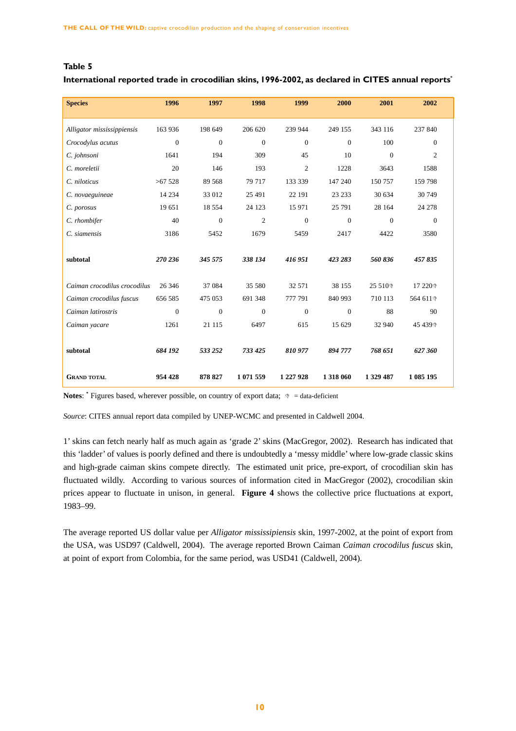**Table 5**

**International reported trade in crocodilian skins, 1996-2002, as declared in CITES annual reports***

| Species | 1996 | 1997 | 1998 | 1999 | 2000 | 2001 | 2002 |
|---|---|---|---|---|---|---|---|
| *Alligator mississippiensis* | 163 936 | 198 649 | 206 620 | 239 944 | 249 155 | 343 116 | 237 840 |
| *Crocodylus acutus* | 0 | 0 | 0 | 0 | 0 | 100 | 0 |
| *C. johnsoni* | 1641 | 194 | 309 | 45 | 10 | 0 | 2 |
| *C. moreletii* | 20 | 146 | 193 | 2 | 1228 | 3643 | 1588 |
| *C. niloticus* | >67 528 | 89 568 | 79 717 | 133 339 | 147 240 | 150 757 | 159 798 |
| *C. novaeguineae* | 14 234 | 33 012 | 25 491 | 22 191 | 23 233 | 30 634 | 30 749 |
| *C. porosus* | 19 651 | 18 554 | 24 123 | 15 971 | 25 791 | 28 164 | 24 278 |
| *C. rhombifer* | 40 | 0 | 2 | 0 | 0 | 0 | 0 |
| *C. siamensis* | 3186 | 5452 | 1679 | 5459 | 2417 | 4422 | 3580 |
| **subtotal** | ***270 236*** | ***345 575*** | ***338 134*** | ***416 951*** | ***423 283*** | ***560 836*** | ***457 835*** |
| *Caiman crocodilus crocodilus* | 26 346 | 37 084 | 35 580 | 32 571 | 38 155 | 25 510 ✎ | 17 220 ✎ |
| *Caiman crocodilus fuscus* | 656 585 | 475 053 | 691 348 | 777 791 | 840 993 | 710 113 | 564 611 ✎ |
| *Caiman latirostris* | 0 | 0 | 0 | 0 | 0 | 88 | 90 |
| *Caiman yacare* | 1261 | 21 115 | 6497 | 615 | 15 629 | 32 940 | 45 439 ✎ |
| **subtotal** | ***684 192*** | ***533 252*** | ***733 425*** | ***810 977*** | ***894 777*** | ***768 651*** | ***627 360*** |
| **GRAND TOTAL** | **954 428** | **878 827** | **1 071 559** | **1 227 928** | **1 318 060** | **1 329 487** | **1 085 195** |

**Notes**: * Figures based, wherever possible, on country of export data; ✎ = data-deficient

*Source*: CITES annual report data compiled by UNEP-WCMC and presented in Caldwell 2004.

1' skins can fetch nearly half as much again as 'grade 2' skins (MacGregor, 2002). Research has indicated that this 'ladder' of values is poorly defined and there is undoubtedly a 'messy middle' where low-grade classic skins and high-grade caiman skins compete directly. The estimated unit price, pre-export, of crocodilian skin has fluctuated wildly. According to various sources of information cited in MacGregor (2002), crocodilian skin prices appear to fluctuate in unison, in general. **Figure 4** shows the collective price fluctuations at export, 1983–99.

The average reported US dollar value per *Alligator mississipiensis* skin, 1997-2002, at the point of export from the USA, was USD97 (Caldwell, 2004). The average reported Brown Caiman *Caiman crocodilus fuscus* skin, at point of export from Colombia, for the same period, was USD41 (Caldwell, 2004).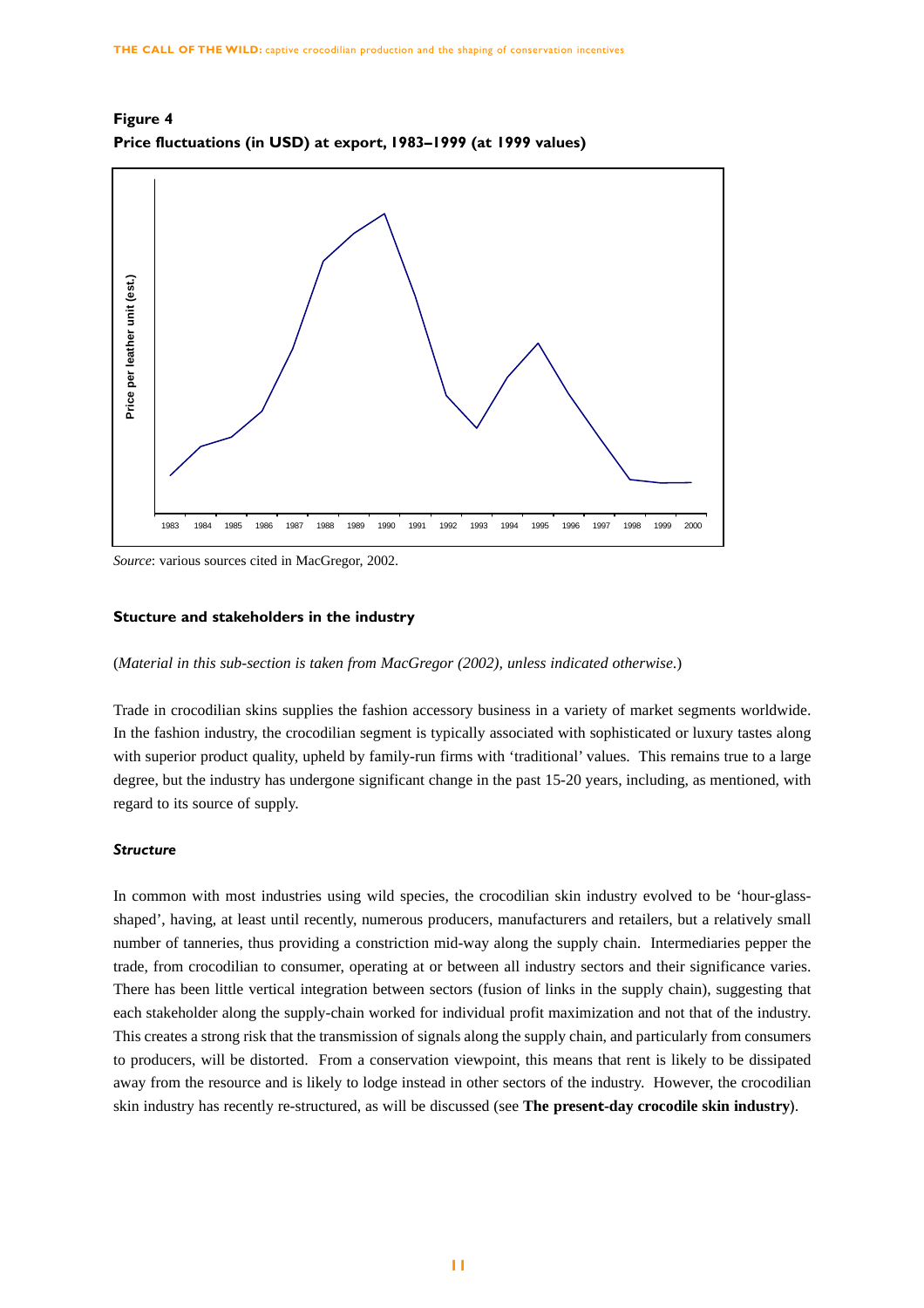**Figure 4**
**Price fluctuations (in USD) at export, 1983–1999 (at 1999 values)**

Price per leather unit (est.)

1983 1984 1985 1986 1987 1988 1989 1990 1991 1992 1993 1994 1995 1996 1997 1998 1999 2000

*Source*: various sources cited in MacGregor, 2002.

### Stucture and stakeholders in the industry

(*Material in this sub-section is taken from MacGregor (2002), unless indicated otherwise.*)

Trade in crocodilian skins supplies the fashion accessory business in a variety of market segments worldwide. In the fashion industry, the crocodilian segment is typically associated with sophisticated or luxury tastes along with superior product quality, upheld by family-run firms with 'traditional' values. This remains true to a large degree, but the industry has undergone significant change in the past 15-20 years, including, as mentioned, with regard to its source of supply.

#### *Structure*

In common with most industries using wild species, the crocodilian skin industry evolved to be 'hour-glass-shaped', having, at least until recently, numerous producers, manufacturers and retailers, but a relatively small number of tanneries, thus providing a constriction mid-way along the supply chain. Intermediaries pepper the trade, from crocodilian to consumer, operating at or between all industry sectors and their significance varies. There has been little vertical integration between sectors (fusion of links in the supply chain), suggesting that each stakeholder along the supply-chain worked for individual profit maximization and not that of the industry. This creates a strong risk that the transmission of signals along the supply chain, and particularly from consumers to producers, will be distorted. From a conservation viewpoint, this means that rent is likely to be dissipated away from the resource and is likely to lodge instead in other sectors of the industry. However, the crocodilian skin industry has recently re-structured, as will be discussed (see **The present-day crocodile skin industry**).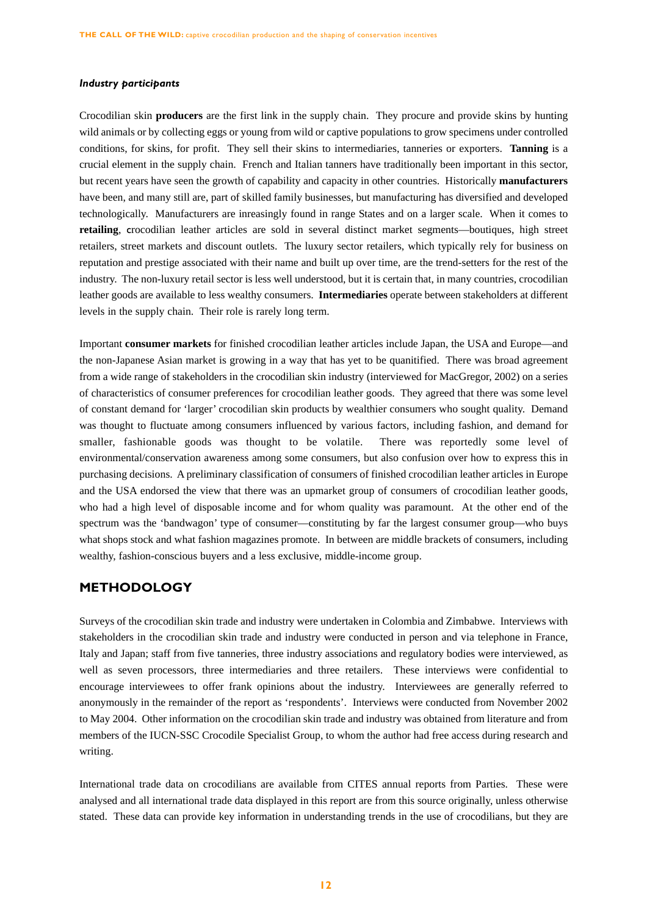#### *Industry participants*

Crocodilian skin **producers** are the first link in the supply chain. They procure and provide skins by hunting wild animals or by collecting eggs or young from wild or captive populations to grow specimens under controlled conditions, for skins, for profit. They sell their skins to intermediaries, tanneries or exporters. **Tanning** is a crucial element in the supply chain. French and Italian tanners have traditionally been important in this sector, but recent years have seen the growth of capability and capacity in other countries. Historically **manufacturers** have been, and many still are, part of skilled family businesses, but manufacturing has diversified and developed technologically. Manufacturers are inreasingly found in range States and on a larger scale. When it comes to **retailing**, **c**rocodilian leather articles are sold in several distinct market segments—boutiques, high street retailers, street markets and discount outlets. The luxury sector retailers, which typically rely for business on reputation and prestige associated with their name and built up over time, are the trend-setters for the rest of the industry. The non-luxury retail sector is less well understood, but it is certain that, in many countries, crocodilian leather goods are available to less wealthy consumers. **Intermediaries** operate between stakeholders at different levels in the supply chain. Their role is rarely long term.

Important **consumer markets** for finished crocodilian leather articles include Japan, the USA and Europe—and the non-Japanese Asian market is growing in a way that has yet to be quanitified. There was broad agreement from a wide range of stakeholders in the crocodilian skin industry (interviewed for MacGregor, 2002) on a series of characteristics of consumer preferences for crocodilian leather goods. They agreed that there was some level of constant demand for 'larger' crocodilian skin products by wealthier consumers who sought quality. Demand was thought to fluctuate among consumers influenced by various factors, including fashion, and demand for smaller, fashionable goods was thought to be volatile. There was reportedly some level of environmental/conservation awareness among some consumers, but also confusion over how to express this in purchasing decisions. A preliminary classification of consumers of finished crocodilian leather articles in Europe and the USA endorsed the view that there was an upmarket group of consumers of crocodilian leather goods, who had a high level of disposable income and for whom quality was paramount. At the other end of the spectrum was the 'bandwagon' type of consumer—constituting by far the largest consumer group—who buys what shops stock and what fashion magazines promote. In between are middle brackets of consumers, including wealthy, fashion-conscious buyers and a less exclusive, middle-income group.

## METHODOLOGY

Surveys of the crocodilian skin trade and industry were undertaken in Colombia and Zimbabwe. Interviews with stakeholders in the crocodilian skin trade and industry were conducted in person and via telephone in France, Italy and Japan; staff from five tanneries, three industry associations and regulatory bodies were interviewed, as well as seven processors, three intermediaries and three retailers. These interviews were confidential to encourage interviewees to offer frank opinions about the industry. Interviewees are generally referred to anonymously in the remainder of the report as 'respondents'. Interviews were conducted from November 2002 to May 2004. Other information on the crocodilian skin trade and industry was obtained from literature and from members of the IUCN-SSC Crocodile Specialist Group, to whom the author had free access during research and writing.

International trade data on crocodilians are available from CITES annual reports from Parties. These were analysed and all international trade data displayed in this report are from this source originally, unless otherwise stated. These data can provide key information in understanding trends in the use of crocodilians, but they are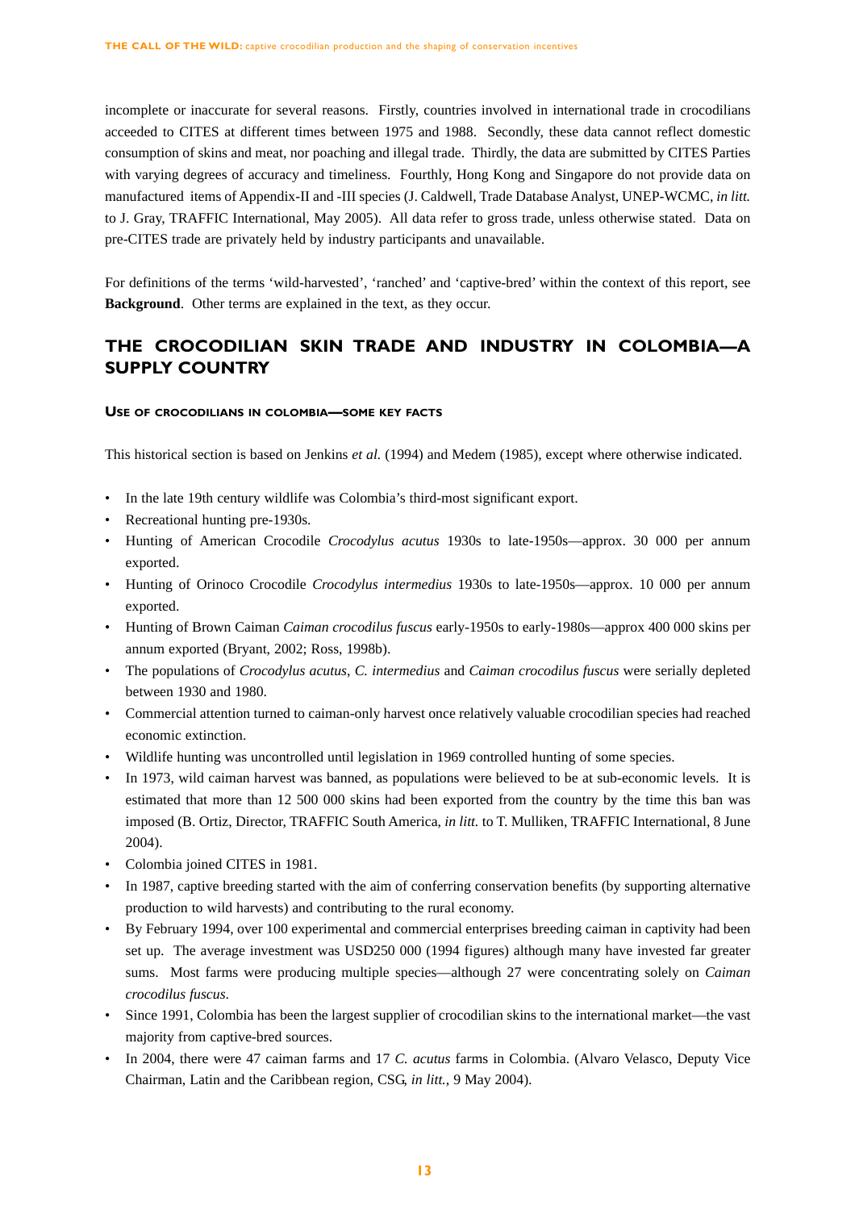incomplete or inaccurate for several reasons. Firstly, countries involved in international trade in crocodilians acceeded to CITES at different times between 1975 and 1988. Secondly, these data cannot reflect domestic consumption of skins and meat, nor poaching and illegal trade. Thirdly, the data are submitted by CITES Parties with varying degrees of accuracy and timeliness. Fourthly, Hong Kong and Singapore do not provide data on manufactured items of Appendix-II and -III species (J. Caldwell, Trade Database Analyst, UNEP-WCMC, *in litt.* to J. Gray, TRAFFIC International, May 2005). All data refer to gross trade, unless otherwise stated. Data on pre-CITES trade are privately held by industry participants and unavailable.

For definitions of the terms 'wild-harvested', 'ranched' and 'captive-bred' within the context of this report, see **Background**. Other terms are explained in the text, as they occur.

## THE CROCODILIAN SKIN TRADE AND INDUSTRY IN COLOMBIA—A SUPPLY COUNTRY

### USE OF CROCODILIANS IN COLOMBIA—SOME KEY FACTS

This historical section is based on Jenkins *et al.* (1994) and Medem (1985), except where otherwise indicated.

- In the late 19th century wildlife was Colombia's third-most significant export.
- Recreational hunting pre-1930s.
- Hunting of American Crocodile *Crocodylus acutus* 1930s to late-1950s—approx. 30 000 per annum exported.
- Hunting of Orinoco Crocodile *Crocodylus intermedius* 1930s to late-1950s—approx. 10 000 per annum exported.
- Hunting of Brown Caiman *Caiman crocodilus fuscus* early-1950s to early-1980s—approx 400 000 skins per annum exported (Bryant, 2002; Ross, 1998b).
- The populations of *Crocodylus acutus*, *C. intermedius* and *Caiman crocodilus fuscus* were serially depleted between 1930 and 1980.
- Commercial attention turned to caiman-only harvest once relatively valuable crocodilian species had reached economic extinction.
- Wildlife hunting was uncontrolled until legislation in 1969 controlled hunting of some species.
- In 1973, wild caiman harvest was banned, as populations were believed to be at sub-economic levels. It is estimated that more than 12 500 000 skins had been exported from the country by the time this ban was imposed (B. Ortiz, Director, TRAFFIC South America, *in litt.* to T. Mulliken, TRAFFIC International, 8 June 2004).
- Colombia joined CITES in 1981.
- In 1987, captive breeding started with the aim of conferring conservation benefits (by supporting alternative production to wild harvests) and contributing to the rural economy.
- By February 1994, over 100 experimental and commercial enterprises breeding caiman in captivity had been set up. The average investment was USD250 000 (1994 figures) although many have invested far greater sums. Most farms were producing multiple species—although 27 were concentrating solely on *Caiman crocodilus fuscus*.
- Since 1991, Colombia has been the largest supplier of crocodilian skins to the international market—the vast majority from captive-bred sources.
- In 2004, there were 47 caiman farms and 17 *C. acutus* farms in Colombia. (Alvaro Velasco, Deputy Vice Chairman, Latin and the Caribbean region, CSG, *in litt.*, 9 May 2004).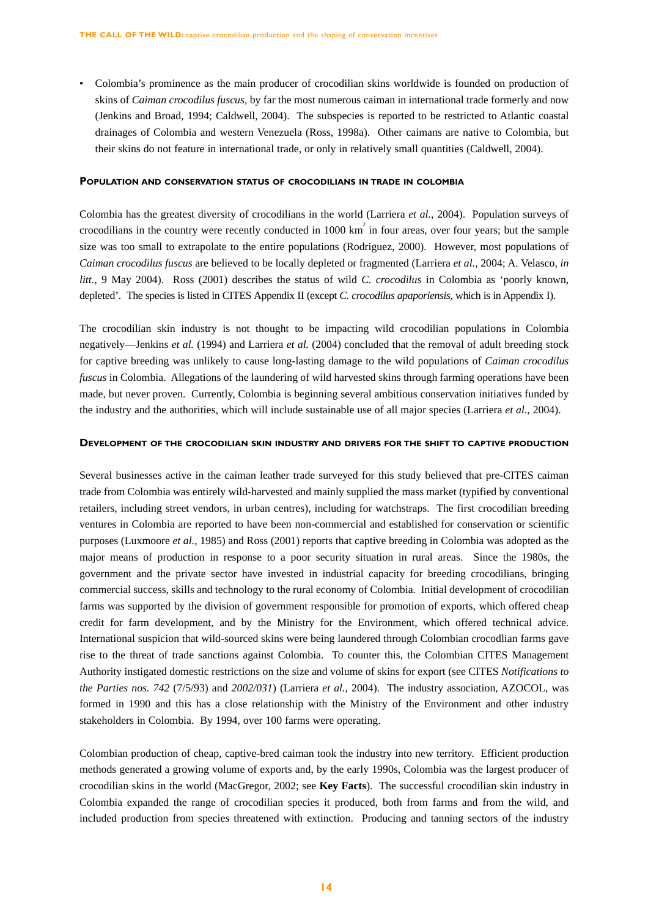- Colombia's prominence as the main producer of crocodilian skins worldwide is founded on production of skins of *Caiman crocodilus fuscus*, by far the most numerous caiman in international trade formerly and now (Jenkins and Broad, 1994; Caldwell, 2004). The subspecies is reported to be restricted to Atlantic coastal drainages of Colombia and western Venezuela (Ross, 1998a). Other caimans are native to Colombia, but their skins do not feature in international trade, or only in relatively small quantities (Caldwell, 2004).

### Population and conservation status of crocodilians in trade in Colombia

Colombia has the greatest diversity of crocodilians in the world (Larriera *et al.*, 2004). Population surveys of crocodilians in the country were recently conducted in 1000 $km^2$ in four areas, over four years; but the sample size was too small to extrapolate to the entire populations (Rodriguez, 2000). However, most populations of *Caiman crocodilus fuscus* are believed to be locally depleted or fragmented (Larriera *et al.*, 2004; A. Velasco, *in litt.*, 9 May 2004). Ross (2001) describes the status of wild *C. crocodilus* in Colombia as 'poorly known, depleted'. The species is listed in CITES Appendix II (except *C. crocodilus apaporiensis*, which is in Appendix I).

The crocodilian skin industry is not thought to be impacting wild crocodilian populations in Colombia negatively—Jenkins *et al.* (1994) and Larriera *et al.* (2004) concluded that the removal of adult breeding stock for captive breeding was unlikely to cause long-lasting damage to the wild populations of *Caiman crocodilus fuscus* in Colombia. Allegations of the laundering of wild harvested skins through farming operations have been made, but never proven. Currently, Colombia is beginning several ambitious conservation initiatives funded by the industry and the authorities, which will include sustainable use of all major species (Larriera *et al*., 2004).

### Development of the crocodilian skin industry and drivers for the shift to captive production

Several businesses active in the caiman leather trade surveyed for this study believed that pre-CITES caiman trade from Colombia was entirely wild-harvested and mainly supplied the mass market (typified by conventional retailers, including street vendors, in urban centres), including for watchstraps. The first crocodilian breeding ventures in Colombia are reported to have been non-commercial and established for conservation or scientific purposes (Luxmoore *et al.*, 1985) and Ross (2001) reports that captive breeding in Colombia was adopted as the major means of production in response to a poor security situation in rural areas. Since the 1980s, the government and the private sector have invested in industrial capacity for breeding crocodilians, bringing commercial success, skills and technology to the rural economy of Colombia. Initial development of crocodilian farms was supported by the division of government responsible for promotion of exports, which offered cheap credit for farm development, and by the Ministry for the Environment, which offered technical advice. International suspicion that wild-sourced skins were being laundered through Colombian crocodlian farms gave rise to the threat of trade sanctions against Colombia. To counter this, the Colombian CITES Management Authority instigated domestic restrictions on the size and volume of skins for export (see CITES *Notifications to the Parties nos. 742* (7/5/93) and *2002/031*) (Larriera *et al.*, 2004). The industry association, AZOCOL, was formed in 1990 and this has a close relationship with the Ministry of the Environment and other industry stakeholders in Colombia. By 1994, over 100 farms were operating.

Colombian production of cheap, captive-bred caiman took the industry into new territory. Efficient production methods generated a growing volume of exports and, by the early 1990s, Colombia was the largest producer of crocodilian skins in the world (MacGregor, 2002; see **Key Facts**). The successful crocodilian skin industry in Colombia expanded the range of crocodilian species it produced, both from farms and from the wild, and included production from species threatened with extinction. Producing and tanning sectors of the industry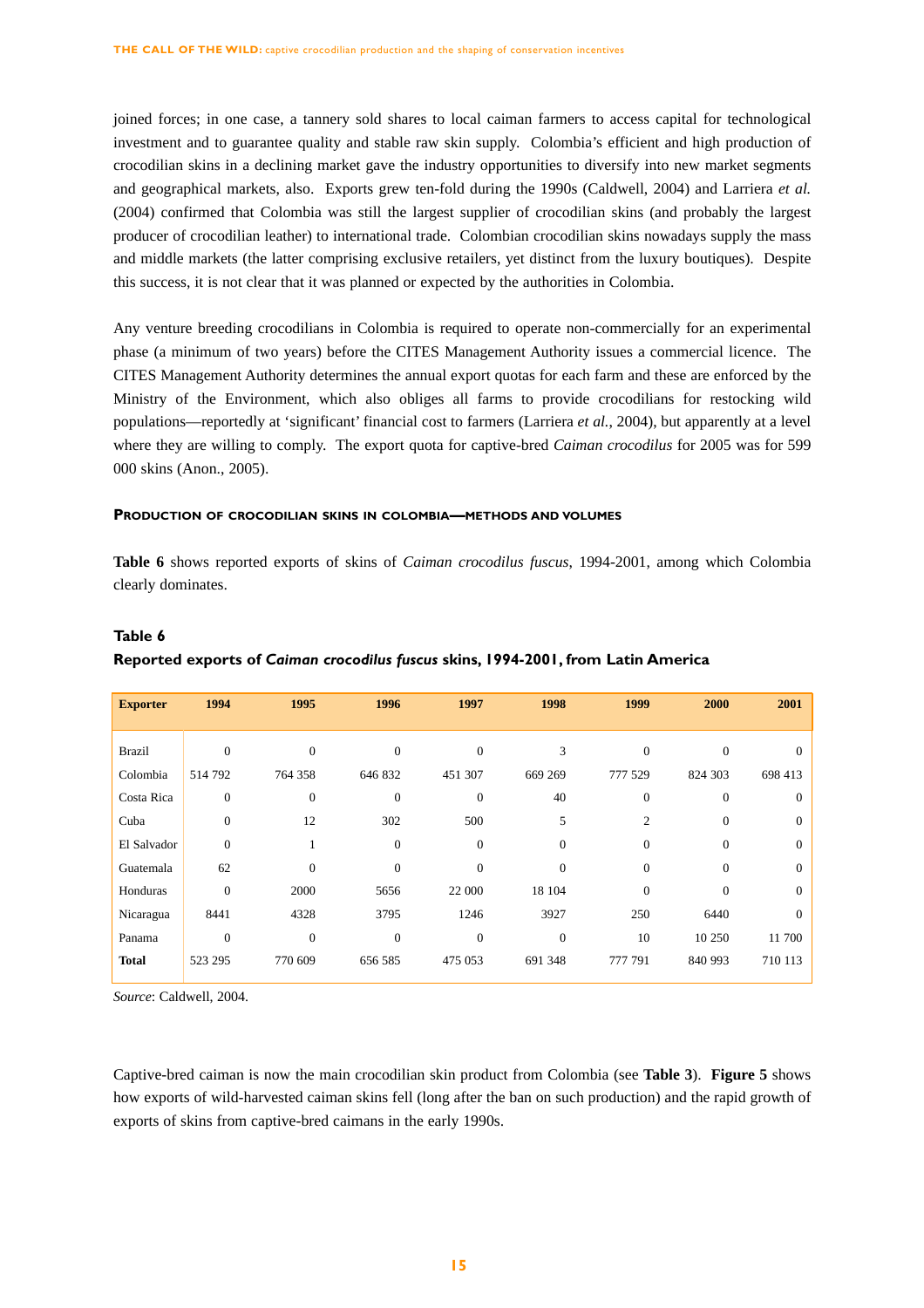joined forces; in one case, a tannery sold shares to local caiman farmers to access capital for technological investment and to guarantee quality and stable raw skin supply. Colombia's efficient and high production of crocodilian skins in a declining market gave the industry opportunities to diversify into new market segments and geographical markets, also. Exports grew ten-fold during the 1990s (Caldwell, 2004) and Larriera *et al.* (2004) confirmed that Colombia was still the largest supplier of crocodilian skins (and probably the largest producer of crocodilian leather) to international trade. Colombian crocodilian skins nowadays supply the mass and middle markets (the latter comprising exclusive retailers, yet distinct from the luxury boutiques). Despite this success, it is not clear that it was planned or expected by the authorities in Colombia.

Any venture breeding crocodilians in Colombia is required to operate non-commercially for an experimental phase (a minimum of two years) before the CITES Management Authority issues a commercial licence. The CITES Management Authority determines the annual export quotas for each farm and these are enforced by the Ministry of the Environment, which also obliges all farms to provide crocodilians for restocking wild populations—reportedly at 'significant' financial cost to farmers (Larriera *et al.*, 2004), but apparently at a level where they are willing to comply. The export quota for captive-bred *Caiman crocodilus* for 2005 was for 599 000 skins (Anon., 2005).

### Production of crocodilian skins in Colombia—methods and volumes

**Table 6** shows reported exports of skins of *Caiman crocodilus fuscus*, 1994-2001, among which Colombia clearly dominates.

**Table 6**

**Reported exports of *Caiman crocodilus fuscus* skins, 1994-2001, from Latin America**

| Exporter | 1994 | 1995 | 1996 | 1997 | 1998 | 1999 | 2000 | 2001 |
|---|---|---|---|---|---|---|---|---|
| Brazil | 0 | 0 | 0 | 0 | 3 | 0 | 0 | 0 |
| Colombia | 514 792 | 764 358 | 646 832 | 451 307 | 669 269 | 777 529 | 824 303 | 698 413 |
| Costa Rica | 0 | 0 | 0 | 0 | 40 | 0 | 0 | 0 |
| Cuba | 0 | 12 | 302 | 500 | 5 | 2 | 0 | 0 |
| El Salvador | 0 | 1 | 0 | 0 | 0 | 0 | 0 | 0 |
| Guatemala | 62 | 0 | 0 | 0 | 0 | 0 | 0 | 0 |
| Honduras | 0 | 2000 | 5656 | 22 000 | 18 104 | 0 | 0 | 0 |
| Nicaragua | 8441 | 4328 | 3795 | 1246 | 3927 | 250 | 6440 | 0 |
| Panama | 0 | 0 | 0 | 0 | 0 | 10 | 10 250 | 11 700 |
| **Total** | 523 295 | 770 609 | 656 585 | 475 053 | 691 348 | 777 791 | 840 993 | 710 113 |

*Source*: Caldwell, 2004.

Captive-bred caiman is now the main crocodilian skin product from Colombia (see **Table 3**). **Figure 5** shows how exports of wild-harvested caiman skins fell (long after the ban on such production) and the rapid growth of exports of skins from captive-bred caimans in the early 1990s.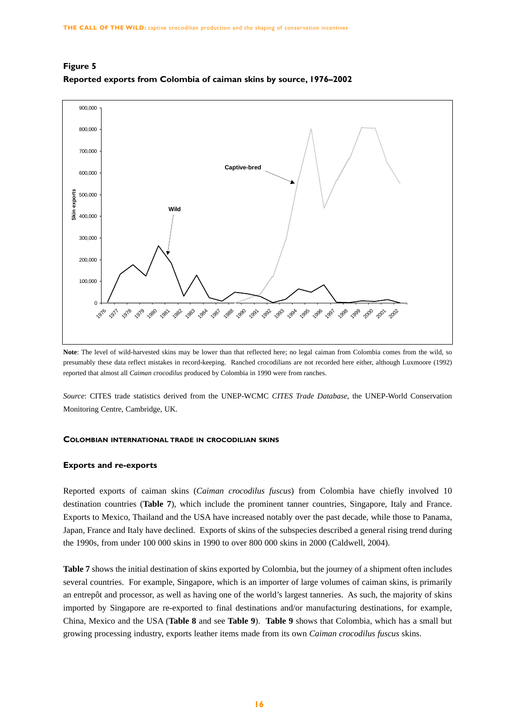**Figure 5**

**Reported exports from Colombia of caiman skins by source, 1976–2002**

**Note**: The level of wild-harvested skins may be lower than that reflected here; no legal caiman from Colombia comes from the wild, so presumably these data reflect mistakes in record-keeping. Ranched crocodilians are not recorded here either, although Luxmoore (1992) reported that almost all *Caiman crocodilus* produced by Colombia in 1990 were from ranches.

*Source*: CITES trade statistics derived from the UNEP-WCMC *CITES Trade Database,* the UNEP-World Conservation Monitoring Centre, Cambridge, UK.

## COLOMBIAN INTERNATIONAL TRADE IN CROCODILIAN SKINS

### Exports and re-exports

Reported exports of caiman skins (*Caiman crocodilus fuscus*) from Colombia have chiefly involved 10 destination countries (**Table 7**), which include the prominent tanner countries, Singapore, Italy and France. Exports to Mexico, Thailand and the USA have increased notably over the past decade, while those to Panama, Japan, France and Italy have declined. Exports of skins of the subspecies described a general rising trend during the 1990s, from under 100 000 skins in 1990 to over 800 000 skins in 2000 (Caldwell, 2004).

**Table 7** shows the initial destination of skins exported by Colombia, but the journey of a shipment often includes several countries. For example, Singapore, which is an importer of large volumes of caiman skins, is primarily an entrepôt and processor, as well as having one of the world's largest tanneries. As such, the majority of skins imported by Singapore are re-exported to final destinations and/or manufacturing destinations, for example, China, Mexico and the USA (**Table 8** and see **Table 9**). **Table 9** shows that Colombia, which has a small but growing processing industry, exports leather items made from its own *Caiman crocodilus fuscus* skins.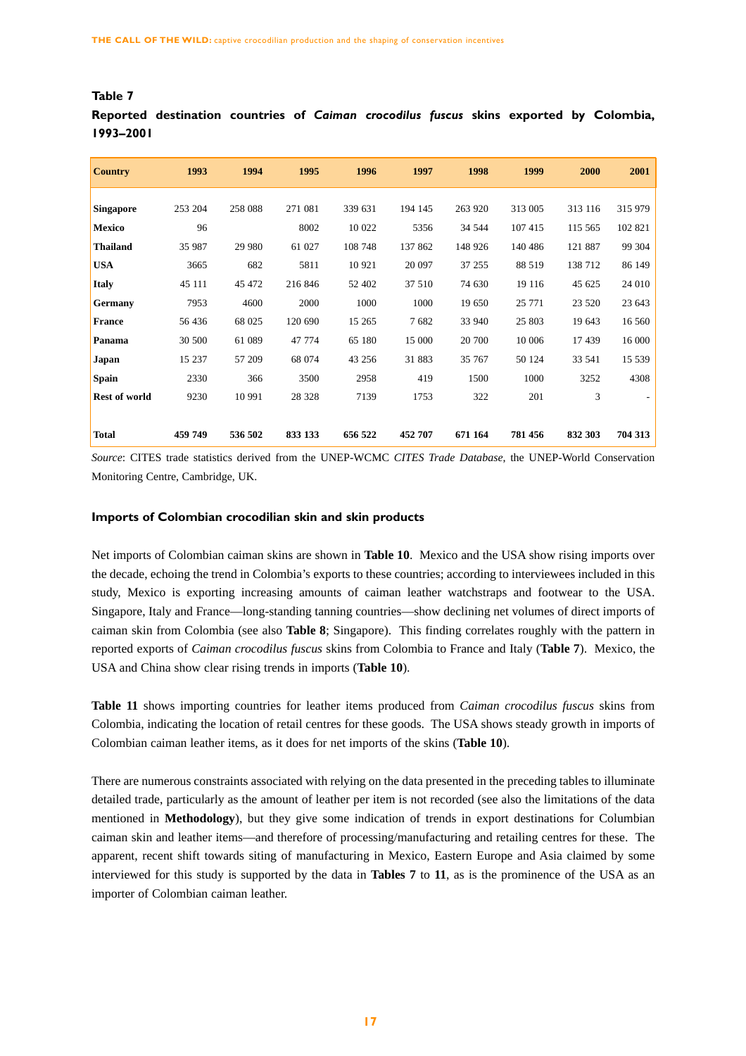**Table 7**

**Reported destination countries of *Caiman crocodilus fuscus* skins exported by Colombia, 1993–2001**

| Country | 1993 | 1994 | 1995 | 1996 | 1997 | 1998 | 1999 | 2000 | 2001 |
|---|---|---|---|---|---|---|---|---|---|
| **Singapore** | 253 204 | 258 088 | 271 081 | 339 631 | 194 145 | 263 920 | 313 005 | 313 116 | 315 979 |
| **Mexico** | 96 | | 8002 | 10 022 | 5356 | 34 544 | 107 415 | 115 565 | 102 821 |
| **Thailand** | 35 987 | 29 980 | 61 027 | 108 748 | 137 862 | 148 926 | 140 486 | 121 887 | 99 304 |
| **USA** | 3665 | 682 | 5811 | 10 921 | 20 097 | 37 255 | 88 519 | 138 712 | 86 149 |
| **Italy** | 45 111 | 45 472 | 216 846 | 52 402 | 37 510 | 74 630 | 19 116 | 45 625 | 24 010 |
| **Germany** | 7953 | 4600 | 2000 | 1000 | 1000 | 19 650 | 25 771 | 23 520 | 23 643 |
| **France** | 56 436 | 68 025 | 120 690 | 15 265 | 7 682 | 33 940 | 25 803 | 19 643 | 16 560 |
| **Panama** | 30 500 | 61 089 | 47 774 | 65 180 | 15 000 | 20 700 | 10 006 | 17 439 | 16 000 |
| **Japan** | 15 237 | 57 209 | 68 074 | 43 256 | 31 883 | 35 767 | 50 124 | 33 541 | 15 539 |
| **Spain** | 2330 | 366 | 3500 | 2958 | 419 | 1500 | 1000 | 3252 | 4308 |
| **Rest of world** | 9230 | 10 991 | 28 328 | 7139 | 1753 | 322 | 201 | 3 | - |
| **Total** | **459 749** | **536 502** | **833 133** | **656 522** | **452 707** | **671 164** | **781 456** | **832 303** | **704 313** |

*Source*: CITES trade statistics derived from the UNEP-WCMC *CITES Trade Database*, the UNEP-World Conservation Monitoring Centre, Cambridge, UK.

### Imports of Colombian crocodilian skin and skin products

Net imports of Colombian caiman skins are shown in **Table 10**. Mexico and the USA show rising imports over the decade, echoing the trend in Colombia's exports to these countries; according to interviewees included in this study, Mexico is exporting increasing amounts of caiman leather watchstraps and footwear to the USA. Singapore, Italy and France—long-standing tanning countries—show declining net volumes of direct imports of caiman skin from Colombia (see also **Table 8**; Singapore). This finding correlates roughly with the pattern in reported exports of *Caiman crocodilus fuscus* skins from Colombia to France and Italy (**Table 7**). Mexico, the USA and China show clear rising trends in imports (**Table 10**).

**Table 11** shows importing countries for leather items produced from *Caiman crocodilus fuscus* skins from Colombia, indicating the location of retail centres for these goods. The USA shows steady growth in imports of Colombian caiman leather items, as it does for net imports of the skins (**Table 10**).

There are numerous constraints associated with relying on the data presented in the preceding tables to illuminate detailed trade, particularly as the amount of leather per item is not recorded (see also the limitations of the data mentioned in **Methodology**), but they give some indication of trends in export destinations for Columbian caiman skin and leather items—and therefore of processing/manufacturing and retailing centres for these. The apparent, recent shift towards siting of manufacturing in Mexico, Eastern Europe and Asia claimed by some interviewed for this study is supported by the data in **Tables 7** to **11**, as is the prominence of the USA as an importer of Colombian caiman leather.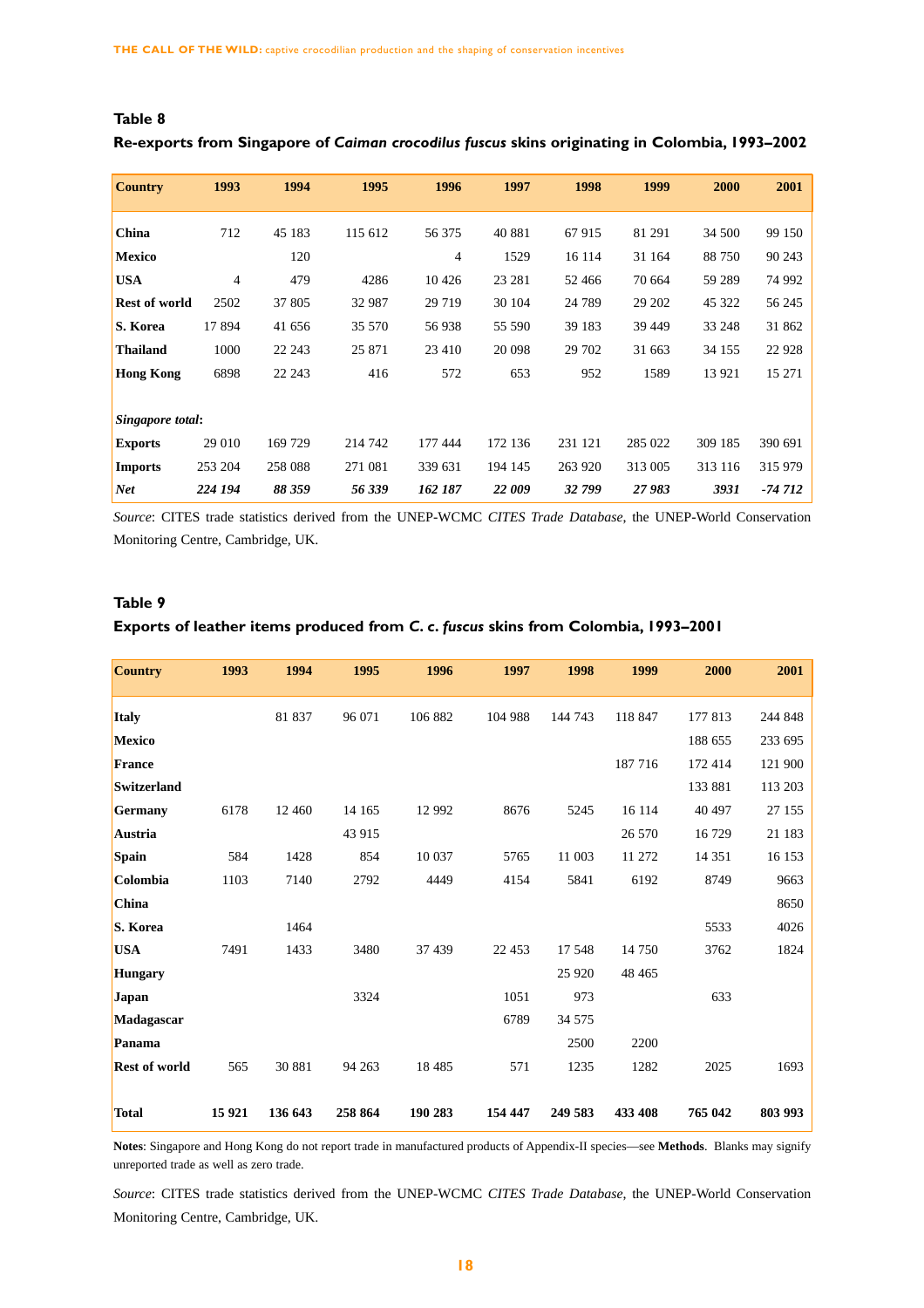**Table 8**

**Re-exports from Singapore of *Caiman crocodilus fuscus* skins originating in Colombia, 1993–2002**

| Country | 1993 | 1994 | 1995 | 1996 | 1997 | 1998 | 1999 | 2000 | 2001 |
|---|---|---|---|---|---|---|---|---|---|
| **China** | 712 | 45 183 | 115 612 | 56 375 | 40 881 | 67 915 | 81 291 | 34 500 | 99 150 |
| **Mexico** | | 120 | | 4 | 1529 | 16 114 | 31 164 | 88 750 | 90 243 |
| **USA** | 4 | 479 | 4286 | 10 426 | 23 281 | 52 466 | 70 664 | 59 289 | 74 992 |
| **Rest of world** | 2502 | 37 805 | 32 987 | 29 719 | 30 104 | 24 789 | 29 202 | 45 322 | 56 245 |
| **S. Korea** | 17 894 | 41 656 | 35 570 | 56 938 | 55 590 | 39 183 | 39 449 | 33 248 | 31 862 |
| **Thailand** | 1000 | 22 243 | 25 871 | 23 410 | 20 098 | 29 702 | 31 663 | 34 155 | 22 928 |
| **Hong Kong** | 6898 | 22 243 | 416 | 572 | 653 | 952 | 1589 | 13 921 | 15 271 |
| ***Singapore total*:** | | | | | | | | | |
| **Exports** | 29 010 | 169 729 | 214 742 | 177 444 | 172 136 | 231 121 | 285 022 | 309 185 | 390 691 |
| **Imports** | 253 204 | 258 088 | 271 081 | 339 631 | 194 145 | 263 920 | 313 005 | 313 116 | 315 979 |
| ***Net*** | ***224 194*** | ***88 359*** | ***56 339*** | ***162 187*** | ***22 009*** | ***32 799*** | ***27 983*** | ***3931*** | ***-74 712*** |

*Source*: CITES trade statistics derived from the UNEP-WCMC *CITES Trade Database*, the UNEP-World Conservation Monitoring Centre, Cambridge, UK.

**Table 9**

**Exports of leather items produced from *C. c. fuscus* skins from Colombia, 1993–2001**

| Country | 1993 | 1994 | 1995 | 1996 | 1997 | 1998 | 1999 | 2000 | 2001 |
|---|---|---|---|---|---|---|---|---|---|
| **Italy** | | 81 837 | 96 071 | 106 882 | 104 988 | 144 743 | 118 847 | 177 813 | 244 848 |
| **Mexico** | | | | | | | | 188 655 | 233 695 |
| **France** | | | | | | | 187 716 | 172 414 | 121 900 |
| **Switzerland** | | | | | | | | 133 881 | 113 203 |
| **Germany** | 6178 | 12 460 | 14 165 | 12 992 | 8676 | 5245 | 16 114 | 40 497 | 27 155 |
| **Austria** | | | 43 915 | | | | 26 570 | 16 729 | 21 183 |
| **Spain** | 584 | 1428 | 854 | 10 037 | 5765 | 11 003 | 11 272 | 14 351 | 16 153 |
| **Colombia** | 1103 | 7140 | 2792 | 4449 | 4154 | 5841 | 6192 | 8749 | 9663 |
| **China** | | | | | | | | | 8650 |
| **S. Korea** | | 1464 | | | | | | 5533 | 4026 |
| **USA** | 7491 | 1433 | 3480 | 37 439 | 22 453 | 17 548 | 14 750 | 3762 | 1824 |
| **Hungary** | | | | | | 25 920 | 48 465 | | |
| **Japan** | | | 3324 | | 1051 | 973 | | 633 | |
| **Madagascar** | | | | | 6789 | 34 575 | | | |
| **Panama** | | | | | | 2500 | 2200 | | |
| **Rest of world** | 565 | 30 881 | 94 263 | 18 485 | 571 | 1235 | 1282 | 2025 | 1693 |
| **Total** | **15 921** | **136 643** | **258 864** | **190 283** | **154 447** | **249 583** | **433 408** | **765 042** | **803 993** |

**Notes**: Singapore and Hong Kong do not report trade in manufactured products of Appendix-II species—see **Methods**. Blanks may signify unreported trade as well as zero trade.

*Source*: CITES trade statistics derived from the UNEP-WCMC *CITES Trade Database*, the UNEP-World Conservation Monitoring Centre, Cambridge, UK.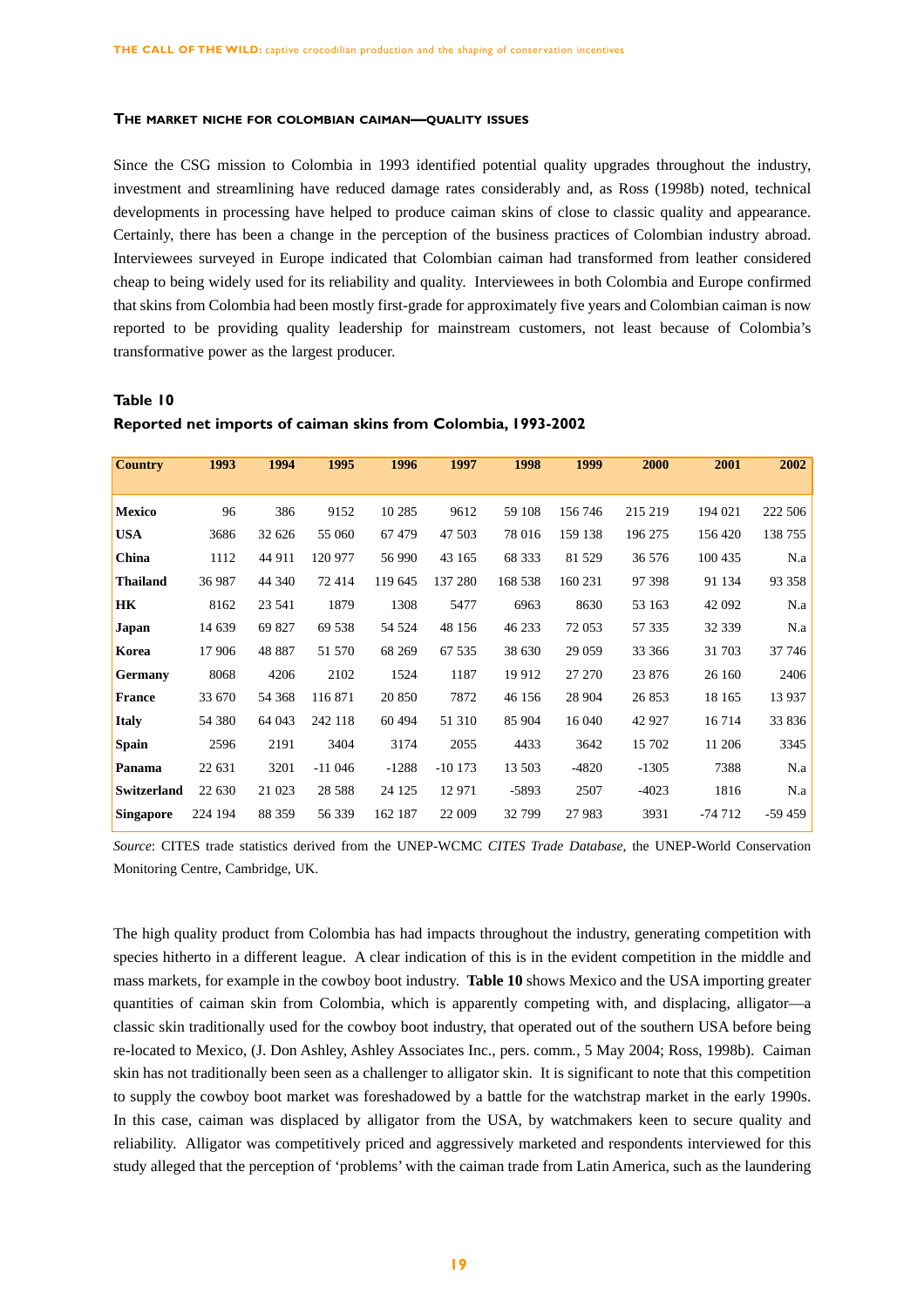### The market niche for Colombian caiman—quality issues

Since the CSG mission to Colombia in 1993 identified potential quality upgrades throughout the industry, investment and streamlining have reduced damage rates considerably and, as Ross (1998b) noted, technical developments in processing have helped to produce caiman skins of close to classic quality and appearance. Certainly, there has been a change in the perception of the business practices of Colombian industry abroad. Interviewees surveyed in Europe indicated that Colombian caiman had transformed from leather considered cheap to being widely used for its reliability and quality. Interviewees in both Colombia and Europe confirmed that skins from Colombia had been mostly first-grade for approximately five years and Colombian caiman is now reported to be providing quality leadership for mainstream customers, not least because of Colombia's transformative power as the largest producer.

**Table 10**

**Reported net imports of caiman skins from Colombia, 1993-2002**

| Country | 1993 | 1994 | 1995 | 1996 | 1997 | 1998 | 1999 | 2000 | 2001 | 2002 |
|---|---|---|---|---|---|---|---|---|---|---|
| **Mexico** | 96 | 386 | 9152 | 10 285 | 9612 | 59 108 | 156 746 | 215 219 | 194 021 | 222 506 |
| **USA** | 3686 | 32 626 | 55 060 | 67 479 | 47 503 | 78 016 | 159 138 | 196 275 | 156 420 | 138 755 |
| **China** | 1112 | 44 911 | 120 977 | 56 990 | 43 165 | 68 333 | 81 529 | 36 576 | 100 435 | N.a |
| **Thailand** | 36 987 | 44 340 | 72 414 | 119 645 | 137 280 | 168 538 | 160 231 | 97 398 | 91 134 | 93 358 |
| **HK** | 8162 | 23 541 | 1879 | 1308 | 5477 | 6963 | 8630 | 53 163 | 42 092 | N.a |
| **Japan** | 14 639 | 69 827 | 69 538 | 54 524 | 48 156 | 46 233 | 72 053 | 57 335 | 32 339 | N.a |
| **Korea** | 17 906 | 48 887 | 51 570 | 68 269 | 67 535 | 38 630 | 29 059 | 33 366 | 31 703 | 37 746 |
| **Germany** | 8068 | 4206 | 2102 | 1524 | 1187 | 19 912 | 27 270 | 23 876 | 26 160 | 2406 |
| **France** | 33 670 | 54 368 | 116 871 | 20 850 | 7872 | 46 156 | 28 904 | 26 853 | 18 165 | 13 937 |
| **Italy** | 54 380 | 64 043 | 242 118 | 60 494 | 51 310 | 85 904 | 16 040 | 42 927 | 16 714 | 33 836 |
| **Spain** | 2596 | 2191 | 3404 | 3174 | 2055 | 4433 | 3642 | 15 702 | 11 206 | 3345 |
| **Panama** | 22 631 | 3201 | -11 046 | -1288 | -10 173 | 13 503 | -4820 | -1305 | 7388 | N.a |
| **Switzerland** | 22 630 | 21 023 | 28 588 | 24 125 | 12 971 | -5893 | 2507 | -4023 | 1816 | N.a |
| **Singapore** | 224 194 | 88 359 | 56 339 | 162 187 | 22 009 | 32 799 | 27 983 | 3931 | -74 712 | -59 459 |

*Source*: CITES trade statistics derived from the UNEP-WCMC *CITES Trade Database*, the UNEP-World Conservation Monitoring Centre, Cambridge, UK.

The high quality product from Colombia has had impacts throughout the industry, generating competition with species hitherto in a different league. A clear indication of this is in the evident competition in the middle and mass markets, for example in the cowboy boot industry. **Table 10** shows Mexico and the USA importing greater quantities of caiman skin from Colombia, which is apparently competing with, and displacing, alligator—a classic skin traditionally used for the cowboy boot industry, that operated out of the southern USA before being re-located to Mexico, (J. Don Ashley, Ashley Associates Inc., pers. comm., 5 May 2004; Ross, 1998b). Caiman skin has not traditionally been seen as a challenger to alligator skin. It is significant to note that this competition to supply the cowboy boot market was foreshadowed by a battle for the watchstrap market in the early 1990s. In this case, caiman was displaced by alligator from the USA, by watchmakers keen to secure quality and reliability. Alligator was competitively priced and aggressively marketed and respondents interviewed for this study alleged that the perception of 'problems' with the caiman trade from Latin America, such as the laundering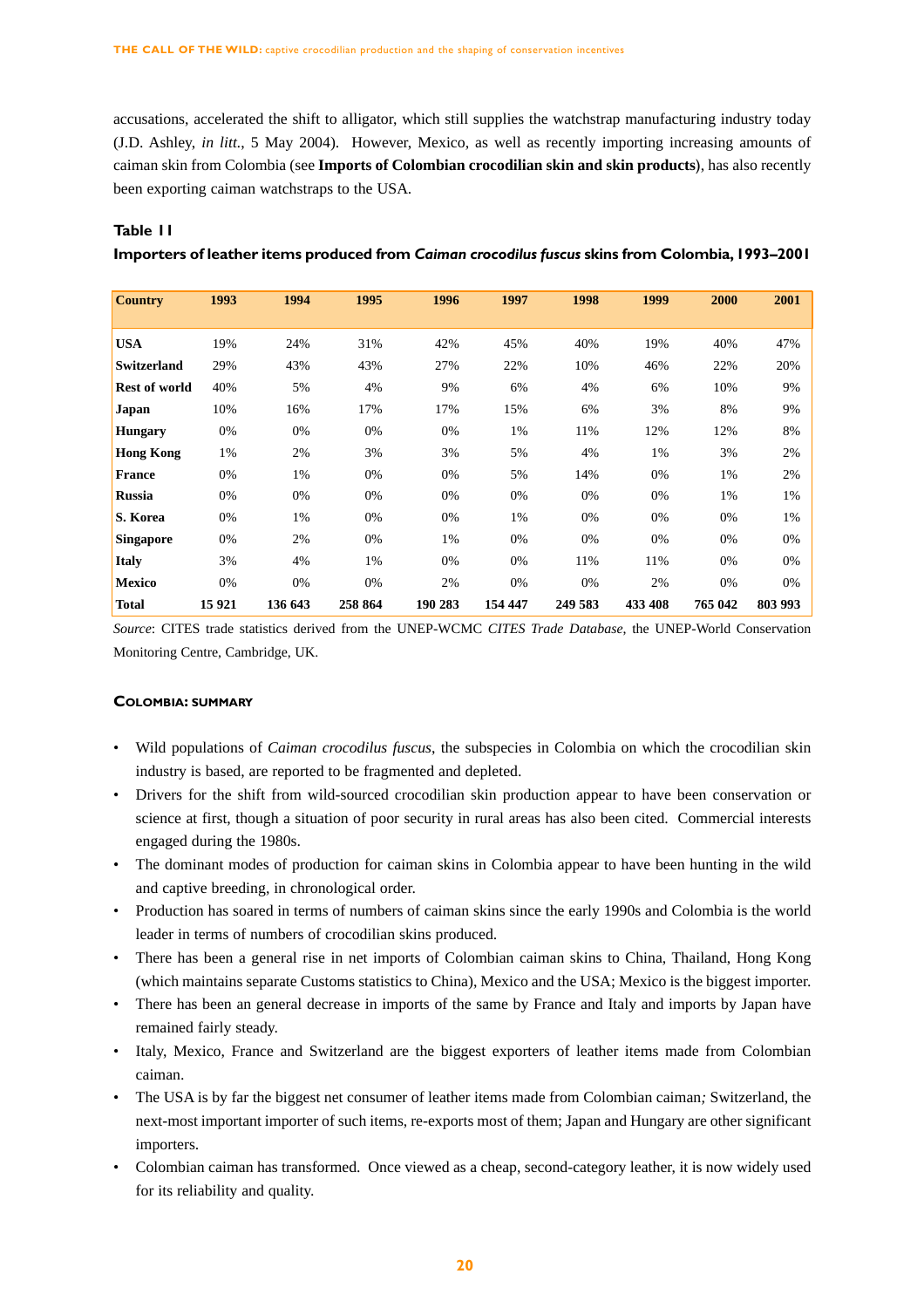accusations, accelerated the shift to alligator, which still supplies the watchstrap manufacturing industry today (J.D. Ashley, *in litt.*, 5 May 2004). However, Mexico, as well as recently importing increasing amounts of caiman skin from Colombia (see **Imports of Colombian crocodilian skin and skin products**), has also recently been exporting caiman watchstraps to the USA.

**Table 11**

**Importers of leather items produced from *Caiman crocodilus fuscus* skins from Colombia, 1993–2001**

| Country | 1993 | 1994 | 1995 | 1996 | 1997 | 1998 | 1999 | 2000 | 2001 |
|---|---|---|---|---|---|---|---|---|---|
| **USA** | 19% | 24% | 31% | 42% | 45% | 40% | 19% | 40% | 47% |
| **Switzerland** | 29% | 43% | 43% | 27% | 22% | 10% | 46% | 22% | 20% |
| **Rest of world** | 40% | 5% | 4% | 9% | 6% | 4% | 6% | 10% | 9% |
| **Japan** | 10% | 16% | 17% | 17% | 15% | 6% | 3% | 8% | 9% |
| **Hungary** | 0% | 0% | 0% | 0% | 1% | 11% | 12% | 12% | 8% |
| **Hong Kong** | 1% | 2% | 3% | 3% | 5% | 4% | 1% | 3% | 2% |
| **France** | 0% | 1% | 0% | 0% | 5% | 14% | 0% | 1% | 2% |
| **Russia** | 0% | 0% | 0% | 0% | 0% | 0% | 0% | 1% | 1% |
| **S. Korea** | 0% | 1% | 0% | 0% | 1% | 0% | 0% | 0% | 1% |
| **Singapore** | 0% | 2% | 0% | 1% | 0% | 0% | 0% | 0% | 0% |
| **Italy** | 3% | 4% | 1% | 0% | 0% | 11% | 11% | 0% | 0% |
| **Mexico** | 0% | 0% | 0% | 2% | 0% | 0% | 2% | 0% | 0% |
| **Total** | **15 921** | **136 643** | **258 864** | **190 283** | **154 447** | **249 583** | **433 408** | **765 042** | **803 993** |

*Source*: CITES trade statistics derived from the UNEP-WCMC *CITES Trade Database*, the UNEP-World Conservation Monitoring Centre, Cambridge, UK.

**COLOMBIA: SUMMARY**

- Wild populations of *Caiman crocodilus fuscus*, the subspecies in Colombia on which the crocodilian skin industry is based, are reported to be fragmented and depleted.
- Drivers for the shift from wild-sourced crocodilian skin production appear to have been conservation or science at first, though a situation of poor security in rural areas has also been cited. Commercial interests engaged during the 1980s.
- The dominant modes of production for caiman skins in Colombia appear to have been hunting in the wild and captive breeding, in chronological order.
- Production has soared in terms of numbers of caiman skins since the early 1990s and Colombia is the world leader in terms of numbers of crocodilian skins produced.
- There has been a general rise in net imports of Colombian caiman skins to China, Thailand, Hong Kong (which maintains separate Customs statistics to China), Mexico and the USA; Mexico is the biggest importer.
- There has been an general decrease in imports of the same by France and Italy and imports by Japan have remained fairly steady.
- Italy, Mexico, France and Switzerland are the biggest exporters of leather items made from Colombian caiman.
- The USA is by far the biggest net consumer of leather items made from Colombian caiman*;* Switzerland, the next-most important importer of such items, re-exports most of them; Japan and Hungary are other significant importers.
- Colombian caiman has transformed. Once viewed as a cheap, second-category leather, it is now widely used for its reliability and quality.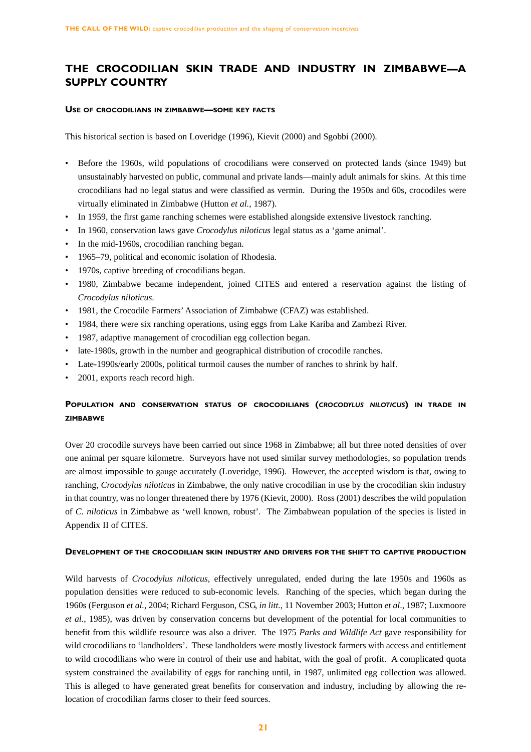## THE CROCODILIAN SKIN TRADE AND INDUSTRY IN ZIMBABWE—A SUPPLY COUNTRY

### Use of crocodilians in Zimbabwe—some key facts

This historical section is based on Loveridge (1996), Kievit (2000) and Sgobbi (2000).

- Before the 1960s, wild populations of crocodilians were conserved on protected lands (since 1949) but unsustainably harvested on public, communal and private lands—mainly adult animals for skins. At this time crocodilians had no legal status and were classified as vermin. During the 1950s and 60s, crocodiles were virtually eliminated in Zimbabwe (Hutton *et al.*, 1987).
- In 1959, the first game ranching schemes were established alongside extensive livestock ranching.
- In 1960, conservation laws gave *Crocodylus niloticus* legal status as a 'game animal'.
- In the mid-1960s, crocodilian ranching began.
- 1965–79, political and economic isolation of Rhodesia.
- 1970s, captive breeding of crocodilians began.
- 1980, Zimbabwe became independent, joined CITES and entered a reservation against the listing of *Crocodylus niloticus*.
- 1981, the Crocodile Farmers' Association of Zimbabwe (CFAZ) was established.
- 1984, there were six ranching operations, using eggs from Lake Kariba and Zambezi River.
- 1987, adaptive management of crocodilian egg collection began.
- late-1980s, growth in the number and geographical distribution of crocodile ranches.
- Late-1990s/early 2000s, political turmoil causes the number of ranches to shrink by half.
- 2001, exports reach record high.

### Population and conservation status of crocodilians (*Crocodylus niloticus*) in trade in Zimbabwe

Over 20 crocodile surveys have been carried out since 1968 in Zimbabwe; all but three noted densities of over one animal per square kilometre. Surveyors have not used similar survey methodologies, so population trends are almost impossible to gauge accurately (Loveridge, 1996). However, the accepted wisdom is that, owing to ranching, *Crocodylus niloticus* in Zimbabwe, the only native crocodilian in use by the crocodilian skin industry in that country, was no longer threatened there by 1976 (Kievit, 2000). Ross (2001) describes the wild population of *C. niloticus* in Zimbabwe as 'well known, robust'. The Zimbabwean population of the species is listed in Appendix II of CITES.

### Development of the crocodilian skin industry and drivers for the shift to captive production

Wild harvests of *Crocodylus niloticus*, effectively unregulated, ended during the late 1950s and 1960s as population densities were reduced to sub-economic levels. Ranching of the species, which began during the 1960s (Ferguson *et al.*, 2004; Richard Ferguson, CSG, *in litt.*, 11 November 2003; Hutton *et al*., 1987; Luxmoore *et al.*, 1985), was driven by conservation concerns but development of the potential for local communities to benefit from this wildlife resource was also a driver. The 1975 *Parks and Wildlife Act* gave responsibility for wild crocodilians to 'landholders'. These landholders were mostly livestock farmers with access and entitlement to wild crocodilians who were in control of their use and habitat, with the goal of profit. A complicated quota system constrained the availability of eggs for ranching until, in 1987, unlimited egg collection was allowed. This is alleged to have generated great benefits for conservation and industry, including by allowing the re-location of crocodilian farms closer to their feed sources.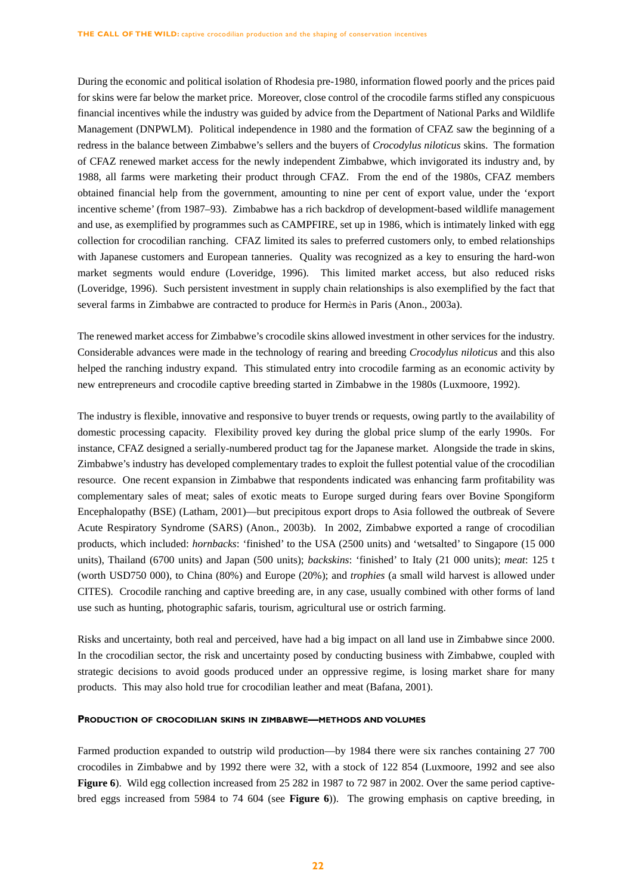During the economic and political isolation of Rhodesia pre-1980, information flowed poorly and the prices paid for skins were far below the market price. Moreover, close control of the crocodile farms stifled any conspicuous financial incentives while the industry was guided by advice from the Department of National Parks and Wildlife Management (DNPWLM). Political independence in 1980 and the formation of CFAZ saw the beginning of a redress in the balance between Zimbabwe's sellers and the buyers of *Crocodylus niloticus* skins. The formation of CFAZ renewed market access for the newly independent Zimbabwe, which invigorated its industry and, by 1988, all farms were marketing their product through CFAZ. From the end of the 1980s, CFAZ members obtained financial help from the government, amounting to nine per cent of export value, under the 'export incentive scheme' (from 1987–93). Zimbabwe has a rich backdrop of development-based wildlife management and use, as exemplified by programmes such as CAMPFIRE, set up in 1986, which is intimately linked with egg collection for crocodilian ranching. CFAZ limited its sales to preferred customers only, to embed relationships with Japanese customers and European tanneries. Quality was recognized as a key to ensuring the hard-won market segments would endure (Loveridge, 1996). This limited market access, but also reduced risks (Loveridge, 1996). Such persistent investment in supply chain relationships is also exemplified by the fact that several farms in Zimbabwe are contracted to produce for Hermès in Paris (Anon., 2003a).

The renewed market access for Zimbabwe's crocodile skins allowed investment in other services for the industry. Considerable advances were made in the technology of rearing and breeding *Crocodylus niloticus* and this also helped the ranching industry expand. This stimulated entry into crocodile farming as an economic activity by new entrepreneurs and crocodile captive breeding started in Zimbabwe in the 1980s (Luxmoore, 1992).

The industry is flexible, innovative and responsive to buyer trends or requests, owing partly to the availability of domestic processing capacity. Flexibility proved key during the global price slump of the early 1990s. For instance, CFAZ designed a serially-numbered product tag for the Japanese market. Alongside the trade in skins, Zimbabwe's industry has developed complementary trades to exploit the fullest potential value of the crocodilian resource. One recent expansion in Zimbabwe that respondents indicated was enhancing farm profitability was complementary sales of meat; sales of exotic meats to Europe surged during fears over Bovine Spongiform Encephalopathy (BSE) (Latham, 2001)—but precipitous export drops to Asia followed the outbreak of Severe Acute Respiratory Syndrome (SARS) (Anon., 2003b). In 2002, Zimbabwe exported a range of crocodilian products, which included: *hornbacks*: 'finished' to the USA (2500 units) and 'wetsalted' to Singapore (15 000 units), Thailand (6700 units) and Japan (500 units); *backskins*: 'finished' to Italy (21 000 units); *meat*: 125 t (worth USD750 000), to China (80%) and Europe (20%); and *trophies* (a small wild harvest is allowed under CITES). Crocodile ranching and captive breeding are, in any case, usually combined with other forms of land use such as hunting, photographic safaris, tourism, agricultural use or ostrich farming.

Risks and uncertainty, both real and perceived, have had a big impact on all land use in Zimbabwe since 2000. In the crocodilian sector, the risk and uncertainty posed by conducting business with Zimbabwe, coupled with strategic decisions to avoid goods produced under an oppressive regime, is losing market share for many products. This may also hold true for crocodilian leather and meat (Bafana, 2001).

#### Production of crocodilian skins in Zimbabwe—methods and volumes

Farmed production expanded to outstrip wild production—by 1984 there were six ranches containing 27 700 crocodiles in Zimbabwe and by 1992 there were 32, with a stock of 122 854 (Luxmoore, 1992 and see also **Figure 6**). Wild egg collection increased from 25 282 in 1987 to 72 987 in 2002. Over the same period captive-bred eggs increased from 5984 to 74 604 (see **Figure 6**)). The growing emphasis on captive breeding, in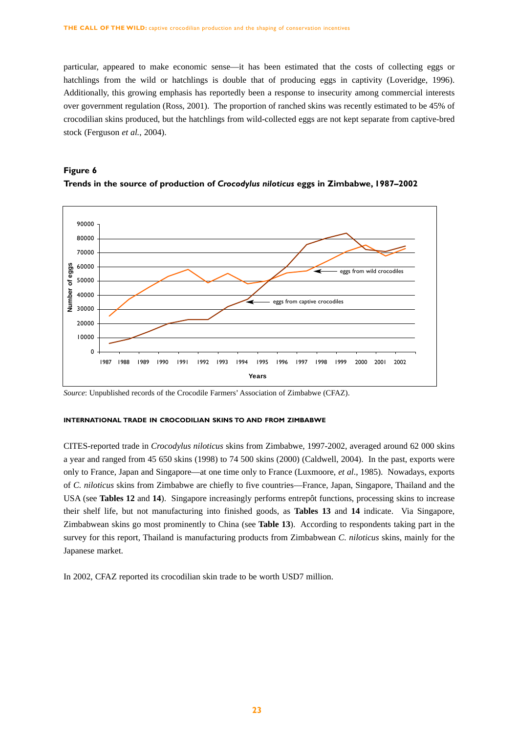particular, appeared to make economic sense—it has been estimated that the costs of collecting eggs or hatchlings from the wild or hatchlings is double that of producing eggs in captivity (Loveridge, 1996). Additionally, this growing emphasis has reportedly been a response to insecurity among commercial interests over government regulation (Ross, 2001). The proportion of ranched skins was recently estimated to be 45% of crocodilian skins produced, but the hatchlings from wild-collected eggs are not kept separate from captive-bred stock (Ferguson *et al.*, 2004).

**Figure 6**

**Trends in the source of production of *Crocodylus niloticus* eggs in Zimbabwe, 1987–2002**

*Source*: Unpublished records of the Crocodile Farmers' Association of Zimbabwe (CFAZ).

#### INTERNATIONAL TRADE IN CROCODILIAN SKINS TO AND FROM ZIMBABWE

CITES-reported trade in *Crocodylus niloticus* skins from Zimbabwe, 1997-2002, averaged around 62 000 skins a year and ranged from 45 650 skins (1998) to 74 500 skins (2000) (Caldwell, 2004). In the past, exports were only to France, Japan and Singapore—at one time only to France (Luxmoore, *et al*., 1985). Nowadays, exports of *C. niloticus* skins from Zimbabwe are chiefly to five countries—France, Japan, Singapore, Thailand and the USA (see **Tables 12** and **14**). Singapore increasingly performs entrepôt functions, processing skins to increase their shelf life, but not manufacturing into finished goods, as **Tables 13** and **14** indicate. Via Singapore, Zimbabwean skins go most prominently to China (see **Table 13**). According to respondents taking part in the survey for this report, Thailand is manufacturing products from Zimbabwean *C. niloticus* skins, mainly for the Japanese market.

In 2002, CFAZ reported its crocodilian skin trade to be worth USD7 million.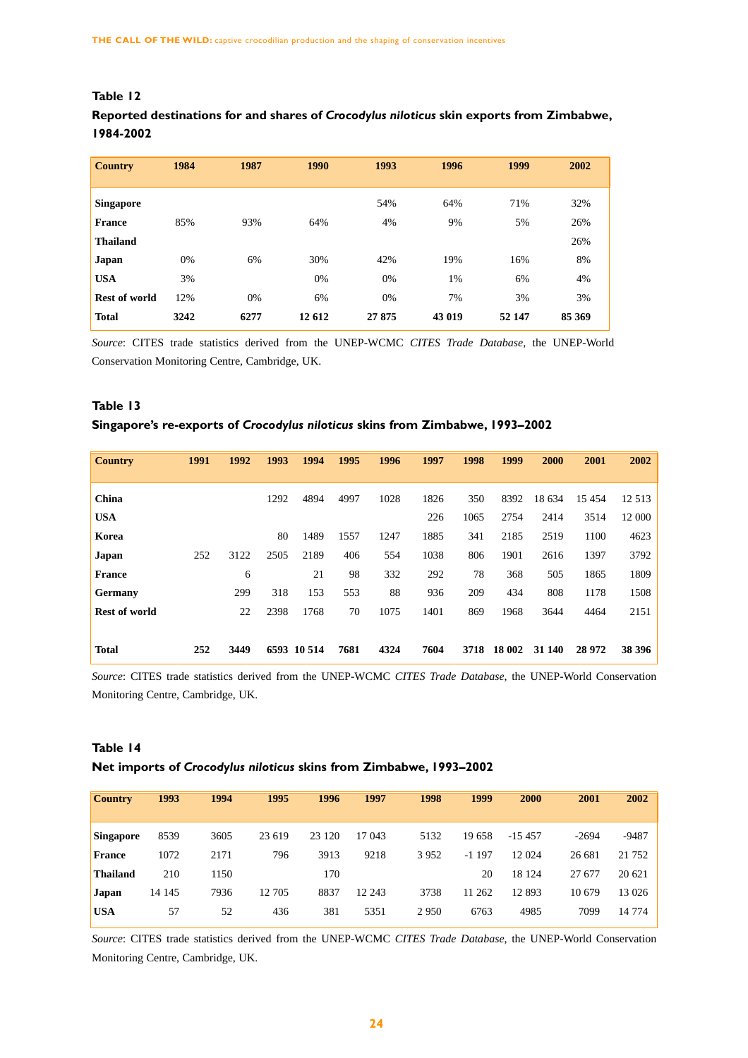**Table 12**

**Reported destinations for and shares of *Crocodylus niloticus* skin exports from Zimbabwe, 1984-2002**

| Country | 1984 | 1987 | 1990 | 1993 | 1996 | 1999 | 2002 |
|---|---|---|---|---|---|---|---|
| **Singapore** | | | | 54% | 64% | 71% | 32% |
| **France** | 85% | 93% | 64% | 4% | 9% | 5% | 26% |
| **Thailand** | | | | | | | 26% |
| **Japan** | 0% | 6% | 30% | 42% | 19% | 16% | 8% |
| **USA** | 3% | | 0% | 0% | 1% | 6% | 4% |
| **Rest of world** | 12% | 0% | 6% | 0% | 7% | 3% | 3% |
| **Total** | **3242** | **6277** | **12 612** | **27 875** | **43 019** | **52 147** | **85 369** |

*Source*: CITES trade statistics derived from the UNEP-WCMC *CITES Trade Database*, the UNEP-World Conservation Monitoring Centre, Cambridge, UK.

**Table 13**

**Singapore's re-exports of *Crocodylus niloticus* skins from Zimbabwe, 1993–2002**

| Country | 1991 | 1992 | 1993 | 1994 | 1995 | 1996 | 1997 | 1998 | 1999 | 2000 | 2001 | 2002 |
|---|---|---|---|---|---|---|---|---|---|---|---|---|
| **China** | | | 1292 | 4894 | 4997 | 1028 | 1826 | 350 | 8392 | 18 634 | 15 454 | 12 513 |
| **USA** | | | | | | | 226 | 1065 | 2754 | 2414 | 3514 | 12 000 |
| **Korea** | | | 80 | 1489 | 1557 | 1247 | 1885 | 341 | 2185 | 2519 | 1100 | 4623 |
| **Japan** | 252 | 3122 | 2505 | 2189 | 406 | 554 | 1038 | 806 | 1901 | 2616 | 1397 | 3792 |
| **France** | | 6 | | 21 | 98 | 332 | 292 | 78 | 368 | 505 | 1865 | 1809 |
| **Germany** | | 299 | 318 | 153 | 553 | 88 | 936 | 209 | 434 | 808 | 1178 | 1508 |
| **Rest of world** | | 22 | 2398 | 1768 | 70 | 1075 | 1401 | 869 | 1968 | 3644 | 4464 | 2151 |
| **Total** | **252** | **3449** | **6593** | **10 514** | **7681** | **4324** | **7604** | **3718** | **18 002** | **31 140** | **28 972** | **38 396** |

*Source*: CITES trade statistics derived from the UNEP-WCMC *CITES Trade Database*, the UNEP-World Conservation Monitoring Centre, Cambridge, UK.

**Table 14**

**Net imports of *Crocodylus niloticus* skins from Zimbabwe, 1993–2002**

| Country | 1993 | 1994 | 1995 | 1996 | 1997 | 1998 | 1999 | 2000 | 2001 | 2002 |
|---|---|---|---|---|---|---|---|---|---|---|
| **Singapore** | 8539 | 3605 | 23 619 | 23 120 | 17 043 | 5132 | 19 658 | -15 457 | -2694 | -9487 |
| **France** | 1072 | 2171 | 796 | 3913 | 9218 | 3 952 | -1 197 | 12 024 | 26 681 | 21 752 |
| **Thailand** | 210 | 1150 | | 170 | | | 20 | 18 124 | 27 677 | 20 621 |
| **Japan** | 14 145 | 7936 | 12 705 | 8837 | 12 243 | 3738 | 11 262 | 12 893 | 10 679 | 13 026 |
| **USA** | 57 | 52 | 436 | 381 | 5351 | 2 950 | 6763 | 4985 | 7099 | 14 774 |

*Source*: CITES trade statistics derived from the UNEP-WCMC *CITES Trade Database*, the UNEP-World Conservation Monitoring Centre, Cambridge, UK.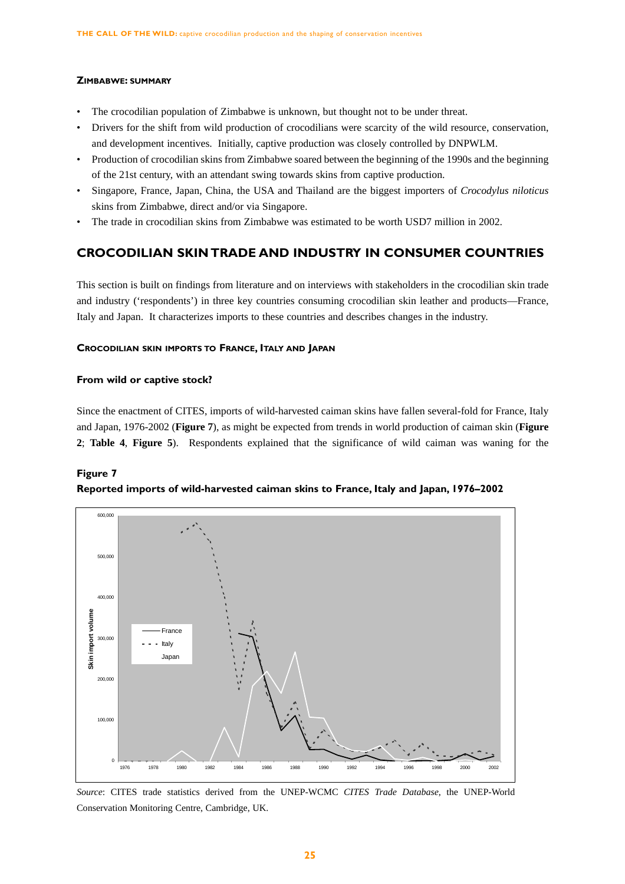#### Zimbabwe: summary

- The crocodilian population of Zimbabwe is unknown, but thought not to be under threat.
- Drivers for the shift from wild production of crocodilians were scarcity of the wild resource, conservation, and development incentives. Initially, captive production was closely controlled by DNPWLM.
- Production of crocodilian skins from Zimbabwe soared between the beginning of the 1990s and the beginning of the 21st century, with an attendant swing towards skins from captive production.
- Singapore, France, Japan, China, the USA and Thailand are the biggest importers of *Crocodylus niloticus* skins from Zimbabwe, direct and/or via Singapore.
- The trade in crocodilian skins from Zimbabwe was estimated to be worth USD7 million in 2002.

## CROCODILIAN SKIN TRADE AND INDUSTRY IN CONSUMER COUNTRIES

This section is built on findings from literature and on interviews with stakeholders in the crocodilian skin trade and industry ('respondents') in three key countries consuming crocodilian skin leather and products—France, Italy and Japan. It characterizes imports to these countries and describes changes in the industry.

#### Crocodilian skin imports to France, Italy and Japan

**From wild or captive stock?**

Since the enactment of CITES, imports of wild-harvested caiman skins have fallen several-fold for France, Italy and Japan, 1976-2002 (**Figure 7**), as might be expected from trends in world production of caiman skin (**Figure 2**; **Table 4**, **Figure 5**). Respondents explained that the significance of wild caiman was waning for the

**Figure 7**

**Reported imports of wild-harvested caiman skins to France, Italy and Japan, 1976–2002**

*Source*: CITES trade statistics derived from the UNEP-WCMC *CITES Trade Database*, the UNEP-World Conservation Monitoring Centre, Cambridge, UK.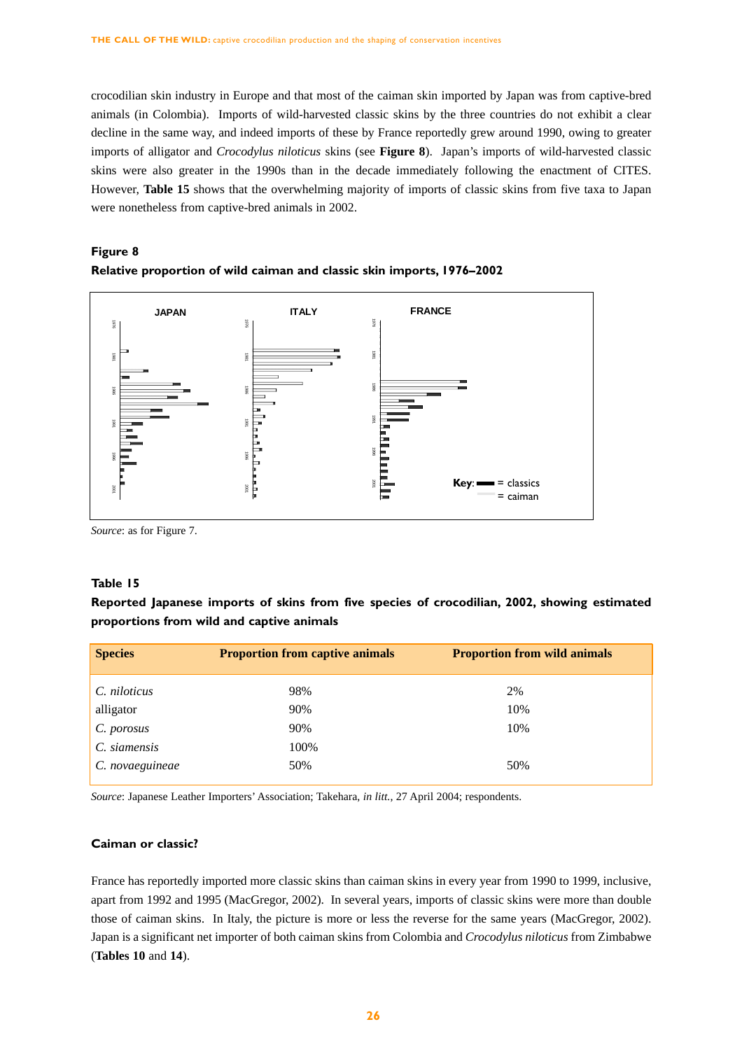crocodilian skin industry in Europe and that most of the caiman skin imported by Japan was from captive-bred animals (in Colombia). Imports of wild-harvested classic skins by the three countries do not exhibit a clear decline in the same way, and indeed imports of these by France reportedly grew around 1990, owing to greater imports of alligator and *Crocodylus niloticus* skins (see **Figure 8**). Japan's imports of wild-harvested classic skins were also greater in the 1990s than in the decade immediately following the enactment of CITES. However, **Table 15** shows that the overwhelming majority of imports of classic skins from five taxa to Japan were nonetheless from captive-bred animals in 2002.

**Figure 8**

**Relative proportion of wild caiman and classic skin imports, 1976–2002**

*Source*: as for Figure 7.

**Table 15**

**Reported Japanese imports of skins from five species of crocodilian, 2002, showing estimated proportions from wild and captive animals**

| Species | Proportion from captive animals | Proportion from wild animals |
|---|---|---|
| *C. niloticus* | 98% | 2% |
| alligator | 90% | 10% |
| *C. porosus* | 90% | 10% |
| *C. siamensis* | 100% | |
| *C. novaeguineae* | 50% | 50% |

*Source*: Japanese Leather Importers' Association; Takehara, *in litt.*, 27 April 2004; respondents.

### Caiman or classic?

France has reportedly imported more classic skins than caiman skins in every year from 1990 to 1999, inclusive, apart from 1992 and 1995 (MacGregor, 2002). In several years, imports of classic skins were more than double those of caiman skins. In Italy, the picture is more or less the reverse for the same years (MacGregor, 2002). Japan is a significant net importer of both caiman skins from Colombia and *Crocodylus niloticus* from Zimbabwe (**Tables 10** and **14**).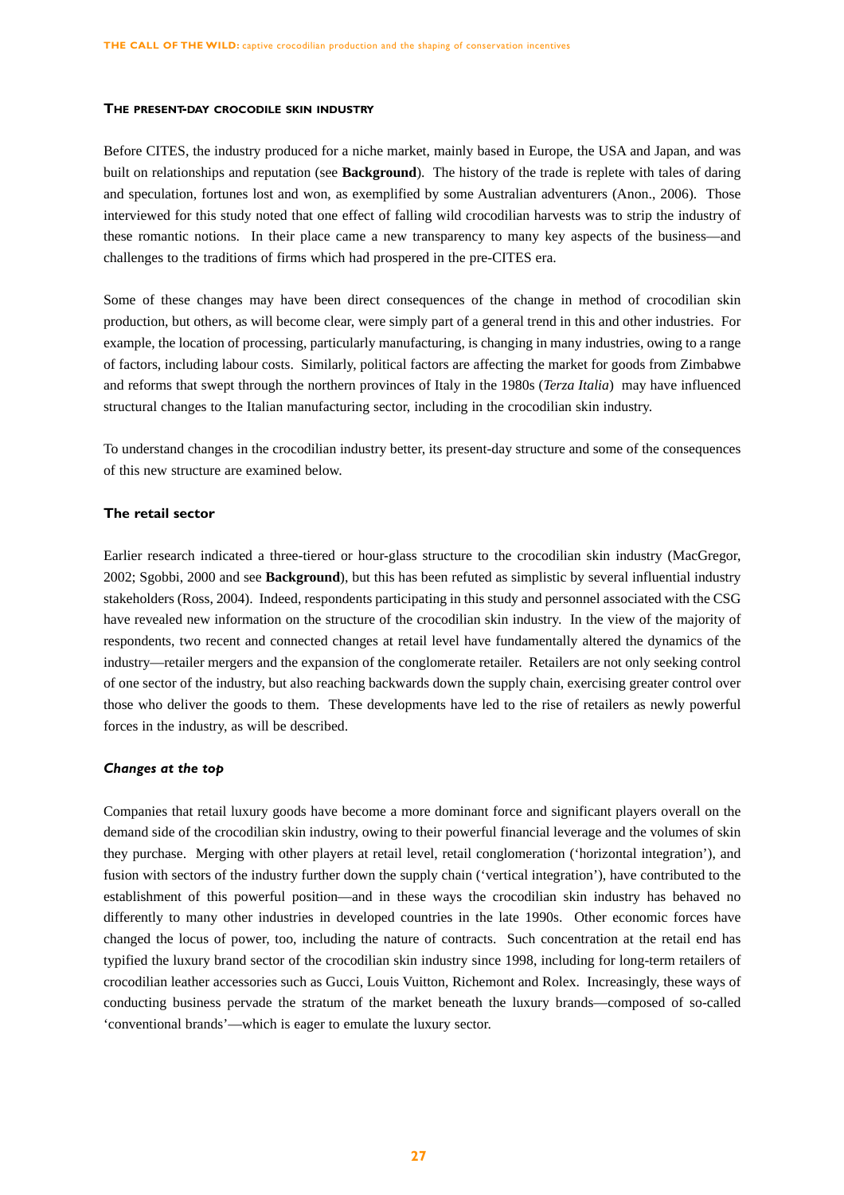### The present-day crocodile skin industry

Before CITES, the industry produced for a niche market, mainly based in Europe, the USA and Japan, and was built on relationships and reputation (see **Background**). The history of the trade is replete with tales of daring and speculation, fortunes lost and won, as exemplified by some Australian adventurers (Anon., 2006). Those interviewed for this study noted that one effect of falling wild crocodilian harvests was to strip the industry of these romantic notions. In their place came a new transparency to many key aspects of the business—and challenges to the traditions of firms which had prospered in the pre-CITES era.

Some of these changes may have been direct consequences of the change in method of crocodilian skin production, but others, as will become clear, were simply part of a general trend in this and other industries. For example, the location of processing, particularly manufacturing, is changing in many industries, owing to a range of factors, including labour costs. Similarly, political factors are affecting the market for goods from Zimbabwe and reforms that swept through the northern provinces of Italy in the 1980s (*Terza Italia*) may have influenced structural changes to the Italian manufacturing sector, including in the crocodilian skin industry.

To understand changes in the crocodilian industry better, its present-day structure and some of the consequences of this new structure are examined below.

#### The retail sector

Earlier research indicated a three-tiered or hour-glass structure to the crocodilian skin industry (MacGregor, 2002; Sgobbi, 2000 and see **Background**), but this has been refuted as simplistic by several influential industry stakeholders (Ross, 2004). Indeed, respondents participating in this study and personnel associated with the CSG have revealed new information on the structure of the crocodilian skin industry. In the view of the majority of respondents, two recent and connected changes at retail level have fundamentally altered the dynamics of the industry—retailer mergers and the expansion of the conglomerate retailer. Retailers are not only seeking control of one sector of the industry, but also reaching backwards down the supply chain, exercising greater control over those who deliver the goods to them. These developments have led to the rise of retailers as newly powerful forces in the industry, as will be described.

##### *Changes at the top*

Companies that retail luxury goods have become a more dominant force and significant players overall on the demand side of the crocodilian skin industry, owing to their powerful financial leverage and the volumes of skin they purchase. Merging with other players at retail level, retail conglomeration ('horizontal integration'), and fusion with sectors of the industry further down the supply chain ('vertical integration'), have contributed to the establishment of this powerful position—and in these ways the crocodilian skin industry has behaved no differently to many other industries in developed countries in the late 1990s. Other economic forces have changed the locus of power, too, including the nature of contracts. Such concentration at the retail end has typified the luxury brand sector of the crocodilian skin industry since 1998, including for long-term retailers of crocodilian leather accessories such as Gucci, Louis Vuitton, Richemont and Rolex. Increasingly, these ways of conducting business pervade the stratum of the market beneath the luxury brands—composed of so-called 'conventional brands'—which is eager to emulate the luxury sector.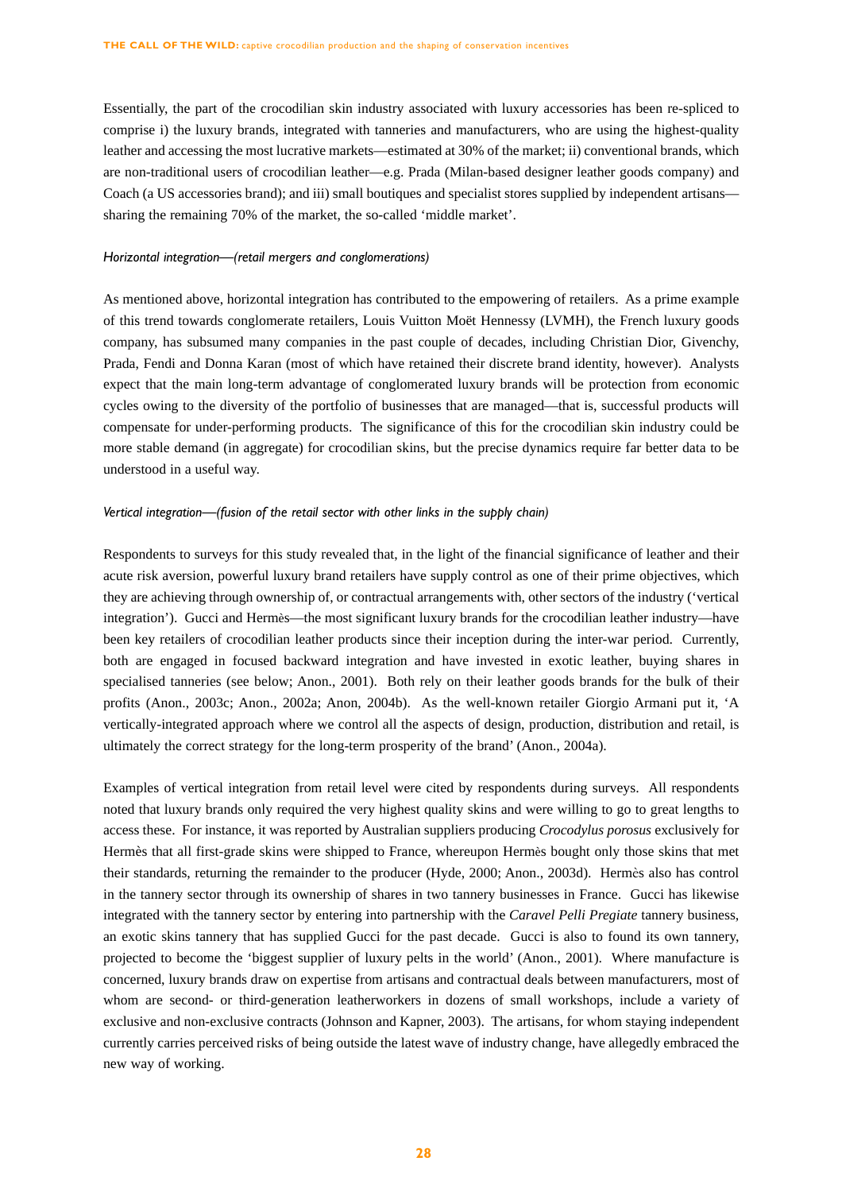Essentially, the part of the crocodilian skin industry associated with luxury accessories has been re-spliced to comprise i) the luxury brands, integrated with tanneries and manufacturers, who are using the highest-quality leather and accessing the most lucrative markets—estimated at 30% of the market; ii) conventional brands, which are non-traditional users of crocodilian leather—e.g. Prada (Milan-based designer leather goods company) and Coach (a US accessories brand); and iii) small boutiques and specialist stores supplied by independent artisans—sharing the remaining 70% of the market, the so-called 'middle market'.

*Horizontal integration—(retail mergers and conglomerations)*

As mentioned above, horizontal integration has contributed to the empowering of retailers. As a prime example of this trend towards conglomerate retailers, Louis Vuitton Moët Hennessy (LVMH), the French luxury goods company, has subsumed many companies in the past couple of decades, including Christian Dior, Givenchy, Prada, Fendi and Donna Karan (most of which have retained their discrete brand identity, however). Analysts expect that the main long-term advantage of conglomerated luxury brands will be protection from economic cycles owing to the diversity of the portfolio of businesses that are managed—that is, successful products will compensate for under-performing products. The significance of this for the crocodilian skin industry could be more stable demand (in aggregate) for crocodilian skins, but the precise dynamics require far better data to be understood in a useful way.

*Vertical integration—(fusion of the retail sector with other links in the supply chain)*

Respondents to surveys for this study revealed that, in the light of the financial significance of leather and their acute risk aversion, powerful luxury brand retailers have supply control as one of their prime objectives, which they are achieving through ownership of, or contractual arrangements with, other sectors of the industry ('vertical integration'). Gucci and Hermès—the most significant luxury brands for the crocodilian leather industry—have been key retailers of crocodilian leather products since their inception during the inter-war period. Currently, both are engaged in focused backward integration and have invested in exotic leather, buying shares in specialised tanneries (see below; Anon., 2001). Both rely on their leather goods brands for the bulk of their profits (Anon., 2003c; Anon., 2002a; Anon, 2004b). As the well-known retailer Giorgio Armani put it, 'A vertically-integrated approach where we control all the aspects of design, production, distribution and retail, is ultimately the correct strategy for the long-term prosperity of the brand' (Anon., 2004a).

Examples of vertical integration from retail level were cited by respondents during surveys. All respondents noted that luxury brands only required the very highest quality skins and were willing to go to great lengths to access these. For instance, it was reported by Australian suppliers producing *Crocodylus porosus* exclusively for Hermès that all first-grade skins were shipped to France, whereupon Hermès bought only those skins that met their standards, returning the remainder to the producer (Hyde, 2000; Anon., 2003d). Hermès also has control in the tannery sector through its ownership of shares in two tannery businesses in France. Gucci has likewise integrated with the tannery sector by entering into partnership with the *Caravel Pelli Pregiate* tannery business, an exotic skins tannery that has supplied Gucci for the past decade. Gucci is also to found its own tannery, projected to become the 'biggest supplier of luxury pelts in the world' (Anon., 2001). Where manufacture is concerned, luxury brands draw on expertise from artisans and contractual deals between manufacturers, most of whom are second- or third-generation leatherworkers in dozens of small workshops, include a variety of exclusive and non-exclusive contracts (Johnson and Kapner, 2003). The artisans, for whom staying independent currently carries perceived risks of being outside the latest wave of industry change, have allegedly embraced the new way of working.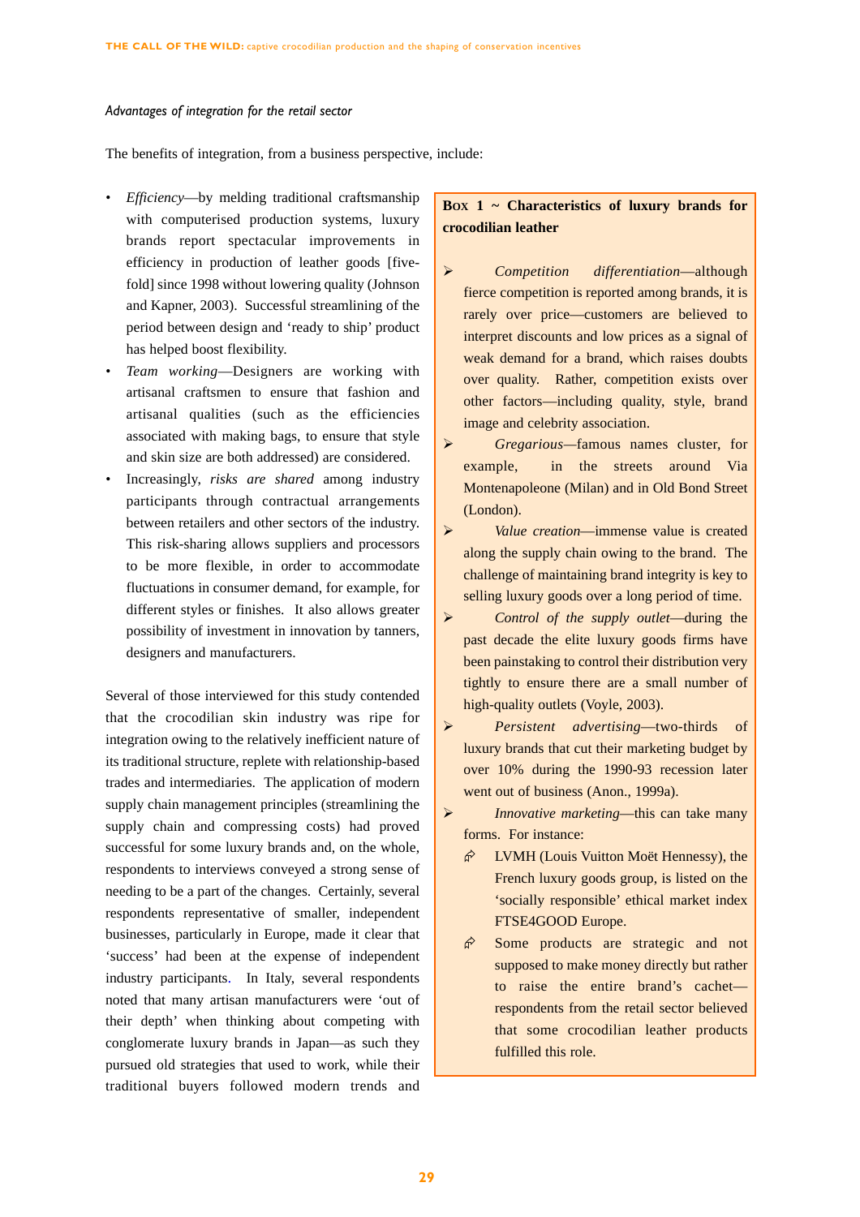*Advantages of integration for the retail sector*

The benefits of integration, from a business perspective, include:

- *Efficiency*—by melding traditional craftsmanship with computerised production systems, luxury brands report spectacular improvements in efficiency in production of leather goods [five-fold] since 1998 without lowering quality (Johnson and Kapner, 2003). Successful streamlining of the period between design and 'ready to ship' product has helped boost flexibility.
- *Team working*—Designers are working with artisanal craftsmen to ensure that fashion and artisanal qualities (such as the efficiencies associated with making bags, to ensure that style and skin size are both addressed) are considered.
- Increasingly, *risks are shared* among industry participants through contractual arrangements between retailers and other sectors of the industry. This risk-sharing allows suppliers and processors to be more flexible, in order to accommodate fluctuations in consumer demand, for example, for different styles or finishes. It also allows greater possibility of investment in innovation by tanners, designers and manufacturers.

Several of those interviewed for this study contended that the crocodilian skin industry was ripe for integration owing to the relatively inefficient nature of its traditional structure, replete with relationship-based trades and intermediaries. The application of modern supply chain management principles (streamlining the supply chain and compressing costs) had proved successful for some luxury brands and, on the whole, respondents to interviews conveyed a strong sense of needing to be a part of the changes. Certainly, several respondents representative of smaller, independent businesses, particularly in Europe, made it clear that 'success' had been at the expense of independent industry participants. In Italy, several respondents noted that many artisan manufacturers were 'out of their depth' when thinking about competing with conglomerate luxury brands in Japan—as such they pursued old strategies that used to work, while their traditional buyers followed modern trends and

**Box 1 ~ Characteristics of luxury brands for crocodilian leather**

- *Competition differentiation*—although fierce competition is reported among brands, it is rarely over price—customers are believed to interpret discounts and low prices as a signal of weak demand for a brand, which raises doubts over quality. Rather, competition exists over other factors—including quality, style, brand image and celebrity association.
- *Gregarious*—famous names cluster, for example, in the streets around Via Montenapoleone (Milan) and in Old Bond Street (London).
- *Value creation*—immense value is created along the supply chain owing to the brand. The challenge of maintaining brand integrity is key to selling luxury goods over a long period of time.
- *Control of the supply outlet*—during the past decade the elite luxury goods firms have been painstaking to control their distribution very tightly to ensure there are a small number of high-quality outlets (Voyle, 2003).
- *Persistent advertising*—two-thirds of luxury brands that cut their marketing budget by over 10% during the 1990-93 recession later went out of business (Anon., 1999a).
- *Innovative marketing*—this can take many forms. For instance:
  - LVMH (Louis Vuitton Moët Hennessy), the French luxury goods group, is listed on the 'socially responsible' ethical market index FTSE4GOOD Europe.
  - Some products are strategic and not supposed to make money directly but rather to raise the entire brand's cachet—respondents from the retail sector believed that some crocodilian leather products fulfilled this role.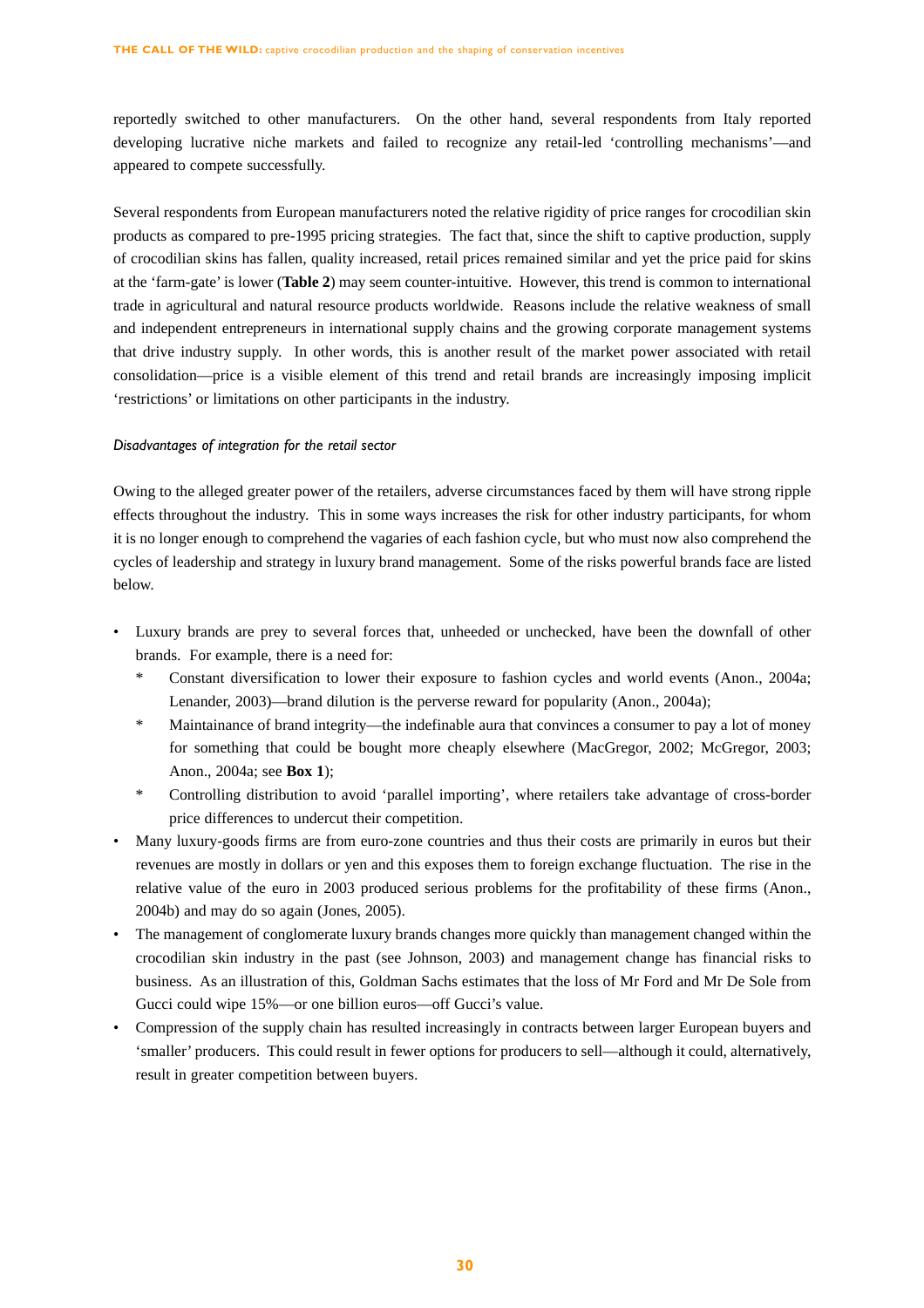reportedly switched to other manufacturers. On the other hand, several respondents from Italy reported developing lucrative niche markets and failed to recognize any retail-led 'controlling mechanisms'—and appeared to compete successfully.

Several respondents from European manufacturers noted the relative rigidity of price ranges for crocodilian skin products as compared to pre-1995 pricing strategies. The fact that, since the shift to captive production, supply of crocodilian skins has fallen, quality increased, retail prices remained similar and yet the price paid for skins at the 'farm-gate' is lower (**Table 2**) may seem counter-intuitive. However, this trend is common to international trade in agricultural and natural resource products worldwide. Reasons include the relative weakness of small and independent entrepreneurs in international supply chains and the growing corporate management systems that drive industry supply. In other words, this is another result of the market power associated with retail consolidation—price is a visible element of this trend and retail brands are increasingly imposing implicit 'restrictions' or limitations on other participants in the industry.

*Disadvantages of integration for the retail sector*

Owing to the alleged greater power of the retailers, adverse circumstances faced by them will have strong ripple effects throughout the industry. This in some ways increases the risk for other industry participants, for whom it is no longer enough to comprehend the vagaries of each fashion cycle, but who must now also comprehend the cycles of leadership and strategy in luxury brand management. Some of the risks powerful brands face are listed below.

- Luxury brands are prey to several forces that, unheeded or unchecked, have been the downfall of other brands. For example, there is a need for:
  - Constant diversification to lower their exposure to fashion cycles and world events (Anon., 2004a; Lenander, 2003)—brand dilution is the perverse reward for popularity (Anon., 2004a);
  - Maintainance of brand integrity—the indefinable aura that convinces a consumer to pay a lot of money for something that could be bought more cheaply elsewhere (MacGregor, 2002; McGregor, 2003; Anon., 2004a; see **Box 1**);
  - Controlling distribution to avoid 'parallel importing', where retailers take advantage of cross-border price differences to undercut their competition.
- Many luxury-goods firms are from euro-zone countries and thus their costs are primarily in euros but their revenues are mostly in dollars or yen and this exposes them to foreign exchange fluctuation. The rise in the relative value of the euro in 2003 produced serious problems for the profitability of these firms (Anon., 2004b) and may do so again (Jones, 2005).
- The management of conglomerate luxury brands changes more quickly than management changed within the crocodilian skin industry in the past (see Johnson, 2003) and management change has financial risks to business. As an illustration of this, Goldman Sachs estimates that the loss of Mr Ford and Mr De Sole from Gucci could wipe 15%—or one billion euros—off Gucci's value.
- Compression of the supply chain has resulted increasingly in contracts between larger European buyers and 'smaller' producers. This could result in fewer options for producers to sell—although it could, alternatively, result in greater competition between buyers.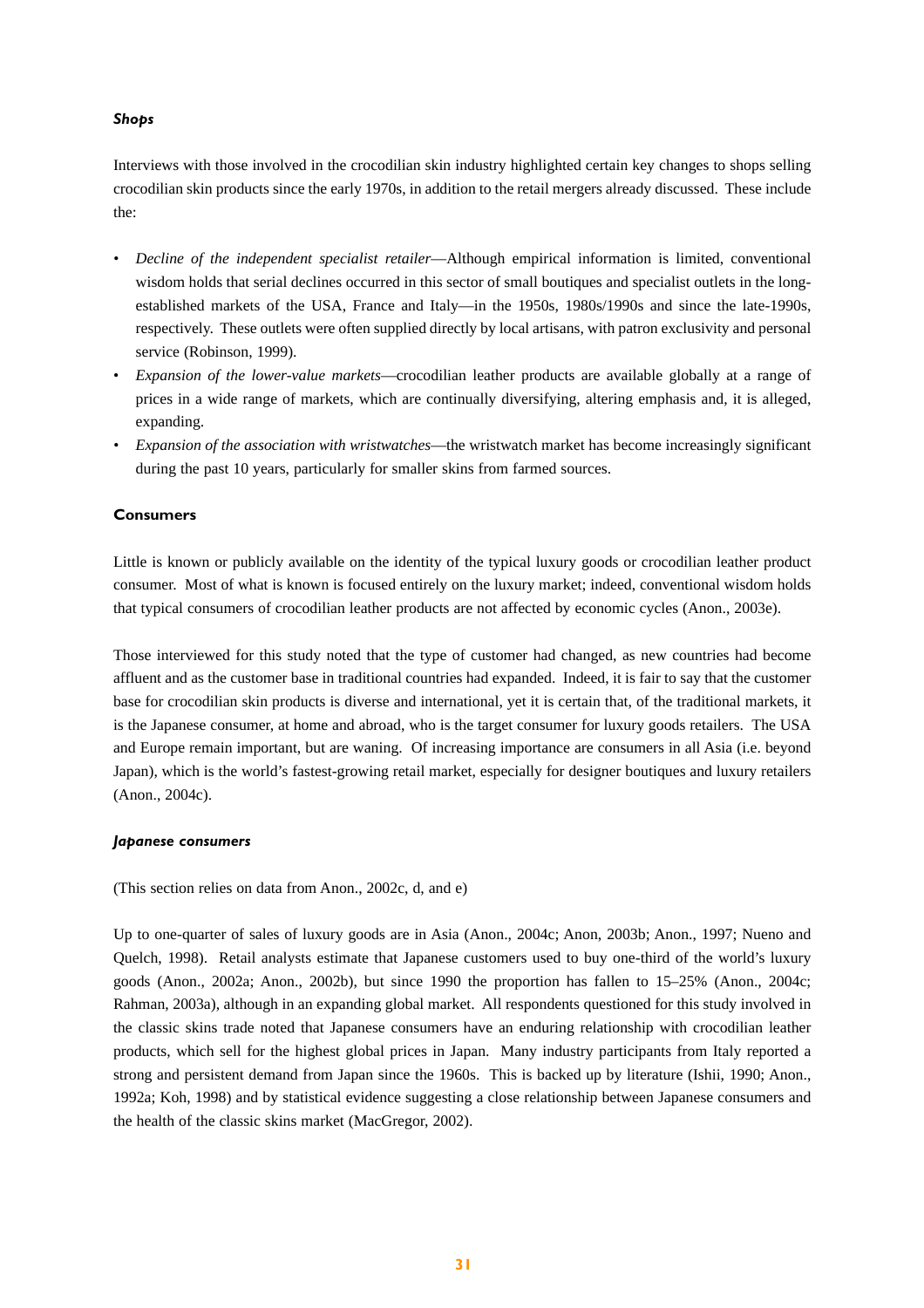### *Shops*

Interviews with those involved in the crocodilian skin industry highlighted certain key changes to shops selling crocodilian skin products since the early 1970s, in addition to the retail mergers already discussed. These include the:

- *Decline of the independent specialist retailer*—Although empirical information is limited, conventional wisdom holds that serial declines occurred in this sector of small boutiques and specialist outlets in the long-established markets of the USA, France and Italy—in the 1950s, 1980s/1990s and since the late-1990s, respectively. These outlets were often supplied directly by local artisans, with patron exclusivity and personal service (Robinson, 1999).
- *Expansion of the lower-value markets*—crocodilian leather products are available globally at a range of prices in a wide range of markets, which are continually diversifying, altering emphasis and, it is alleged, expanding.
- *Expansion of the association with wristwatches*—the wristwatch market has become increasingly significant during the past 10 years, particularly for smaller skins from farmed sources.

### Consumers

Little is known or publicly available on the identity of the typical luxury goods or crocodilian leather product consumer. Most of what is known is focused entirely on the luxury market; indeed, conventional wisdom holds that typical consumers of crocodilian leather products are not affected by economic cycles (Anon., 2003e).

Those interviewed for this study noted that the type of customer had changed, as new countries had become affluent and as the customer base in traditional countries had expanded. Indeed, it is fair to say that the customer base for crocodilian skin products is diverse and international, yet it is certain that, of the traditional markets, it is the Japanese consumer, at home and abroad, who is the target consumer for luxury goods retailers. The USA and Europe remain important, but are waning. Of increasing importance are consumers in all Asia (i.e. beyond Japan), which is the world's fastest-growing retail market, especially for designer boutiques and luxury retailers (Anon., 2004c).

### *Japanese consumers*

(This section relies on data from Anon., 2002c, d, and e)

Up to one-quarter of sales of luxury goods are in Asia (Anon., 2004c; Anon, 2003b; Anon., 1997; Nueno and Quelch, 1998). Retail analysts estimate that Japanese customers used to buy one-third of the world's luxury goods (Anon., 2002a; Anon., 2002b), but since 1990 the proportion has fallen to 15–25% (Anon., 2004c; Rahman, 2003a), although in an expanding global market. All respondents questioned for this study involved in the classic skins trade noted that Japanese consumers have an enduring relationship with crocodilian leather products, which sell for the highest global prices in Japan. Many industry participants from Italy reported a strong and persistent demand from Japan since the 1960s. This is backed up by literature (Ishii, 1990; Anon., 1992a; Koh, 1998) and by statistical evidence suggesting a close relationship between Japanese consumers and the health of the classic skins market (MacGregor, 2002).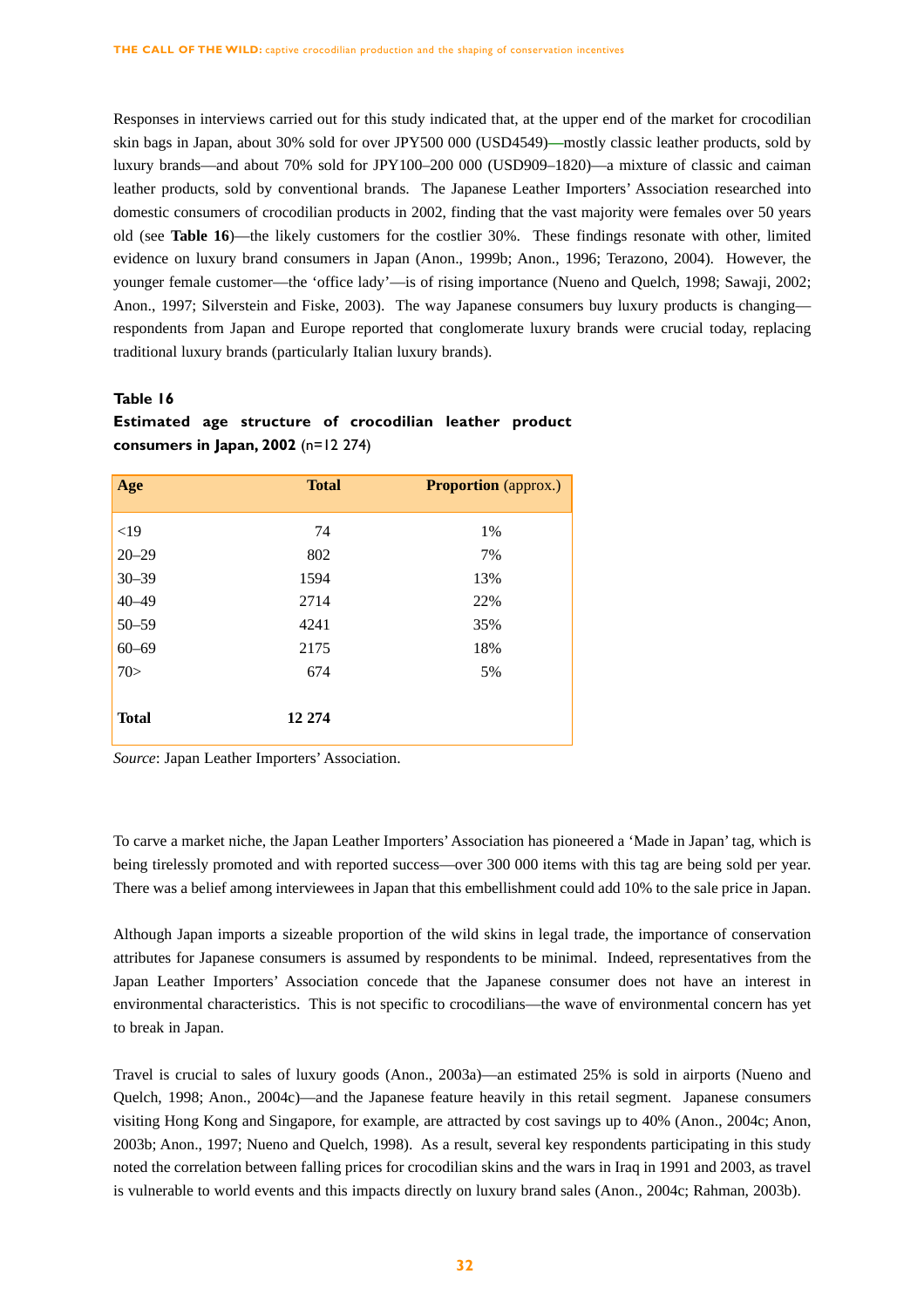Responses in interviews carried out for this study indicated that, at the upper end of the market for crocodilian skin bags in Japan, about 30% sold for over JPY500 000 (USD4549)—mostly classic leather products, sold by luxury brands—and about 70% sold for JPY100–200 000 (USD909–1820)—a mixture of classic and caiman leather products, sold by conventional brands. The Japanese Leather Importers' Association researched into domestic consumers of crocodilian products in 2002, finding that the vast majority were females over 50 years old (see **Table 16**)—the likely customers for the costlier 30%. These findings resonate with other, limited evidence on luxury brand consumers in Japan (Anon., 1999b; Anon., 1996; Terazono, 2004). However, the younger female customer—the 'office lady'—is of rising importance (Nueno and Quelch, 1998; Sawaji, 2002; Anon., 1997; Silverstein and Fiske, 2003). The way Japanese consumers buy luxury products is changing—respondents from Japan and Europe reported that conglomerate luxury brands were crucial today, replacing traditional luxury brands (particularly Italian luxury brands).

**Table 16**

**Estimated age structure of crocodilian leather product consumers in Japan, 2002** (n=12 274)

| **Age** | **Total** | **Proportion** (approx.) |
|---|---|---|
| <19 | 74 | 1% |
| 20–29 | 802 | 7% |
| 30–39 | 1594 | 13% |
| 40–49 | 2714 | 22% |
| 50–59 | 4241 | 35% |
| 60–69 | 2175 | 18% |
| 70> | 674 | 5% |
| **Total** | **12 274** | |

*Source*: Japan Leather Importers' Association.

To carve a market niche, the Japan Leather Importers' Association has pioneered a 'Made in Japan' tag, which is being tirelessly promoted and with reported success—over 300 000 items with this tag are being sold per year. There was a belief among interviewees in Japan that this embellishment could add 10% to the sale price in Japan.

Although Japan imports a sizeable proportion of the wild skins in legal trade, the importance of conservation attributes for Japanese consumers is assumed by respondents to be minimal. Indeed, representatives from the Japan Leather Importers' Association concede that the Japanese consumer does not have an interest in environmental characteristics. This is not specific to crocodilians—the wave of environmental concern has yet to break in Japan.

Travel is crucial to sales of luxury goods (Anon., 2003a)—an estimated 25% is sold in airports (Nueno and Quelch, 1998; Anon., 2004c)—and the Japanese feature heavily in this retail segment. Japanese consumers visiting Hong Kong and Singapore, for example, are attracted by cost savings up to 40% (Anon., 2004c; Anon, 2003b; Anon., 1997; Nueno and Quelch, 1998). As a result, several key respondents participating in this study noted the correlation between falling prices for crocodilian skins and the wars in Iraq in 1991 and 2003, as travel is vulnerable to world events and this impacts directly on luxury brand sales (Anon., 2004c; Rahman, 2003b).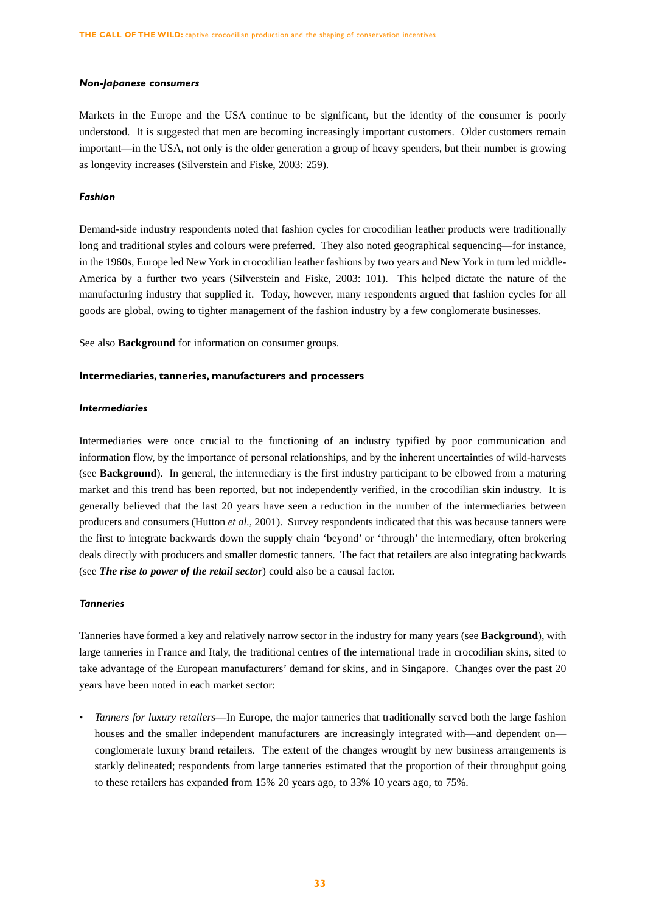#### *Non-Japanese consumers*

Markets in the Europe and the USA continue to be significant, but the identity of the consumer is poorly understood. It is suggested that men are becoming increasingly important customers. Older customers remain important—in the USA, not only is the older generation a group of heavy spenders, but their number is growing as longevity increases (Silverstein and Fiske, 2003: 259).

#### *Fashion*

Demand-side industry respondents noted that fashion cycles for crocodilian leather products were traditionally long and traditional styles and colours were preferred. They also noted geographical sequencing—for instance, in the 1960s, Europe led New York in crocodilian leather fashions by two years and New York in turn led middle-America by a further two years (Silverstein and Fiske, 2003: 101). This helped dictate the nature of the manufacturing industry that supplied it. Today, however, many respondents argued that fashion cycles for all goods are global, owing to tighter management of the fashion industry by a few conglomerate businesses.

See also **Background** for information on consumer groups.

### Intermediaries, tanneries, manufacturers and processers

#### *Intermediaries*

Intermediaries were once crucial to the functioning of an industry typified by poor communication and information flow, by the importance of personal relationships, and by the inherent uncertainties of wild-harvests (see **Background**). In general, the intermediary is the first industry participant to be elbowed from a maturing market and this trend has been reported, but not independently verified, in the crocodilian skin industry. It is generally believed that the last 20 years have seen a reduction in the number of the intermediaries between producers and consumers (Hutton *et al.,* 2001). Survey respondents indicated that this was because tanners were the first to integrate backwards down the supply chain 'beyond' or 'through' the intermediary, often brokering deals directly with producers and smaller domestic tanners. The fact that retailers are also integrating backwards (see ***The rise to power of the retail sector***) could also be a causal factor.

#### *Tanneries*

Tanneries have formed a key and relatively narrow sector in the industry for many years (see **Background**), with large tanneries in France and Italy, the traditional centres of the international trade in crocodilian skins, sited to take advantage of the European manufacturers' demand for skins, and in Singapore. Changes over the past 20 years have been noted in each market sector:

- *Tanners for luxury retailers*—In Europe, the major tanneries that traditionally served both the large fashion houses and the smaller independent manufacturers are increasingly integrated with—and dependent on—conglomerate luxury brand retailers. The extent of the changes wrought by new business arrangements is starkly delineated; respondents from large tanneries estimated that the proportion of their throughput going to these retailers has expanded from 15% 20 years ago, to 33% 10 years ago, to 75%.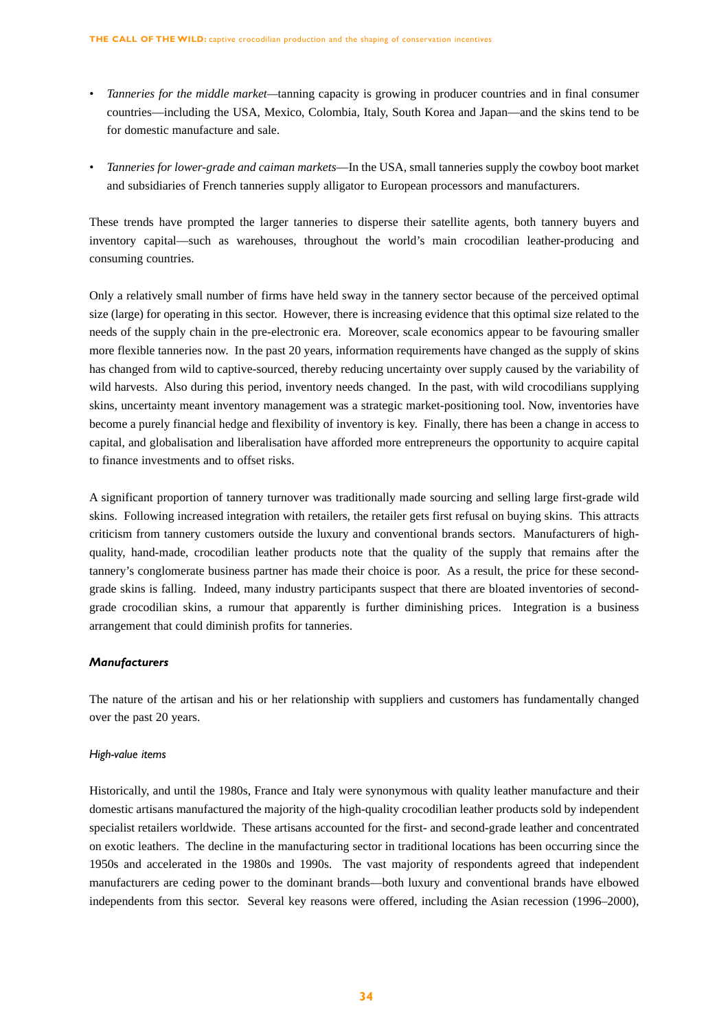- *Tanneries for the middle market*—tanning capacity is growing in producer countries and in final consumer countries—including the USA, Mexico, Colombia, Italy, South Korea and Japan—and the skins tend to be for domestic manufacture and sale.

- *Tanneries for lower-grade and caiman markets*—In the USA, small tanneries supply the cowboy boot market and subsidiaries of French tanneries supply alligator to European processors and manufacturers.

These trends have prompted the larger tanneries to disperse their satellite agents, both tannery buyers and inventory capital—such as warehouses, throughout the world's main crocodilian leather-producing and consuming countries.

Only a relatively small number of firms have held sway in the tannery sector because of the perceived optimal size (large) for operating in this sector. However, there is increasing evidence that this optimal size related to the needs of the supply chain in the pre-electronic era. Moreover, scale economics appear to be favouring smaller more flexible tanneries now. In the past 20 years, information requirements have changed as the supply of skins has changed from wild to captive-sourced, thereby reducing uncertainty over supply caused by the variability of wild harvests. Also during this period, inventory needs changed. In the past, with wild crocodilians supplying skins, uncertainty meant inventory management was a strategic market-positioning tool. Now, inventories have become a purely financial hedge and flexibility of inventory is key. Finally, there has been a change in access to capital, and globalisation and liberalisation have afforded more entrepreneurs the opportunity to acquire capital to finance investments and to offset risks.

A significant proportion of tannery turnover was traditionally made sourcing and selling large first-grade wild skins. Following increased integration with retailers, the retailer gets first refusal on buying skins. This attracts criticism from tannery customers outside the luxury and conventional brands sectors. Manufacturers of high-quality, hand-made, crocodilian leather products note that the quality of the supply that remains after the tannery's conglomerate business partner has made their choice is poor. As a result, the price for these second-grade skins is falling. Indeed, many industry participants suspect that there are bloated inventories of second-grade crocodilian skins, a rumour that apparently is further diminishing prices. Integration is a business arrangement that could diminish profits for tanneries.

### *Manufacturers*

The nature of the artisan and his or her relationship with suppliers and customers has fundamentally changed over the past 20 years.

#### *High-value items*

Historically, and until the 1980s, France and Italy were synonymous with quality leather manufacture and their domestic artisans manufactured the majority of the high-quality crocodilian leather products sold by independent specialist retailers worldwide. These artisans accounted for the first- and second-grade leather and concentrated on exotic leathers. The decline in the manufacturing sector in traditional locations has been occurring since the 1950s and accelerated in the 1980s and 1990s. The vast majority of respondents agreed that independent manufacturers are ceding power to the dominant brands—both luxury and conventional brands have elbowed independents from this sector. Several key reasons were offered, including the Asian recession (1996–2000),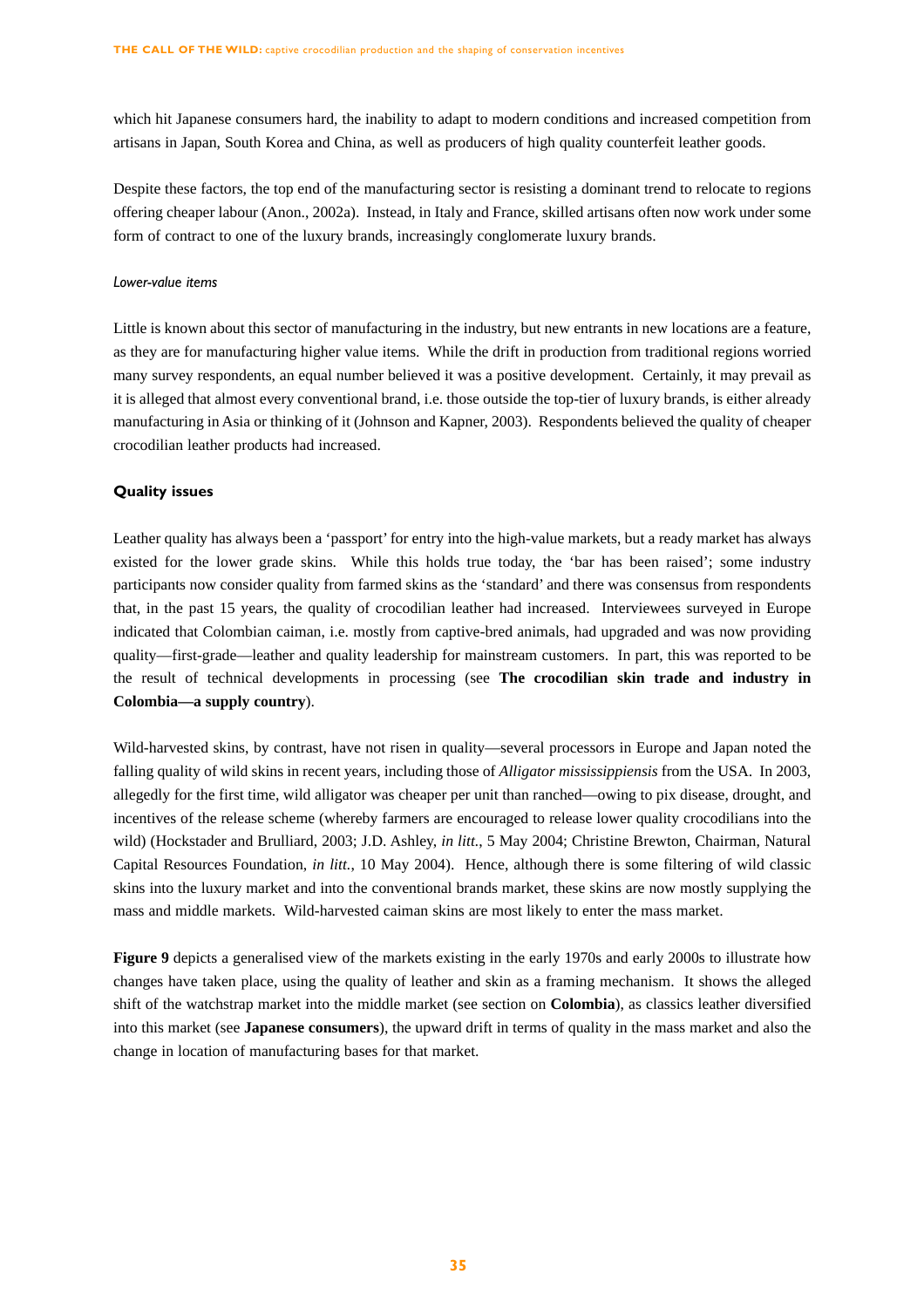which hit Japanese consumers hard, the inability to adapt to modern conditions and increased competition from artisans in Japan, South Korea and China, as well as producers of high quality counterfeit leather goods.

Despite these factors, the top end of the manufacturing sector is resisting a dominant trend to relocate to regions offering cheaper labour (Anon., 2002a). Instead, in Italy and France, skilled artisans often now work under some form of contract to one of the luxury brands, increasingly conglomerate luxury brands.

*Lower-value items*

Little is known about this sector of manufacturing in the industry, but new entrants in new locations are a feature, as they are for manufacturing higher value items. While the drift in production from traditional regions worried many survey respondents, an equal number believed it was a positive development. Certainly, it may prevail as it is alleged that almost every conventional brand, i.e. those outside the top-tier of luxury brands, is either already manufacturing in Asia or thinking of it (Johnson and Kapner, 2003). Respondents believed the quality of cheaper crocodilian leather products had increased.

#### Quality issues

Leather quality has always been a 'passport' for entry into the high-value markets, but a ready market has always existed for the lower grade skins. While this holds true today, the 'bar has been raised'; some industry participants now consider quality from farmed skins as the 'standard' and there was consensus from respondents that, in the past 15 years, the quality of crocodilian leather had increased. Interviewees surveyed in Europe indicated that Colombian caiman, i.e. mostly from captive-bred animals, had upgraded and was now providing quality—first-grade—leather and quality leadership for mainstream customers. In part, this was reported to be the result of technical developments in processing (see **The crocodilian skin trade and industry in Colombia—a supply country**).

Wild-harvested skins, by contrast, have not risen in quality—several processors in Europe and Japan noted the falling quality of wild skins in recent years, including those of *Alligator mississippiensis* from the USA. In 2003, allegedly for the first time, wild alligator was cheaper per unit than ranched—owing to pix disease, drought, and incentives of the release scheme (whereby farmers are encouraged to release lower quality crocodilians into the wild) (Hockstader and Brulliard, 2003; J.D. Ashley, *in litt.*, 5 May 2004; Christine Brewton, Chairman, Natural Capital Resources Foundation, *in litt.*, 10 May 2004). Hence, although there is some filtering of wild classic skins into the luxury market and into the conventional brands market, these skins are now mostly supplying the mass and middle markets. Wild-harvested caiman skins are most likely to enter the mass market.

**Figure 9** depicts a generalised view of the markets existing in the early 1970s and early 2000s to illustrate how changes have taken place, using the quality of leather and skin as a framing mechanism. It shows the alleged shift of the watchstrap market into the middle market (see section on **Colombia**), as classics leather diversified into this market (see **Japanese consumers**), the upward drift in terms of quality in the mass market and also the change in location of manufacturing bases for that market.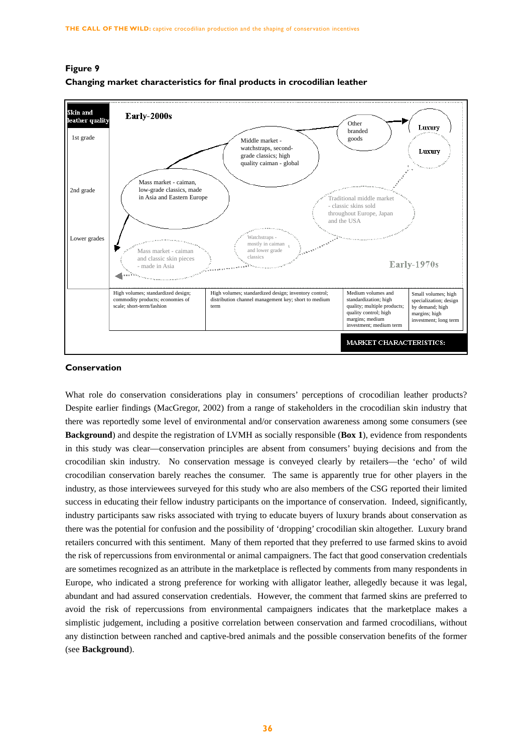**Figure 9**

**Changing market characteristics for final products in crocodilian leather**

| Skin and leather quality | | | | |
|---|---|---|---|---|
| **Early-2000s** | | | | |
| 1st grade | | Middle market - watchstraps, second-grade classics; high quality caiman - global | Other branded goods | Luxury |
| 2nd grade | Mass market - caiman, low-grade classics, made in Asia and Eastern Europe | | | |
| **Early-1970s** | | | | |
| 1st grade | | | | Luxury |
| 2nd grade | | | Traditional middle market - classic skins sold throughout Europe, Japan and the USA | |
| Lower grades | Mass market - caiman and classic skin pieces - made in Asia | Watchstraps - mostly in caiman and lower grade classics | | |
| **MARKET CHARACTERISTICS:** | High volumes; standardized design; commodity products; economies of scale; short-term/fashion | High volumes; standardized design; inventory control; distribution channel management key; short to medium term | Medium volumes and standardization; high quality; multiple products; quality control; high margins; medium investment; medium term | Small volumes; high specialization; design by demand; high margins; high investment; long term |

## Conservation

What role do conservation considerations play in consumers' perceptions of crocodilian leather products? Despite earlier findings (MacGregor, 2002) from a range of stakeholders in the crocodilian skin industry that there was reportedly some level of environmental and/or conservation awareness among some consumers (see **Background**) and despite the registration of LVMH as socially responsible (**Box 1**), evidence from respondents in this study was clear—conservation principles are absent from consumers' buying decisions and from the crocodilian skin industry. No conservation message is conveyed clearly by retailers—the 'echo' of wild crocodilian conservation barely reaches the consumer. The same is apparently true for other players in the industry, as those interviewees surveyed for this study who are also members of the CSG reported their limited success in educating their fellow industry participants on the importance of conservation. Indeed, significantly, industry participants saw risks associated with trying to educate buyers of luxury brands about conservation as there was the potential for confusion and the possibility of 'dropping' crocodilian skin altogether. Luxury brand retailers concurred with this sentiment. Many of them reported that they preferred to use farmed skins to avoid the risk of repercussions from environmental or animal campaigners. The fact that good conservation credentials are sometimes recognized as an attribute in the marketplace is reflected by comments from many respondents in Europe, who indicated a strong preference for working with alligator leather, allegedly because it was legal, abundant and had assured conservation credentials. However, the comment that farmed skins are preferred to avoid the risk of repercussions from environmental campaigners indicates that the marketplace makes a simplistic judgement, including a positive correlation between conservation and farmed crocodilians, without any distinction between ranched and captive-bred animals and the possible conservation benefits of the former (see **Background**).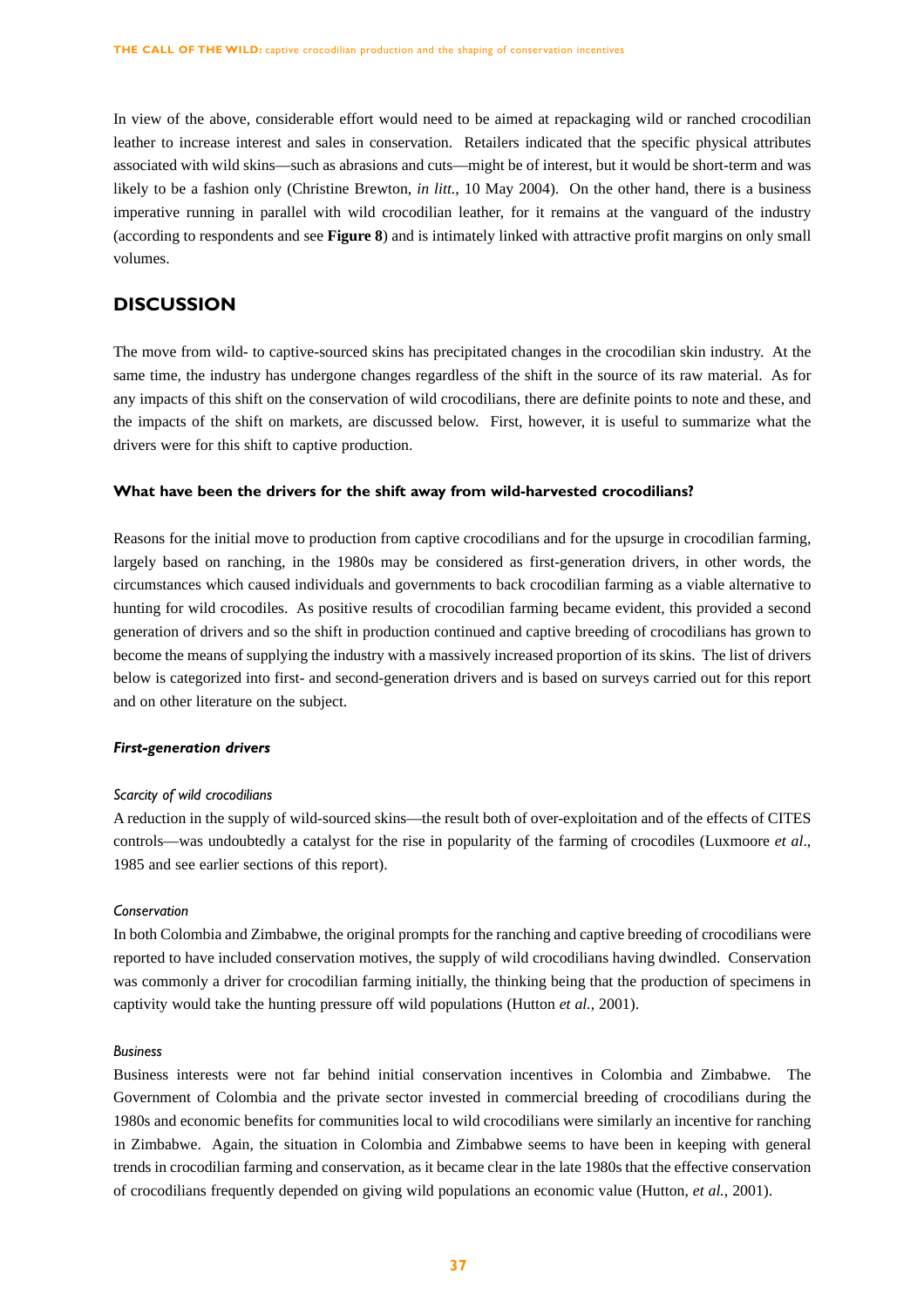In view of the above, considerable effort would need to be aimed at repackaging wild or ranched crocodilian leather to increase interest and sales in conservation. Retailers indicated that the specific physical attributes associated with wild skins—such as abrasions and cuts—might be of interest, but it would be short-term and was likely to be a fashion only (Christine Brewton, *in litt.*, 10 May 2004). On the other hand, there is a business imperative running in parallel with wild crocodilian leather, for it remains at the vanguard of the industry (according to respondents and see **Figure 8**) and is intimately linked with attractive profit margins on only small volumes.

## DISCUSSION

The move from wild- to captive-sourced skins has precipitated changes in the crocodilian skin industry. At the same time, the industry has undergone changes regardless of the shift in the source of its raw material. As for any impacts of this shift on the conservation of wild crocodilians, there are definite points to note and these, and the impacts of the shift on markets, are discussed below. First, however, it is useful to summarize what the drivers were for this shift to captive production.

### What have been the drivers for the shift away from wild-harvested crocodilians?

Reasons for the initial move to production from captive crocodilians and for the upsurge in crocodilian farming, largely based on ranching, in the 1980s may be considered as first-generation drivers, in other words, the circumstances which caused individuals and governments to back crocodilian farming as a viable alternative to hunting for wild crocodiles. As positive results of crocodilian farming became evident, this provided a second generation of drivers and so the shift in production continued and captive breeding of crocodilians has grown to become the means of supplying the industry with a massively increased proportion of its skins. The list of drivers below is categorized into first- and second-generation drivers and is based on surveys carried out for this report and on other literature on the subject.

#### *First-generation drivers*

##### *Scarcity of wild crocodilians*

A reduction in the supply of wild-sourced skins—the result both of over-exploitation and of the effects of CITES controls—was undoubtedly a catalyst for the rise in popularity of the farming of crocodiles (Luxmoore *et al*., 1985 and see earlier sections of this report).

##### *Conservation*

In both Colombia and Zimbabwe, the original prompts for the ranching and captive breeding of crocodilians were reported to have included conservation motives, the supply of wild crocodilians having dwindled. Conservation was commonly a driver for crocodilian farming initially, the thinking being that the production of specimens in captivity would take the hunting pressure off wild populations (Hutton *et al.*, 2001).

##### *Business*

Business interests were not far behind initial conservation incentives in Colombia and Zimbabwe. The Government of Colombia and the private sector invested in commercial breeding of crocodilians during the 1980s and economic benefits for communities local to wild crocodilians were similarly an incentive for ranching in Zimbabwe. Again, the situation in Colombia and Zimbabwe seems to have been in keeping with general trends in crocodilian farming and conservation, as it became clear in the late 1980s that the effective conservation of crocodilians frequently depended on giving wild populations an economic value (Hutton, *et al.*, 2001).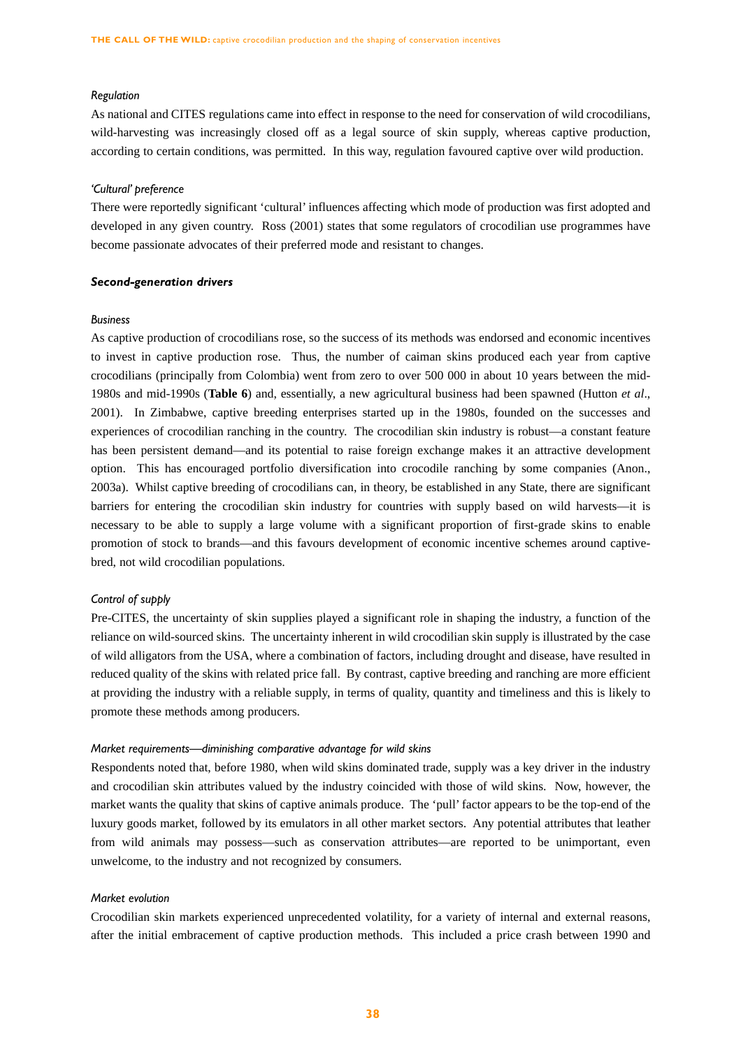*Regulation*

As national and CITES regulations came into effect in response to the need for conservation of wild crocodilians, wild-harvesting was increasingly closed off as a legal source of skin supply, whereas captive production, according to certain conditions, was permitted. In this way, regulation favoured captive over wild production.

*'Cultural' preference*

There were reportedly significant 'cultural' influences affecting which mode of production was first adopted and developed in any given country. Ross (2001) states that some regulators of crocodilian use programmes have become passionate advocates of their preferred mode and resistant to changes.

***Second-generation drivers***

*Business*

As captive production of crocodilians rose, so the success of its methods was endorsed and economic incentives to invest in captive production rose. Thus, the number of caiman skins produced each year from captive crocodilians (principally from Colombia) went from zero to over 500 000 in about 10 years between the mid-1980s and mid-1990s (**Table 6**) and, essentially, a new agricultural business had been spawned (Hutton *et al*., 2001). In Zimbabwe, captive breeding enterprises started up in the 1980s, founded on the successes and experiences of crocodilian ranching in the country. The crocodilian skin industry is robust—a constant feature has been persistent demand—and its potential to raise foreign exchange makes it an attractive development option. This has encouraged portfolio diversification into crocodile ranching by some companies (Anon., 2003a). Whilst captive breeding of crocodilians can, in theory, be established in any State, there are significant barriers for entering the crocodilian skin industry for countries with supply based on wild harvests—it is necessary to be able to supply a large volume with a significant proportion of first-grade skins to enable promotion of stock to brands—and this favours development of economic incentive schemes around captive-bred, not wild crocodilian populations.

*Control of supply*

Pre-CITES, the uncertainty of skin supplies played a significant role in shaping the industry, a function of the reliance on wild-sourced skins. The uncertainty inherent in wild crocodilian skin supply is illustrated by the case of wild alligators from the USA, where a combination of factors, including drought and disease, have resulted in reduced quality of the skins with related price fall. By contrast, captive breeding and ranching are more efficient at providing the industry with a reliable supply, in terms of quality, quantity and timeliness and this is likely to promote these methods among producers.

*Market requirements—diminishing comparative advantage for wild skins*

Respondents noted that, before 1980, when wild skins dominated trade, supply was a key driver in the industry and crocodilian skin attributes valued by the industry coincided with those of wild skins. Now, however, the market wants the quality that skins of captive animals produce. The 'pull' factor appears to be the top-end of the luxury goods market, followed by its emulators in all other market sectors. Any potential attributes that leather from wild animals may possess—such as conservation attributes—are reported to be unimportant, even unwelcome, to the industry and not recognized by consumers.

*Market evolution*

Crocodilian skin markets experienced unprecedented volatility, for a variety of internal and external reasons, after the initial embracement of captive production methods. This included a price crash between 1990 and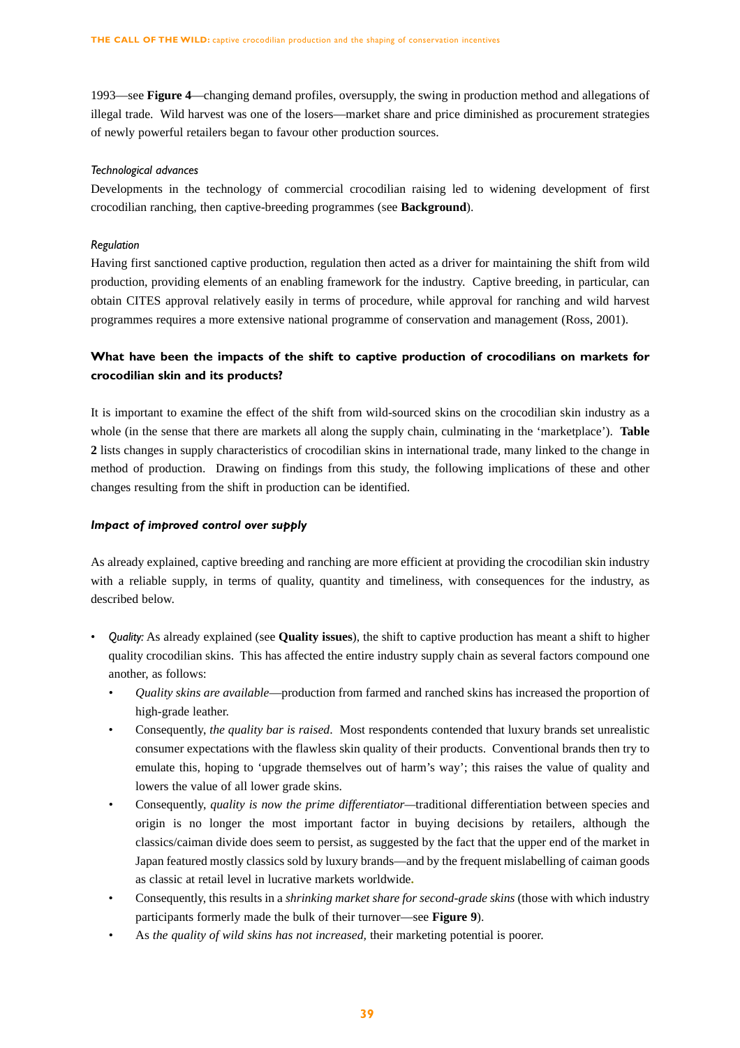1993—see **Figure 4**—changing demand profiles, oversupply, the swing in production method and allegations of illegal trade. Wild harvest was one of the losers—market share and price diminished as procurement strategies of newly powerful retailers began to favour other production sources.

*Technological advances*

Developments in the technology of commercial crocodilian raising led to widening development of first crocodilian ranching, then captive-breeding programmes (see **Background**).

*Regulation*

Having first sanctioned captive production, regulation then acted as a driver for maintaining the shift from wild production, providing elements of an enabling framework for the industry. Captive breeding, in particular, can obtain CITES approval relatively easily in terms of procedure, while approval for ranching and wild harvest programmes requires a more extensive national programme of conservation and management (Ross, 2001).

### What have been the impacts of the shift to captive production of crocodilians on markets for crocodilian skin and its products?

It is important to examine the effect of the shift from wild-sourced skins on the crocodilian skin industry as a whole (in the sense that there are markets all along the supply chain, culminating in the 'marketplace'). **Table 2** lists changes in supply characteristics of crocodilian skins in international trade, many linked to the change in method of production. Drawing on findings from this study, the following implications of these and other changes resulting from the shift in production can be identified.

#### *Impact of improved control over supply*

As already explained, captive breeding and ranching are more efficient at providing the crocodilian skin industry with a reliable supply, in terms of quality, quantity and timeliness, with consequences for the industry, as described below.

- *Quality:* As already explained (see **Quality issues**), the shift to captive production has meant a shift to higher quality crocodilian skins. This has affected the entire industry supply chain as several factors compound one another, as follows:
  - *Quality skins are available*—production from farmed and ranched skins has increased the proportion of high-grade leather.
  - Consequently, *the quality bar is raised*. Most respondents contended that luxury brands set unrealistic consumer expectations with the flawless skin quality of their products. Conventional brands then try to emulate this, hoping to 'upgrade themselves out of harm's way'; this raises the value of quality and lowers the value of all lower grade skins.
  - Consequently, *quality is now the prime differentiator*—traditional differentiation between species and origin is no longer the most important factor in buying decisions by retailers, although the classics/caiman divide does seem to persist, as suggested by the fact that the upper end of the market in Japan featured mostly classics sold by luxury brands—and by the frequent mislabelling of caiman goods as classic at retail level in lucrative markets worldwide.
  - Consequently, this results in a *shrinking market share for second-grade skins* (those with which industry participants formerly made the bulk of their turnover—see **Figure 9**).
  - As *the quality of wild skins has not increased*, their marketing potential is poorer.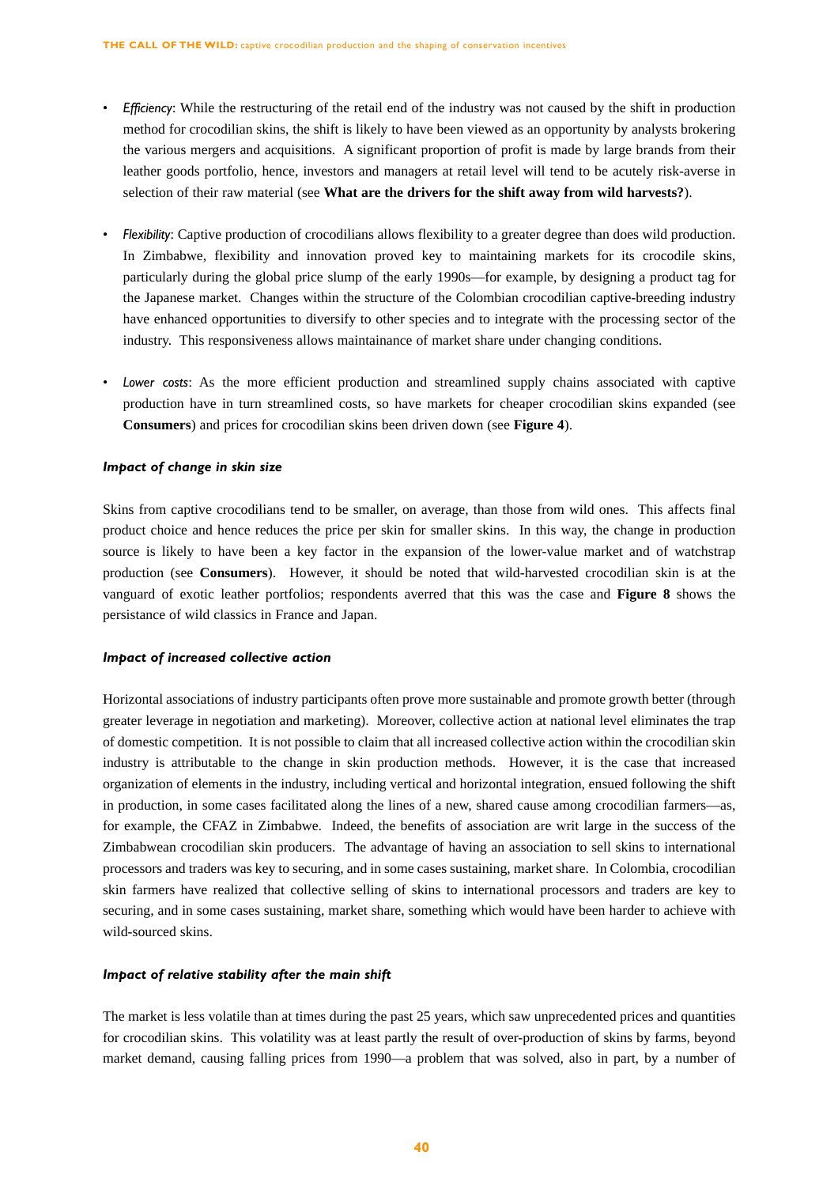- *Efficiency*: While the restructuring of the retail end of the industry was not caused by the shift in production method for crocodilian skins, the shift is likely to have been viewed as an opportunity by analysts brokering the various mergers and acquisitions. A significant proportion of profit is made by large brands from their leather goods portfolio, hence, investors and managers at retail level will tend to be acutely risk-averse in selection of their raw material (see **What are the drivers for the shift away from wild harvests?**).

- *Flexibility*: Captive production of crocodilians allows flexibility to a greater degree than does wild production. In Zimbabwe, flexibility and innovation proved key to maintaining markets for its crocodile skins, particularly during the global price slump of the early 1990s—for example, by designing a product tag for the Japanese market. Changes within the structure of the Colombian crocodilian captive-breeding industry have enhanced opportunities to diversify to other species and to integrate with the processing sector of the industry. This responsiveness allows maintainance of market share under changing conditions.

- *Lower costs*: As the more efficient production and streamlined supply chains associated with captive production have in turn streamlined costs, so have markets for cheaper crocodilian skins expanded (see **Consumers**) and prices for crocodilian skins been driven down (see **Figure 4**).

#### *Impact of change in skin size*

Skins from captive crocodilians tend to be smaller, on average, than those from wild ones. This affects final product choice and hence reduces the price per skin for smaller skins. In this way, the change in production source is likely to have been a key factor in the expansion of the lower-value market and of watchstrap production (see **Consumers**). However, it should be noted that wild-harvested crocodilian skin is at the vanguard of exotic leather portfolios; respondents averred that this was the case and **Figure 8** shows the persistance of wild classics in France and Japan.

#### *Impact of increased collective action*

Horizontal associations of industry participants often prove more sustainable and promote growth better (through greater leverage in negotiation and marketing). Moreover, collective action at national level eliminates the trap of domestic competition. It is not possible to claim that all increased collective action within the crocodilian skin industry is attributable to the change in skin production methods. However, it is the case that increased organization of elements in the industry, including vertical and horizontal integration, ensued following the shift in production, in some cases facilitated along the lines of a new, shared cause among crocodilian farmers—as, for example, the CFAZ in Zimbabwe. Indeed, the benefits of association are writ large in the success of the Zimbabwean crocodilian skin producers. The advantage of having an association to sell skins to international processors and traders was key to securing, and in some cases sustaining, market share. In Colombia, crocodilian skin farmers have realized that collective selling of skins to international processors and traders are key to securing, and in some cases sustaining, market share, something which would have been harder to achieve with wild-sourced skins.

#### *Impact of relative stability after the main shift*

The market is less volatile than at times during the past 25 years, which saw unprecedented prices and quantities for crocodilian skins. This volatility was at least partly the result of over-production of skins by farms, beyond market demand, causing falling prices from 1990—a problem that was solved, also in part, by a number of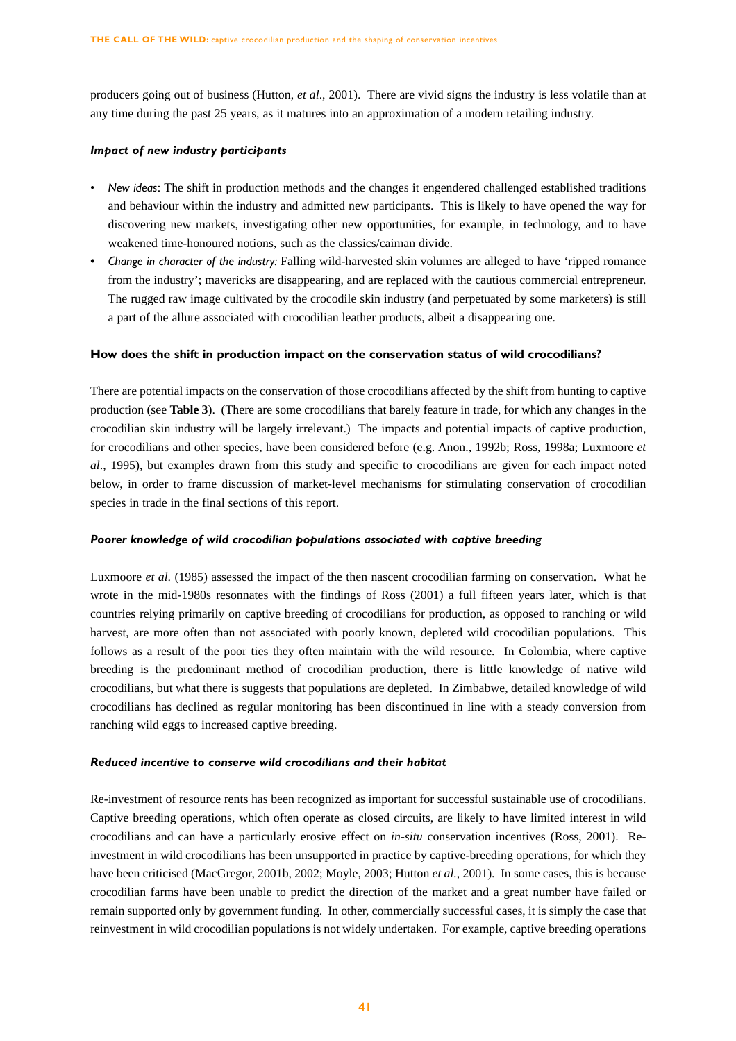producers going out of business (Hutton, *et al*., 2001). There are vivid signs the industry is less volatile than at any time during the past 25 years, as it matures into an approximation of a modern retailing industry.

#### *Impact of new industry participants*

- *New ideas*: The shift in production methods and the changes it engendered challenged established traditions and behaviour within the industry and admitted new participants. This is likely to have opened the way for discovering new markets, investigating other new opportunities, for example, in technology, and to have weakened time-honoured notions, such as the classics/caiman divide.
- *Change in character of the industry:* Falling wild-harvested skin volumes are alleged to have 'ripped romance from the industry'; mavericks are disappearing, and are replaced with the cautious commercial entrepreneur. The rugged raw image cultivated by the crocodile skin industry (and perpetuated by some marketers) is still a part of the allure associated with crocodilian leather products, albeit a disappearing one.

### How does the shift in production impact on the conservation status of wild crocodilians?

There are potential impacts on the conservation of those crocodilians affected by the shift from hunting to captive production (see **Table 3**). (There are some crocodilians that barely feature in trade, for which any changes in the crocodilian skin industry will be largely irrelevant.) The impacts and potential impacts of captive production, for crocodilians and other species, have been considered before (e.g. Anon., 1992b; Ross, 1998a; Luxmoore *et al*., 1995), but examples drawn from this study and specific to crocodilians are given for each impact noted below, in order to frame discussion of market-level mechanisms for stimulating conservation of crocodilian species in trade in the final sections of this report.

#### *Poorer knowledge of wild crocodilian populations associated with captive breeding*

Luxmoore *et al*. (1985) assessed the impact of the then nascent crocodilian farming on conservation. What he wrote in the mid-1980s resonnates with the findings of Ross (2001) a full fifteen years later, which is that countries relying primarily on captive breeding of crocodilians for production, as opposed to ranching or wild harvest, are more often than not associated with poorly known, depleted wild crocodilian populations. This follows as a result of the poor ties they often maintain with the wild resource. In Colombia, where captive breeding is the predominant method of crocodilian production, there is little knowledge of native wild crocodilians, but what there is suggests that populations are depleted. In Zimbabwe, detailed knowledge of wild crocodilians has declined as regular monitoring has been discontinued in line with a steady conversion from ranching wild eggs to increased captive breeding.

#### *Reduced incentive to conserve wild crocodilians and their habitat*

Re-investment of resource rents has been recognized as important for successful sustainable use of crocodilians. Captive breeding operations, which often operate as closed circuits, are likely to have limited interest in wild crocodilians and can have a particularly erosive effect on *in-situ* conservation incentives (Ross, 2001). Re-investment in wild crocodilians has been unsupported in practice by captive-breeding operations, for which they have been criticised (MacGregor, 2001b, 2002; Moyle, 2003; Hutton *et al.*, 2001). In some cases, this is because crocodilian farms have been unable to predict the direction of the market and a great number have failed or remain supported only by government funding. In other, commercially successful cases, it is simply the case that reinvestment in wild crocodilian populations is not widely undertaken. For example, captive breeding operations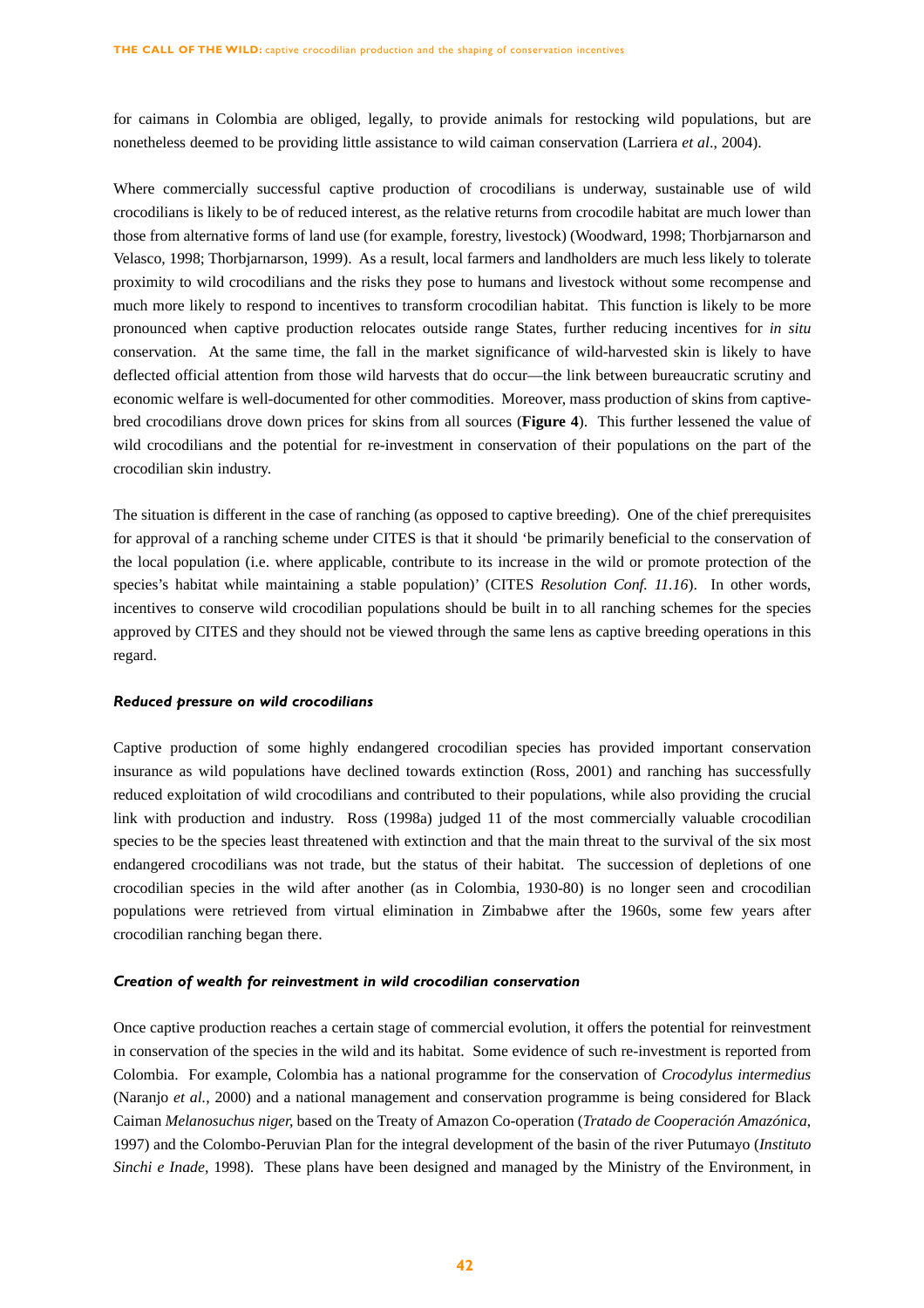for caimans in Colombia are obliged, legally, to provide animals for restocking wild populations, but are nonetheless deemed to be providing little assistance to wild caiman conservation (Larriera *et al*., 2004).

Where commercially successful captive production of crocodilians is underway, sustainable use of wild crocodilians is likely to be of reduced interest, as the relative returns from crocodile habitat are much lower than those from alternative forms of land use (for example, forestry, livestock) (Woodward, 1998; Thorbjarnarson and Velasco, 1998; Thorbjarnarson, 1999). As a result, local farmers and landholders are much less likely to tolerate proximity to wild crocodilians and the risks they pose to humans and livestock without some recompense and much more likely to respond to incentives to transform crocodilian habitat. This function is likely to be more pronounced when captive production relocates outside range States, further reducing incentives for *in situ* conservation. At the same time, the fall in the market significance of wild-harvested skin is likely to have deflected official attention from those wild harvests that do occur—the link between bureaucratic scrutiny and economic welfare is well-documented for other commodities. Moreover, mass production of skins from captive-bred crocodilians drove down prices for skins from all sources (**Figure 4**). This further lessened the value of wild crocodilians and the potential for re-investment in conservation of their populations on the part of the crocodilian skin industry.

The situation is different in the case of ranching (as opposed to captive breeding). One of the chief prerequisites for approval of a ranching scheme under CITES is that it should 'be primarily beneficial to the conservation of the local population (i.e. where applicable, contribute to its increase in the wild or promote protection of the species's habitat while maintaining a stable population)' (CITES *Resolution Conf. 11.16*). In other words, incentives to conserve wild crocodilian populations should be built in to all ranching schemes for the species approved by CITES and they should not be viewed through the same lens as captive breeding operations in this regard.

#### *Reduced pressure on wild crocodilians*

Captive production of some highly endangered crocodilian species has provided important conservation insurance as wild populations have declined towards extinction (Ross, 2001) and ranching has successfully reduced exploitation of wild crocodilians and contributed to their populations, while also providing the crucial link with production and industry. Ross (1998a) judged 11 of the most commercially valuable crocodilian species to be the species least threatened with extinction and that the main threat to the survival of the six most endangered crocodilians was not trade, but the status of their habitat. The succession of depletions of one crocodilian species in the wild after another (as in Colombia, 1930-80) is no longer seen and crocodilian populations were retrieved from virtual elimination in Zimbabwe after the 1960s, some few years after crocodilian ranching began there.

#### *Creation of wealth for reinvestment in wild crocodilian conservation*

Once captive production reaches a certain stage of commercial evolution, it offers the potential for reinvestment in conservation of the species in the wild and its habitat. Some evidence of such re-investment is reported from Colombia. For example, Colombia has a national programme for the conservation of *Crocodylus intermedius* (Naranjo *et al.*, 2000) and a national management and conservation programme is being considered for Black Caiman *Melanosuchus niger,* based on the Treaty of Amazon Co-operation (*Tratado de Cooperación Amazónica,* 1997) and the Colombo-Peruvian Plan for the integral development of the basin of the river Putumayo (*Instituto Sinchi e Inade*, 1998). These plans have been designed and managed by the Ministry of the Environment, in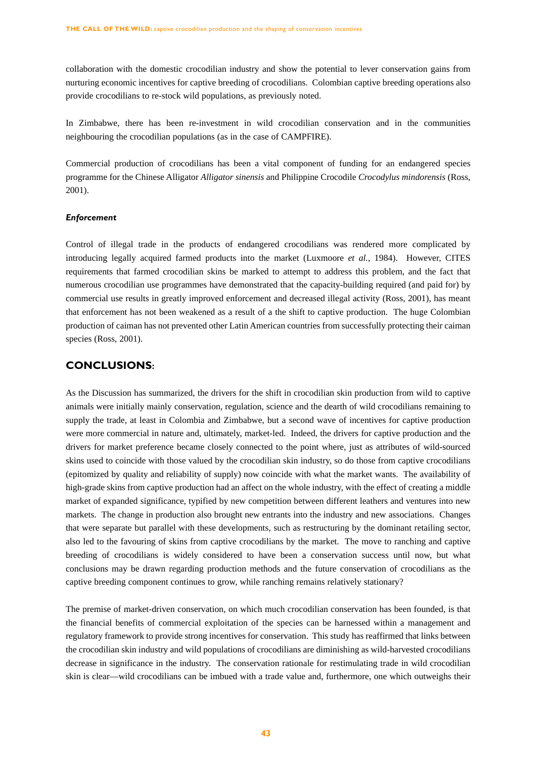collaboration with the domestic crocodilian industry and show the potential to lever conservation gains from nurturing economic incentives for captive breeding of crocodilians. Colombian captive breeding operations also provide crocodilians to re-stock wild populations, as previously noted.

In Zimbabwe, there has been re-investment in wild crocodilian conservation and in the communities neighbouring the crocodilian populations (as in the case of CAMPFIRE).

Commercial production of crocodilians has been a vital component of funding for an endangered species programme for the Chinese Alligator *Alligator sinensis* and Philippine Crocodile *Crocodylus mindorensis* (Ross, 2001).

#### *Enforcement*

Control of illegal trade in the products of endangered crocodilians was rendered more complicated by introducing legally acquired farmed products into the market (Luxmoore *et al.*, 1984). However, CITES requirements that farmed crocodilian skins be marked to attempt to address this problem, and the fact that numerous crocodilian use programmes have demonstrated that the capacity-building required (and paid for) by commercial use results in greatly improved enforcement and decreased illegal activity (Ross, 2001), has meant that enforcement has not been weakened as a result of a the shift to captive production. The huge Colombian production of caiman has not prevented other Latin American countries from successfully protecting their caiman species (Ross, 2001).

## CONCLUSIONS:

As the Discussion has summarized, the drivers for the shift in crocodilian skin production from wild to captive animals were initially mainly conservation, regulation, science and the dearth of wild crocodilians remaining to supply the trade, at least in Colombia and Zimbabwe, but a second wave of incentives for captive production were more commercial in nature and, ultimately, market-led. Indeed, the drivers for captive production and the drivers for market preference became closely connected to the point where, just as attributes of wild-sourced skins used to coincide with those valued by the crocodilian skin industry, so do those from captive crocodilians (epitomized by quality and reliability of supply) now coincide with what the market wants. The availability of high-grade skins from captive production had an affect on the whole industry, with the effect of creating a middle market of expanded significance, typified by new competition between different leathers and ventures into new markets. The change in production also brought new entrants into the industry and new associations. Changes that were separate but parallel with these developments, such as restructuring by the dominant retailing sector, also led to the favouring of skins from captive crocodilians by the market. The move to ranching and captive breeding of crocodilians is widely considered to have been a conservation success until now, but what conclusions may be drawn regarding production methods and the future conservation of crocodilians as the captive breeding component continues to grow, while ranching remains relatively stationary?

The premise of market-driven conservation, on which much crocodilian conservation has been founded, is that the financial benefits of commercial exploitation of the species can be harnessed within a management and regulatory framework to provide strong incentives for conservation. This study has reaffirmed that links between the crocodilian skin industry and wild populations of crocodilians are diminishing as wild-harvested crocodilians decrease in significance in the industry. The conservation rationale for restimulating trade in wild crocodilian skin is clear—wild crocodilians can be imbued with a trade value and, furthermore, one which outweighs their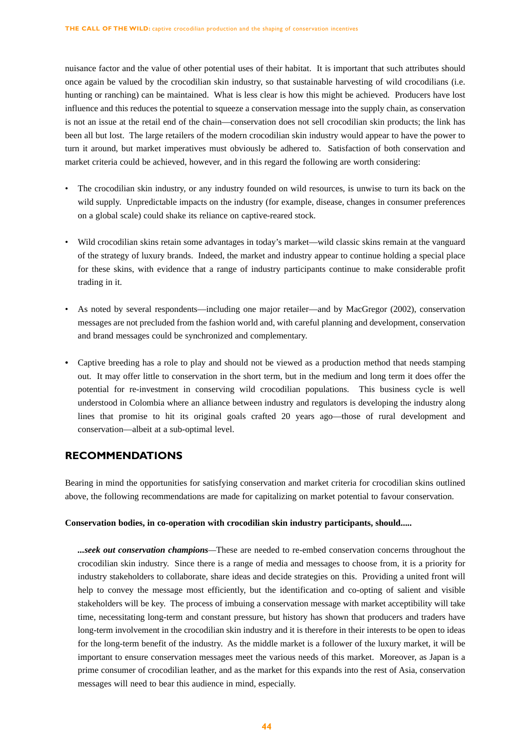nuisance factor and the value of other potential uses of their habitat. It is important that such attributes should once again be valued by the crocodilian skin industry, so that sustainable harvesting of wild crocodilians (i.e. hunting or ranching) can be maintained. What is less clear is how this might be achieved. Producers have lost influence and this reduces the potential to squeeze a conservation message into the supply chain, as conservation is not an issue at the retail end of the chain—conservation does not sell crocodilian skin products; the link has been all but lost. The large retailers of the modern crocodilian skin industry would appear to have the power to turn it around, but market imperatives must obviously be adhered to. Satisfaction of both conservation and market criteria could be achieved, however, and in this regard the following are worth considering:

- The crocodilian skin industry, or any industry founded on wild resources, is unwise to turn its back on the wild supply. Unpredictable impacts on the industry (for example, disease, changes in consumer preferences on a global scale) could shake its reliance on captive-reared stock.
- Wild crocodilian skins retain some advantages in today's market—wild classic skins remain at the vanguard of the strategy of luxury brands. Indeed, the market and industry appear to continue holding a special place for these skins, with evidence that a range of industry participants continue to make considerable profit trading in it.
- As noted by several respondents—including one major retailer—and by MacGregor (2002), conservation messages are not precluded from the fashion world and, with careful planning and development, conservation and brand messages could be synchronized and complementary.
- Captive breeding has a role to play and should not be viewed as a production method that needs stamping out. It may offer little to conservation in the short term, but in the medium and long term it does offer the potential for re-investment in conserving wild crocodilian populations. This business cycle is well understood in Colombia where an alliance between industry and regulators is developing the industry along lines that promise to hit its original goals crafted 20 years ago—those of rural development and conservation—albeit at a sub-optimal level.

## RECOMMENDATIONS

Bearing in mind the opportunities for satisfying conservation and market criteria for crocodilian skins outlined above, the following recommendations are made for capitalizing on market potential to favour conservation.

**Conservation bodies, in co-operation with crocodilian skin industry participants, should.....**

***...seek out conservation champions***—These are needed to re-embed conservation concerns throughout the crocodilian skin industry. Since there is a range of media and messages to choose from, it is a priority for industry stakeholders to collaborate, share ideas and decide strategies on this. Providing a united front will help to convey the message most efficiently, but the identification and co-opting of salient and visible stakeholders will be key. The process of imbuing a conservation message with market acceptibility will take time, necessitating long-term and constant pressure, but history has shown that producers and traders have long-term involvement in the crocodilian skin industry and it is therefore in their interests to be open to ideas for the long-term benefit of the industry. As the middle market is a follower of the luxury market, it will be important to ensure conservation messages meet the various needs of this market. Moreover, as Japan is a prime consumer of crocodilian leather, and as the market for this expands into the rest of Asia, conservation messages will need to bear this audience in mind, especially.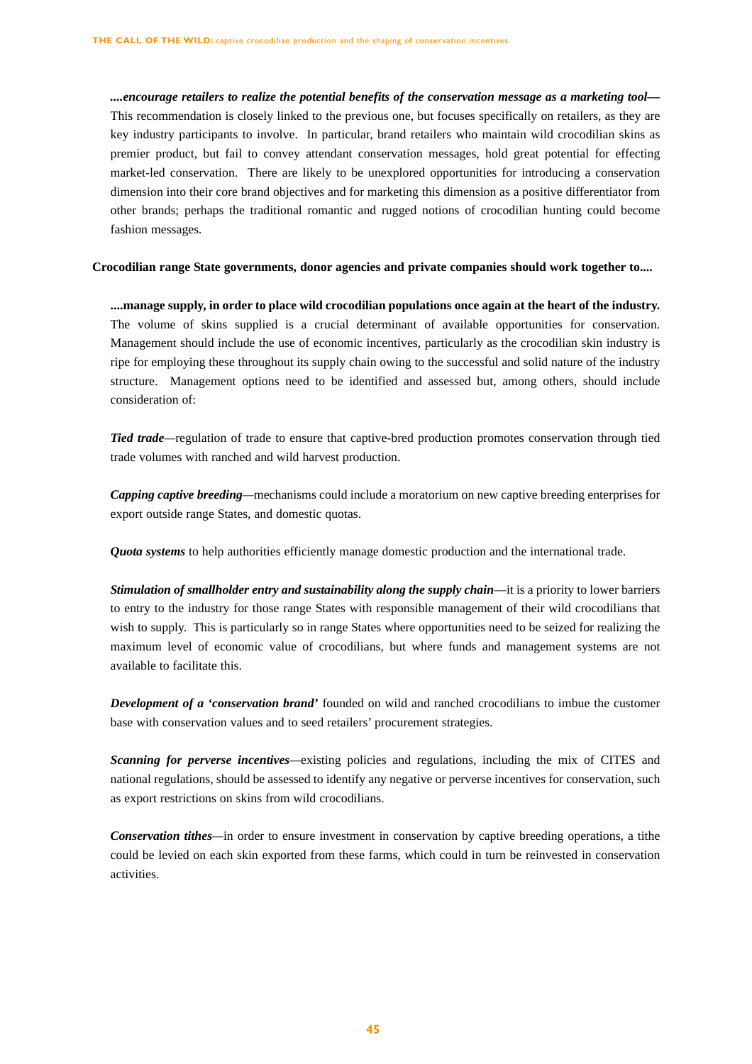***....encourage retailers to realize the potential benefits of the conservation message as a marketing tool—*** This recommendation is closely linked to the previous one, but focuses specifically on retailers, as they are key industry participants to involve. In particular, brand retailers who maintain wild crocodilian skins as premier product, but fail to convey attendant conservation messages, hold great potential for effecting market-led conservation. There are likely to be unexplored opportunities for introducing a conservation dimension into their core brand objectives and for marketing this dimension as a positive differentiator from other brands; perhaps the traditional romantic and rugged notions of crocodilian hunting could become fashion messages.

**Crocodilian range State governments, donor agencies and private companies should work together to....**

**....manage supply, in order to place wild crocodilian populations once again at the heart of the industry.** The volume of skins supplied is a crucial determinant of available opportunities for conservation. Management should include the use of economic incentives, particularly as the crocodilian skin industry is ripe for employing these throughout its supply chain owing to the successful and solid nature of the industry structure. Management options need to be identified and assessed but, among others, should include consideration of:

***Tied trade***—regulation of trade to ensure that captive-bred production promotes conservation through tied trade volumes with ranched and wild harvest production.

***Capping captive breeding***—mechanisms could include a moratorium on new captive breeding enterprises for export outside range States, and domestic quotas.

***Quota systems*** to help authorities efficiently manage domestic production and the international trade.

***Stimulation of smallholder entry and sustainability along the supply chain***—it is a priority to lower barriers to entry to the industry for those range States with responsible management of their wild crocodilians that wish to supply. This is particularly so in range States where opportunities need to be seized for realizing the maximum level of economic value of crocodilians, but where funds and management systems are not available to facilitate this.

***Development of a 'conservation brand'*** founded on wild and ranched crocodilians to imbue the customer base with conservation values and to seed retailers' procurement strategies.

***Scanning for perverse incentives***—existing policies and regulations, including the mix of CITES and national regulations, should be assessed to identify any negative or perverse incentives for conservation, such as export restrictions on skins from wild crocodilians.

***Conservation tithes***—in order to ensure investment in conservation by captive breeding operations, a tithe could be levied on each skin exported from these farms, which could in turn be reinvested in conservation activities.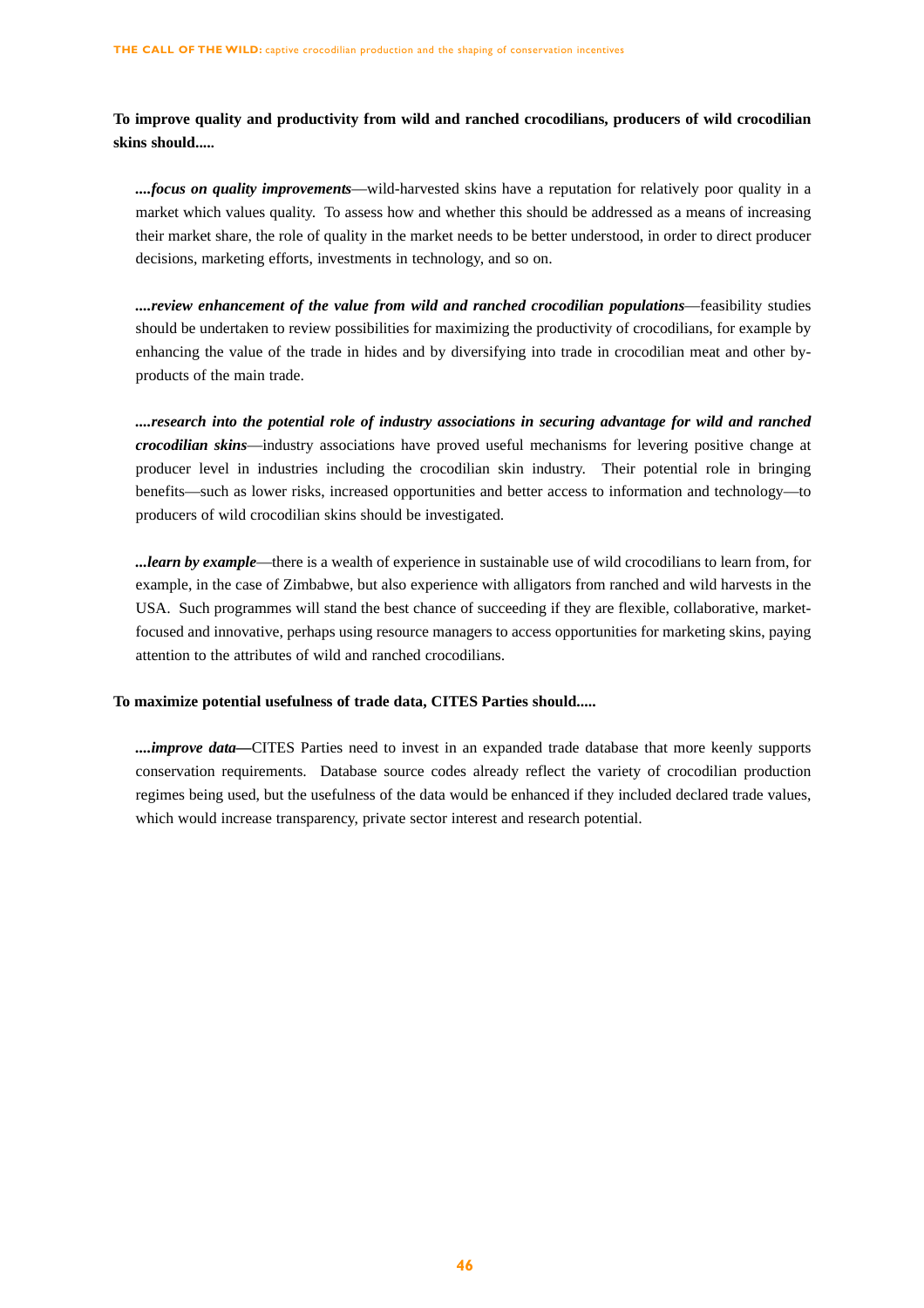**To improve quality and productivity from wild and ranched crocodilians, producers of wild crocodilian skins should.....**

***....focus on quality improvements***—wild-harvested skins have a reputation for relatively poor quality in a market which values quality. To assess how and whether this should be addressed as a means of increasing their market share, the role of quality in the market needs to be better understood, in order to direct producer decisions, marketing efforts, investments in technology, and so on.

***....review enhancement of the value from wild and ranched crocodilian populations***—feasibility studies should be undertaken to review possibilities for maximizing the productivity of crocodilians, for example by enhancing the value of the trade in hides and by diversifying into trade in crocodilian meat and other by-products of the main trade.

***....research into the potential role of industry associations in securing advantage for wild and ranched crocodilian skins***—industry associations have proved useful mechanisms for levering positive change at producer level in industries including the crocodilian skin industry. Their potential role in bringing benefits—such as lower risks, increased opportunities and better access to information and technology—to producers of wild crocodilian skins should be investigated.

***...learn by example***—there is a wealth of experience in sustainable use of wild crocodilians to learn from, for example, in the case of Zimbabwe, but also experience with alligators from ranched and wild harvests in the USA. Such programmes will stand the best chance of succeeding if they are flexible, collaborative, market-focused and innovative, perhaps using resource managers to access opportunities for marketing skins, paying attention to the attributes of wild and ranched crocodilians.

**To maximize potential usefulness of trade data, CITES Parties should.....**

***....improve data*—**CITES Parties need to invest in an expanded trade database that more keenly supports conservation requirements. Database source codes already reflect the variety of crocodilian production regimes being used, but the usefulness of the data would be enhanced if they included declared trade values, which would increase transparency, private sector interest and research potential.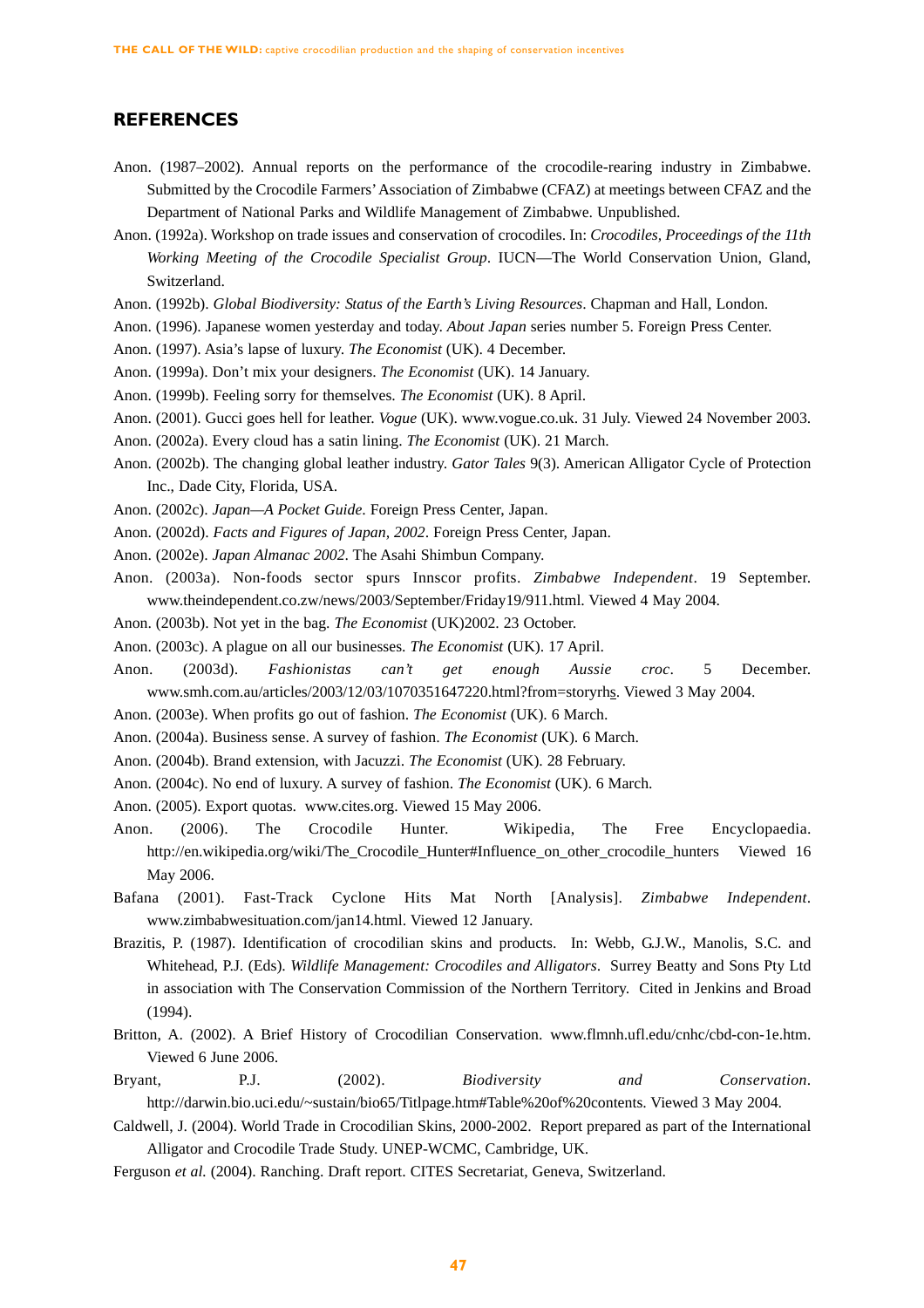## REFERENCES

Anon. (1987–2002). Annual reports on the performance of the crocodile-rearing industry in Zimbabwe. Submitted by the Crocodile Farmers' Association of Zimbabwe (CFAZ) at meetings between CFAZ and the Department of National Parks and Wildlife Management of Zimbabwe. Unpublished.

Anon. (1992a). Workshop on trade issues and conservation of crocodiles. In: *Crocodiles, Proceedings of the 11th Working Meeting of the Crocodile Specialist Group*. IUCN—The World Conservation Union, Gland, Switzerland.

Anon. (1992b). *Global Biodiversity: Status of the Earth's Living Resources*. Chapman and Hall, London.

Anon. (1996). Japanese women yesterday and today. *About Japan* series number 5. Foreign Press Center.

Anon. (1997). Asia's lapse of luxury. *The Economist* (UK). 4 December.

Anon. (1999a). Don't mix your designers. *The Economist* (UK). 14 January.

Anon. (1999b). Feeling sorry for themselves. *The Economist* (UK). 8 April.

Anon. (2001). Gucci goes hell for leather. *Vogue* (UK). www.vogue.co.uk. 31 July. Viewed 24 November 2003.

Anon. (2002a). Every cloud has a satin lining. *The Economist* (UK). 21 March.

Anon. (2002b). The changing global leather industry. *Gator Tales* 9(3). American Alligator Cycle of Protection Inc., Dade City, Florida, USA.

Anon. (2002c). *Japan—A Pocket Guide*. Foreign Press Center, Japan.

Anon. (2002d). *Facts and Figures of Japan, 2002*. Foreign Press Center, Japan.

Anon. (2002e). *Japan Almanac 2002*. The Asahi Shimbun Company.

Anon. (2003a). Non-foods sector spurs Innscor profits. *Zimbabwe Independent*. 19 September. www.theindependent.co.zw/news/2003/September/Friday19/911.html. Viewed 4 May 2004.

Anon. (2003b). Not yet in the bag. *The Economist* (UK)2002. 23 October.

Anon. (2003c). A plague on all our businesses. *The Economist* (UK). 17 April.

Anon. (2003d). *Fashionistas can't get enough Aussie croc*. 5 December. www.smh.com.au/articles/2003/12/03/1070351647220.html?from=storyrhs. Viewed 3 May 2004.

Anon. (2003e). When profits go out of fashion. *The Economist* (UK). 6 March.

Anon. (2004a). Business sense. A survey of fashion. *The Economist* (UK). 6 March.

Anon. (2004b). Brand extension, with Jacuzzi. *The Economist* (UK). 28 February.

Anon. (2004c). No end of luxury. A survey of fashion. *The Economist* (UK). 6 March.

Anon. (2005). Export quotas. www.cites.org. Viewed 15 May 2006.

Anon. (2006). The Crocodile Hunter. Wikipedia, The Free Encyclopaedia. http://en.wikipedia.org/wiki/The_Crocodile_Hunter#Influence_on_other_crocodile_hunters Viewed 16 May 2006.

Bafana (2001). Fast-Track Cyclone Hits Mat North [Analysis]. *Zimbabwe Independent*. www.zimbabwesituation.com/jan14.html. Viewed 12 January.

Brazitis, P. (1987). Identification of crocodilian skins and products. In: Webb, G.J.W., Manolis, S.C. and Whitehead, P.J. (Eds). *Wildlife Management: Crocodiles and Alligators*. Surrey Beatty and Sons Pty Ltd in association with The Conservation Commission of the Northern Territory. Cited in Jenkins and Broad (1994).

Britton, A. (2002). A Brief History of Crocodilian Conservation. www.flmnh.ufl.edu/cnhc/cbd-con-1e.htm. Viewed 6 June 2006.

Bryant, P.J. (2002). *Biodiversity and Conservation*. http://darwin.bio.uci.edu/~sustain/bio65/Titlpage.htm#Table%20of%20contents. Viewed 3 May 2004.

Caldwell, J. (2004). World Trade in Crocodilian Skins, 2000-2002. Report prepared as part of the International Alligator and Crocodile Trade Study. UNEP-WCMC, Cambridge, UK.

Ferguson *et al.* (2004). Ranching. Draft report. CITES Secretariat, Geneva, Switzerland.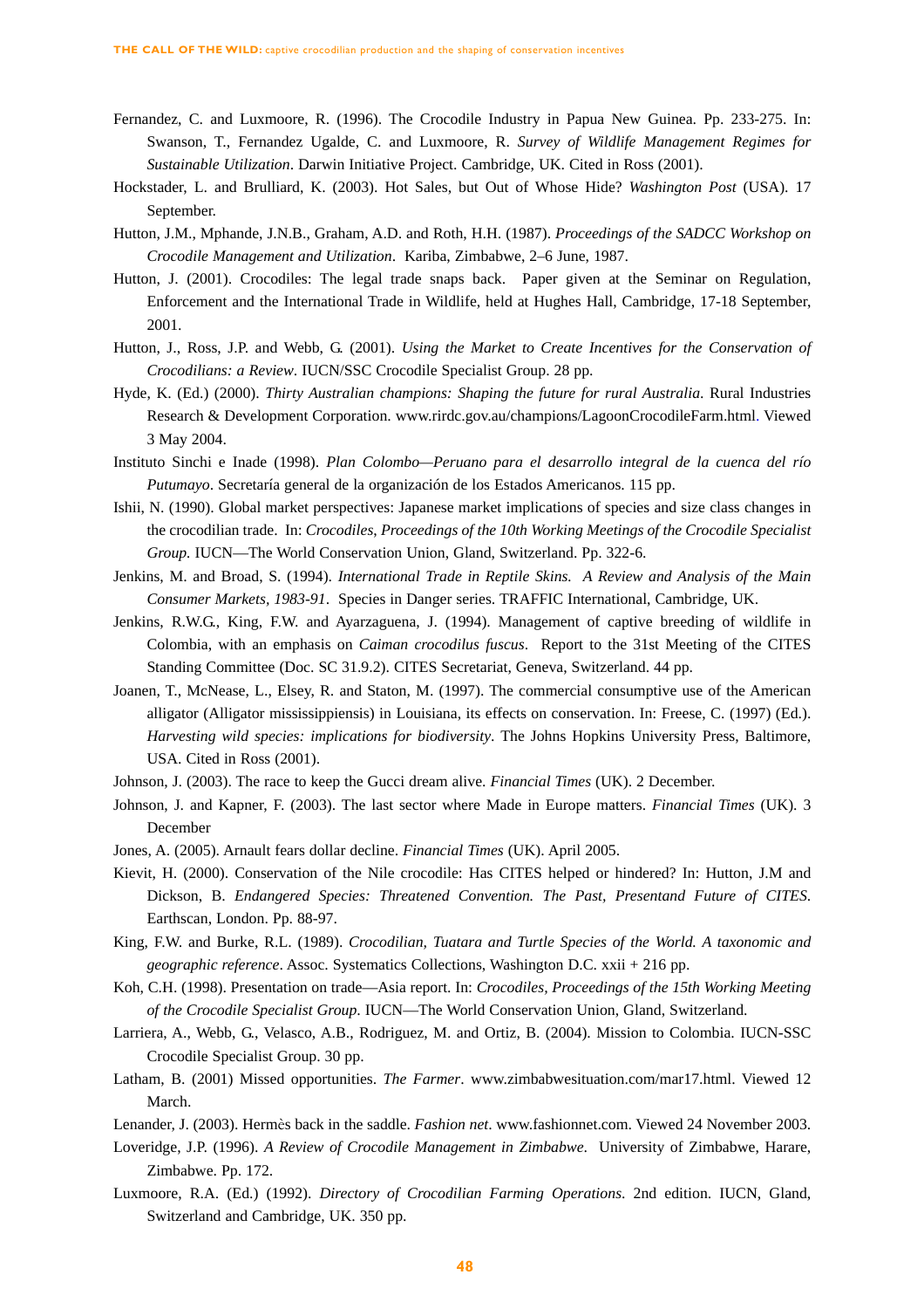Fernandez, C. and Luxmoore, R. (1996). The Crocodile Industry in Papua New Guinea. Pp. 233-275. In: Swanson, T., Fernandez Ugalde, C. and Luxmoore, R. *Survey of Wildlife Management Regimes for Sustainable Utilization*. Darwin Initiative Project. Cambridge, UK. Cited in Ross (2001).

Hockstader, L. and Brulliard, K. (2003). Hot Sales, but Out of Whose Hide? *Washington Post* (USA). 17 September.

Hutton, J.M., Mphande, J.N.B., Graham, A.D. and Roth, H.H. (1987). *Proceedings of the SADCC Workshop on Crocodile Management and Utilization*. Kariba, Zimbabwe, 2–6 June, 1987.

Hutton, J. (2001). Crocodiles: The legal trade snaps back. Paper given at the Seminar on Regulation, Enforcement and the International Trade in Wildlife, held at Hughes Hall, Cambridge, 17-18 September, 2001.

Hutton, J., Ross, J.P. and Webb, G. (2001). *Using the Market to Create Incentives for the Conservation of Crocodilians: a Review*. IUCN/SSC Crocodile Specialist Group. 28 pp.

Hyde, K. (Ed.) (2000). *Thirty Australian champions: Shaping the future for rural Australia*. Rural Industries Research & Development Corporation. www.rirdc.gov.au/champions/LagoonCrocodileFarm.html. Viewed 3 May 2004.

Instituto Sinchi e Inade (1998). *Plan Colombo—Peruano para el desarrollo integral de la cuenca del río Putumayo*. Secretaría general de la organización de los Estados Americanos. 115 pp.

Ishii, N. (1990). Global market perspectives: Japanese market implications of species and size class changes in the crocodilian trade. In: *Crocodiles, Proceedings of the 10th Working Meetings of the Crocodile Specialist Group.* IUCN—The World Conservation Union, Gland, Switzerland. Pp. 322-6.

Jenkins, M. and Broad, S. (1994). *International Trade in Reptile Skins. A Review and Analysis of the Main Consumer Markets, 1983-91*. Species in Danger series. TRAFFIC International, Cambridge, UK.

Jenkins, R.W.G., King, F.W. and Ayarzaguena, J. (1994). Management of captive breeding of wildlife in Colombia, with an emphasis on *Caiman crocodilus fuscus*. Report to the 31st Meeting of the CITES Standing Committee (Doc. SC 31.9.2). CITES Secretariat, Geneva, Switzerland. 44 pp.

Joanen, T., McNease, L., Elsey, R. and Staton, M. (1997). The commercial consumptive use of the American alligator (Alligator mississippiensis) in Louisiana, its effects on conservation. In: Freese, C. (1997) (Ed.). *Harvesting wild species: implications for biodiversity*. The Johns Hopkins University Press, Baltimore, USA. Cited in Ross (2001).

Johnson, J. (2003). The race to keep the Gucci dream alive. *Financial Times* (UK). 2 December.

Johnson, J. and Kapner, F. (2003). The last sector where Made in Europe matters. *Financial Times* (UK). 3 December

Jones, A. (2005). Arnault fears dollar decline. *Financial Times* (UK). April 2005.

Kievit, H. (2000). Conservation of the Nile crocodile: Has CITES helped or hindered? In: Hutton, J.M and Dickson, B. *Endangered Species: Threatened Convention. The Past, Presentand Future of CITES.* Earthscan, London. Pp. 88-97.

King, F.W. and Burke, R.L. (1989). *Crocodilian, Tuatara and Turtle Species of the World. A taxonomic and geographic reference*. Assoc. Systematics Collections, Washington D.C. xxii + 216 pp.

Koh, C.H. (1998). Presentation on trade—Asia report. In: *Crocodiles, Proceedings of the 15th Working Meeting of the Crocodile Specialist Group.* IUCN—The World Conservation Union, Gland, Switzerland.

Larriera, A., Webb, G., Velasco, A.B., Rodriguez, M. and Ortiz, B. (2004). Mission to Colombia. IUCN-SSC Crocodile Specialist Group. 30 pp.

Latham, B. (2001) Missed opportunities. *The Farmer*. www.zimbabwesituation.com/mar17.html. Viewed 12 March.

Lenander, J. (2003). Hermès back in the saddle. *Fashion net*. www.fashionnet.com. Viewed 24 November 2003.

Loveridge, J.P. (1996). *A Review of Crocodile Management in Zimbabwe*. University of Zimbabwe, Harare, Zimbabwe. Pp. 172.

Luxmoore, R.A. (Ed.) (1992). *Directory of Crocodilian Farming Operations.* 2nd edition. IUCN, Gland, Switzerland and Cambridge, UK. 350 pp.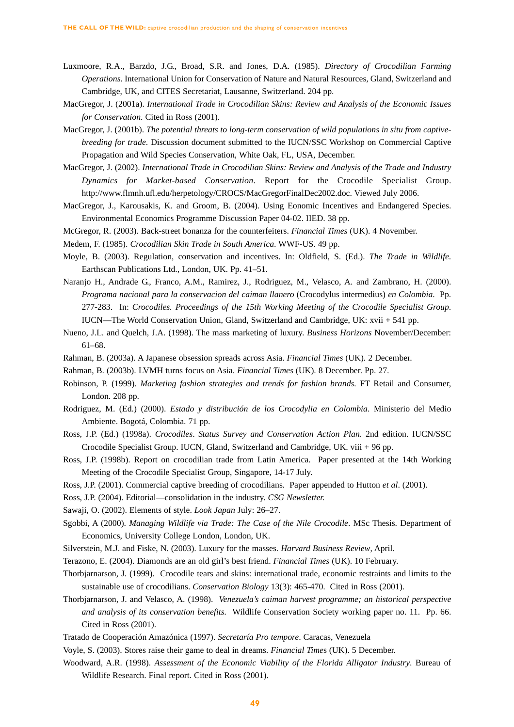Luxmoore, R.A., Barzdo, J.G., Broad, S.R. and Jones, D.A. (1985). *Directory of Crocodilian Farming Operations*. International Union for Conservation of Nature and Natural Resources, Gland, Switzerland and Cambridge, UK, and CITES Secretariat, Lausanne, Switzerland. 204 pp.

MacGregor, J. (2001a). *International Trade in Crocodilian Skins: Review and Analysis of the Economic Issues for Conservation*. Cited in Ross (2001).

MacGregor, J. (2001b). *The potential threats to long-term conservation of wild populations in situ from captive-breeding for trade*. Discussion document submitted to the IUCN/SSC Workshop on Commercial Captive Propagation and Wild Species Conservation, White Oak, FL, USA, December.

MacGregor, J. (2002). *International Trade in Crocodilian Skins: Review and Analysis of the Trade and Industry Dynamics for Market-based Conservation*. Report for the Crocodile Specialist Group. http://www.flmnh.ufl.edu/herpetology/CROCS/MacGregorFinalDec2002.doc. Viewed July 2006.

MacGregor, J., Karousakis, K. and Groom, B. (2004). Using Eonomic Incentives and Endangered Species. Environmental Economics Programme Discussion Paper 04-02. IIED. 38 pp.

McGregor, R. (2003). Back-street bonanza for the counterfeiters. *Financial Times* (UK). 4 November.

Medem, F. (1985). *Crocodilian Skin Trade in South America*. WWF-US. 49 pp.

Moyle, B. (2003). Regulation, conservation and incentives. In: Oldfield, S. (Ed.). *The Trade in Wildlife*. Earthscan Publications Ltd., London, UK. Pp. 41–51.

Naranjo H., Andrade G., Franco, A.M., Ramirez, J., Rodriguez, M., Velasco, A. and Zambrano, H. (2000). *Programa nacional para la conservacion del caiman llanero* (Crocodylus intermedius) *en Colombia*. Pp. 277-283. In: *Crocodiles. Proceedings of the 15th Working Meeting of the Crocodile Specialist Group*. IUCN—The World Conservation Union, Gland, Switzerland and Cambridge, UK: xvii + 541 pp.

Nueno, J.L. and Quelch, J.A. (1998). The mass marketing of luxury. *Business Horizons* November/December: 61–68.

Rahman, B. (2003a). A Japanese obsession spreads across Asia. *Financial Times* (UK). 2 December.

Rahman, B. (2003b). LVMH turns focus on Asia. *Financial Times* (UK). 8 December. Pp. 27.

Robinson, P. (1999). *Marketing fashion strategies and trends for fashion brands.* FT Retail and Consumer, London. 208 pp.

Rodriguez, M. (Ed.) (2000). *Estado y distribución de los Crocodylia en Colombia*. Ministerio del Medio Ambiente. Bogotá, Colombia. 71 pp.

Ross, J.P. (Ed.) (1998a). *Crocodiles*. *Status Survey and Conservation Action Plan*. 2nd edition. IUCN/SSC Crocodile Specialist Group. IUCN, Gland, Switzerland and Cambridge, UK. viii + 96 pp.

Ross, J.P. (1998b). Report on crocodilian trade from Latin America. Paper presented at the 14th Working Meeting of the Crocodile Specialist Group, Singapore, 14-17 July.

Ross, J.P. (2001). Commercial captive breeding of crocodilians. Paper appended to Hutton *et al*. (2001).

Ross, J.P. (2004). Editorial—consolidation in the industry. *CSG Newsletter.*

Sawaji, O. (2002). Elements of style. *Look Japan* July: 26–27.

Sgobbi, A (2000). *Managing Wildlife via Trade: The Case of the Nile Crocodile*. MSc Thesis. Department of Economics, University College London, London, UK.

Silverstein, M.J. and Fiske, N. (2003). Luxury for the masses. *Harvard Business Review*, April.

Terazono, E. (2004). Diamonds are an old girl's best friend. *Financial Times* (UK). 10 February.

Thorbjarnarson, J. (1999). Crocodile tears and skins: international trade, economic restraints and limits to the sustainable use of crocodilians. *Conservation Biology* 13(3): 465-470. Cited in Ross (2001).

Thorbjarnarson, J. and Velasco, A. (1998). *Venezuela's caiman harvest programme; an historical perspective and analysis of its conservation benefits.* Wildlife Conservation Society working paper no. 11. Pp. 66. Cited in Ross (2001).

Tratado de Cooperación Amazónica (1997). *Secretaría Pro tempore*. Caracas, Venezuela

Voyle, S. (2003). Stores raise their game to deal in dreams. *Financial Times* (UK). 5 December.

Woodward, A.R. (1998). *Assessment of the Economic Viability of the Florida Alligator Industry*. Bureau of Wildlife Research. Final report. Cited in Ross (2001).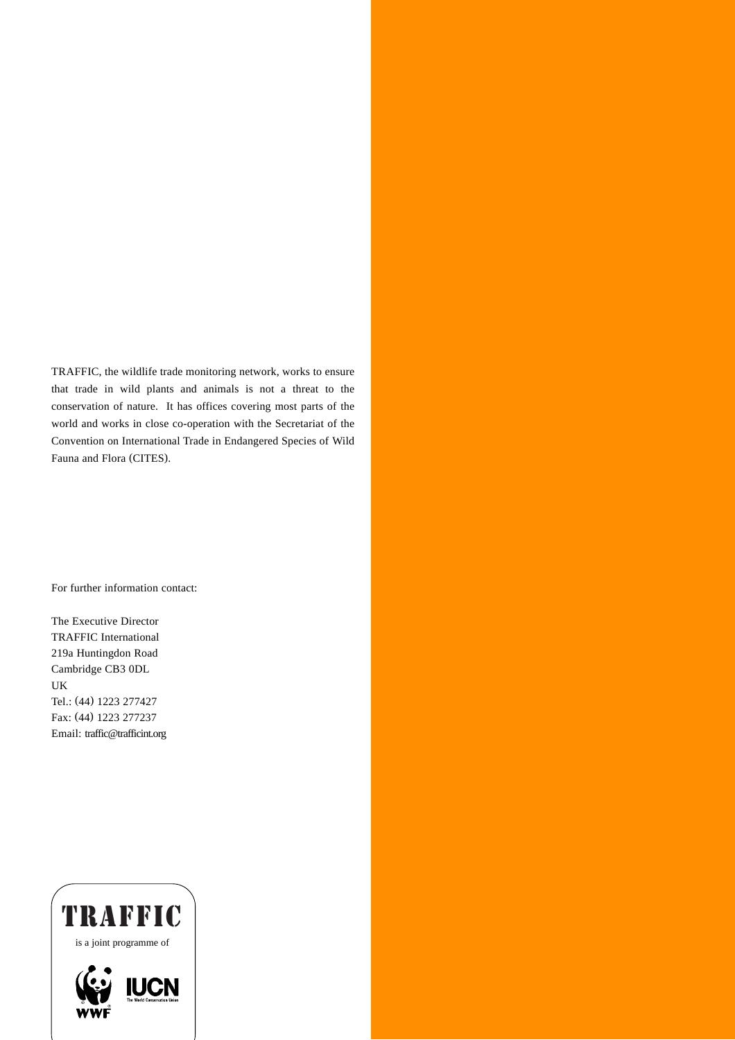TRAFFIC, the wildlife trade monitoring network, works to ensure that trade in wild plants and animals is not a threat to the conservation of nature. It has offices covering most parts of the world and works in close co-operation with the Secretariat of the Convention on International Trade in Endangered Species of Wild Fauna and Flora (CITES).

For further information contact:

The Executive Director
TRAFFIC International
219a Huntingdon Road
Cambridge CB3 0DL
UK
Tel.: (44) 1223 277427
Fax: (44) 1223 277237
Email: traffic@trafficint.org

TRAFFIC

is a joint programme of

WWF

IUCN
The World Conservation Union